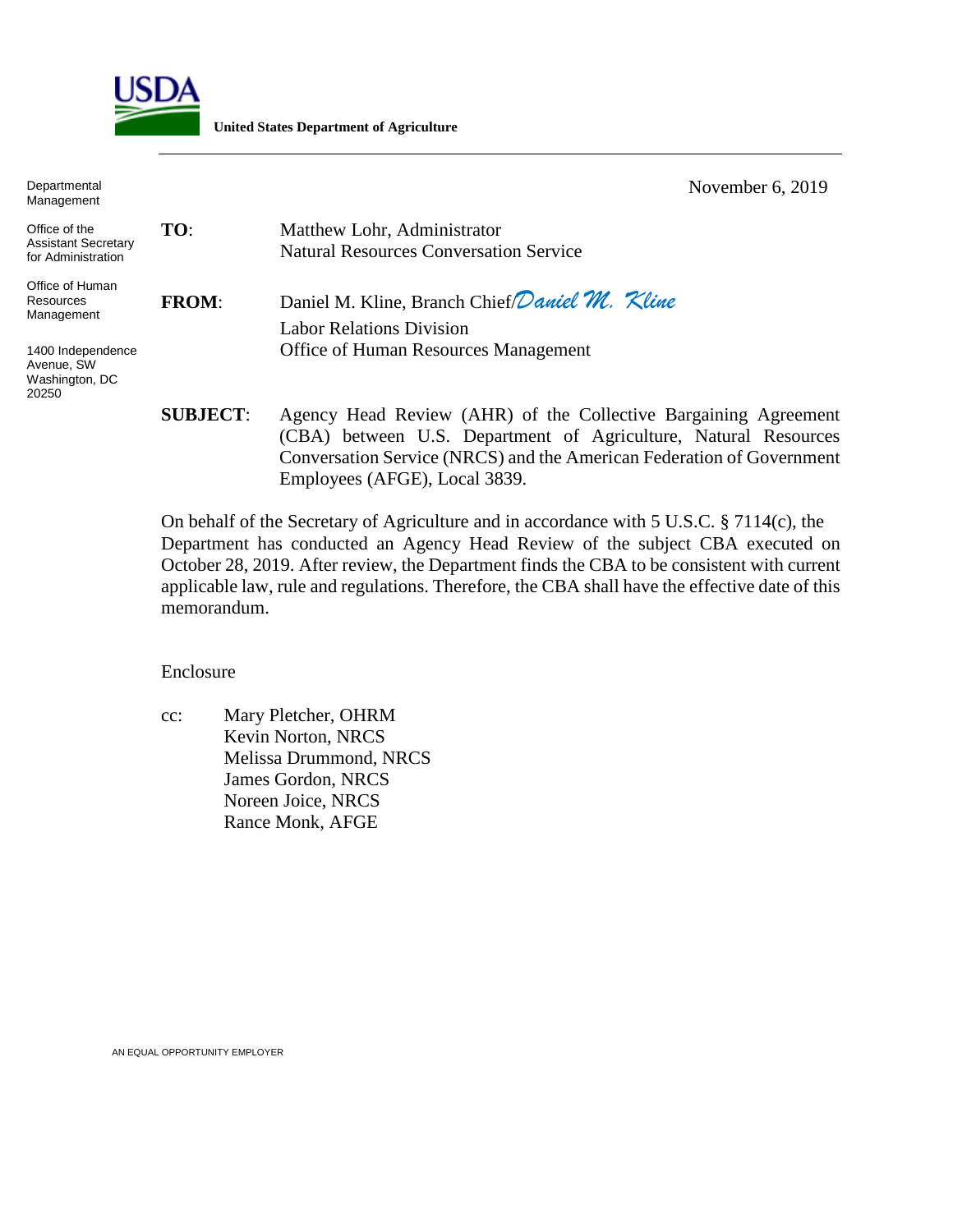**USDA**

**United States Department of Agriculture**

Departmental Management

Office of the Assistant Secretary for Administration

Office of Human Resources Management

1400 Independence Avenue, SW
Washington, DC 20250

November 6, 2019

**TO**: Matthew Lohr, Administrator
Natural Resources Conversation Service

**FROM**: Daniel M. Kline, Branch Chief/*Daniel M. Kline*
Labor Relations Division
Office of Human Resources Management

**SUBJECT**: Agency Head Review (AHR) of the Collective Bargaining Agreement (CBA) between U.S. Department of Agriculture, Natural Resources Conversation Service (NRCS) and the American Federation of Government Employees (AFGE), Local 3839.

On behalf of the Secretary of Agriculture and in accordance with 5 U.S.C. § 7114(c), the Department has conducted an Agency Head Review of the subject CBA executed on October 28, 2019. After review, the Department finds the CBA to be consistent with current applicable law, rule and regulations. Therefore, the CBA shall have the effective date of this memorandum.

Enclosure

cc: Mary Pletcher, OHRM
Kevin Norton, NRCS
Melissa Drummond, NRCS
James Gordon, NRCS
Noreen Joice, NRCS
Rance Monk, AFGE

AN EQUAL OPPORTUNITY EMPLOYER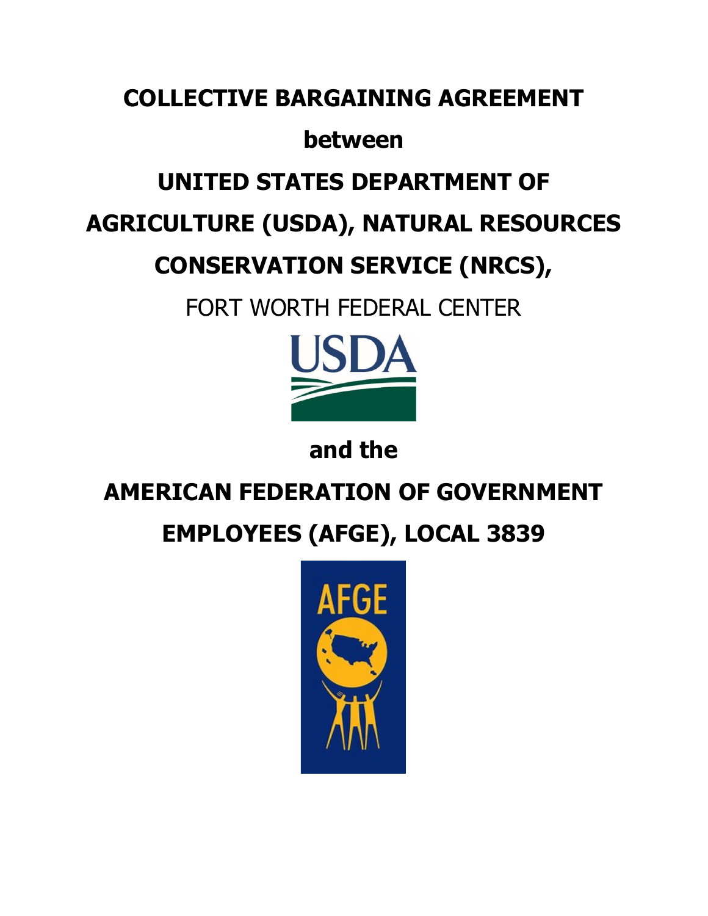# COLLECTIVE BARGAINING AGREEMENT

# between

# UNITED STATES DEPARTMENT OF AGRICULTURE (USDA), NATURAL RESOURCES CONSERVATION SERVICE (NRCS),

FORT WORTH FEDERAL CENTER

# and the

# AMERICAN FEDERATION OF GOVERNMENT EMPLOYEES (AFGE), LOCAL 3839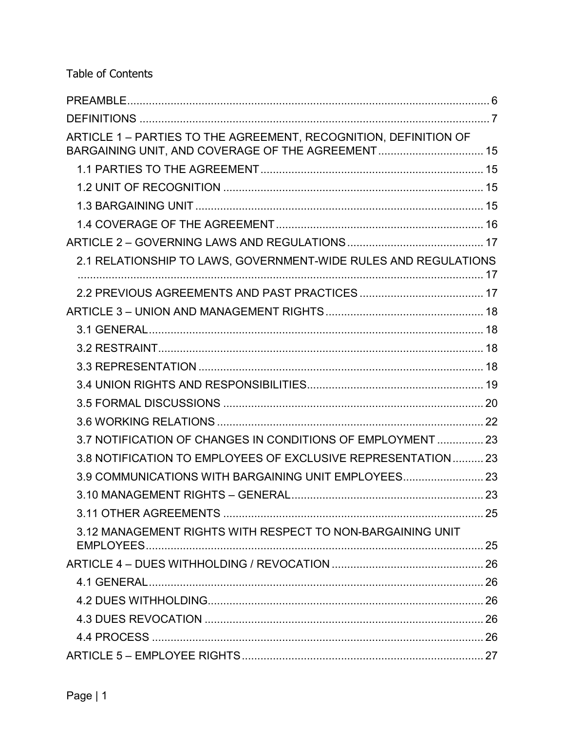Table of Contents

- PREAMBLE ........ 6
- DEFINITIONS ........ 7
- ARTICLE 1 – PARTIES TO THE AGREEMENT, RECOGNITION, DEFINITION OF BARGAINING UNIT, AND COVERAGE OF THE AGREEMENT ........ 15
  - 1.1 PARTIES TO THE AGREEMENT ........ 15
  - 1.2 UNIT OF RECOGNITION ........ 15
  - 1.3 BARGAINING UNIT ........ 15
  - 1.4 COVERAGE OF THE AGREEMENT ........ 16
- ARTICLE 2 – GOVERNING LAWS AND REGULATIONS ........ 17
  - 2.1 RELATIONSHIP TO LAWS, GOVERNMENT-WIDE RULES AND REGULATIONS ........ 17
  - 2.2 PREVIOUS AGREEMENTS AND PAST PRACTICES ........ 17
- ARTICLE 3 – UNION AND MANAGEMENT RIGHTS ........ 18
  - 3.1 GENERAL ........ 18
  - 3.2 RESTRAINT ........ 18
  - 3.3 REPRESENTATION ........ 18
  - 3.4 UNION RIGHTS AND RESPONSIBILITIES ........ 19
  - 3.5 FORMAL DISCUSSIONS ........ 20
  - 3.6 WORKING RELATIONS ........ 22
  - 3.7 NOTIFICATION OF CHANGES IN CONDITIONS OF EMPLOYMENT ........ 23
  - 3.8 NOTIFICATION TO EMPLOYEES OF EXCLUSIVE REPRESENTATION ........ 23
  - 3.9 COMMUNICATIONS WITH BARGAINING UNIT EMPLOYEES ........ 23
  - 3.10 MANAGEMENT RIGHTS – GENERAL ........ 23
  - 3.11 OTHER AGREEMENTS ........ 25
  - 3.12 MANAGEMENT RIGHTS WITH RESPECT TO NON-BARGAINING UNIT EMPLOYEES ........ 25
- ARTICLE 4 – DUES WITHHOLDING / REVOCATION ........ 26
  - 4.1 GENERAL ........ 26
  - 4.2 DUES WITHHOLDING ........ 26
  - 4.3 DUES REVOCATION ........ 26
  - 4.4 PROCESS ........ 26
- ARTICLE 5 – EMPLOYEE RIGHTS ........ 27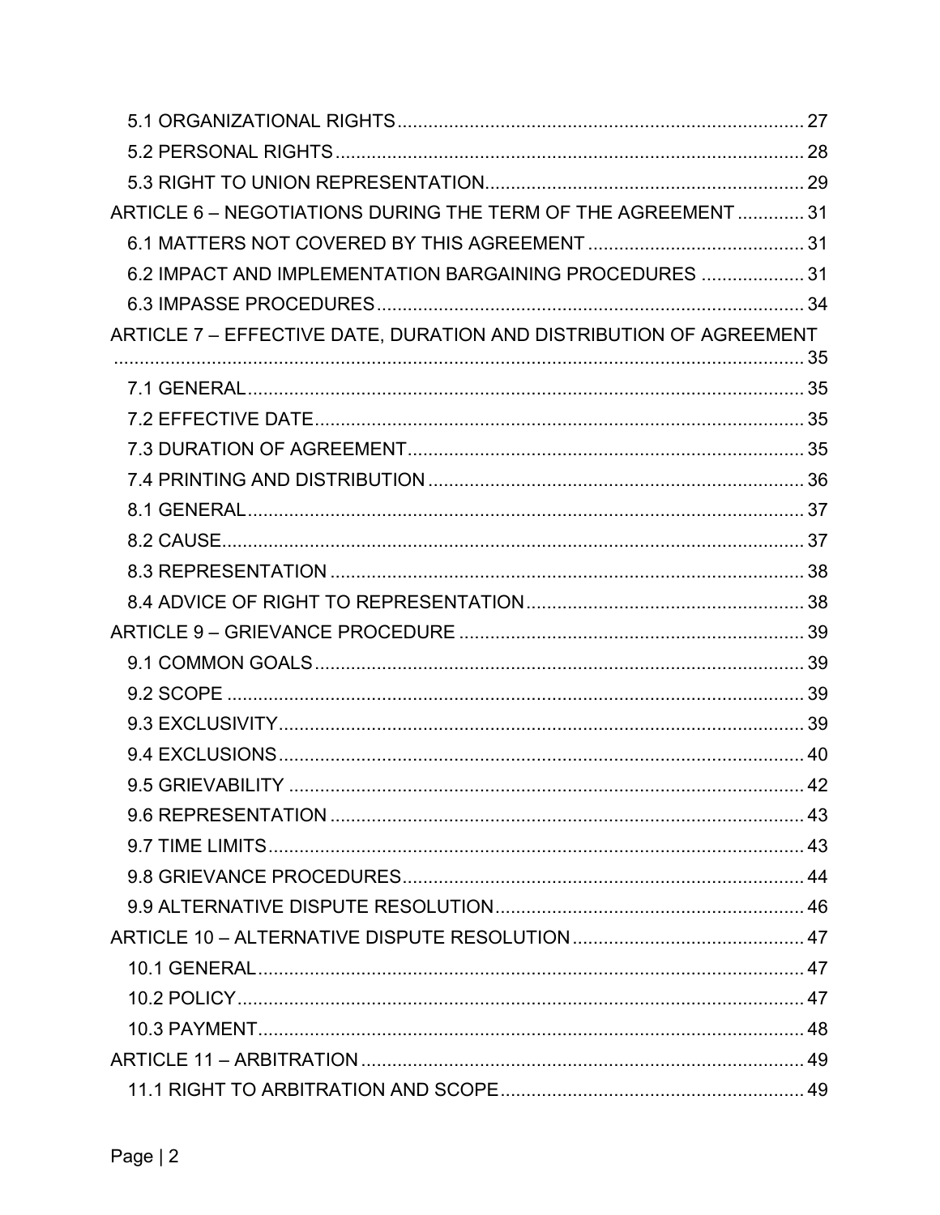- 5.1 ORGANIZATIONAL RIGHTS ..... 27
- 5.2 PERSONAL RIGHTS ..... 28
- 5.3 RIGHT TO UNION REPRESENTATION ..... 29

ARTICLE 6 – NEGOTIATIONS DURING THE TERM OF THE AGREEMENT ..... 31

- 6.1 MATTERS NOT COVERED BY THIS AGREEMENT ..... 31
- 6.2 IMPACT AND IMPLEMENTATION BARGAINING PROCEDURES ..... 31
- 6.3 IMPASSE PROCEDURES ..... 34

ARTICLE 7 – EFFECTIVE DATE, DURATION AND DISTRIBUTION OF AGREEMENT ..... 35

- 7.1 GENERAL ..... 35
- 7.2 EFFECTIVE DATE ..... 35
- 7.3 DURATION OF AGREEMENT ..... 35
- 7.4 PRINTING AND DISTRIBUTION ..... 36
- 8.1 GENERAL ..... 37
- 8.2 CAUSE ..... 37
- 8.3 REPRESENTATION ..... 38
- 8.4 ADVICE OF RIGHT TO REPRESENTATION ..... 38

ARTICLE 9 – GRIEVANCE PROCEDURE ..... 39

- 9.1 COMMON GOALS ..... 39
- 9.2 SCOPE ..... 39
- 9.3 EXCLUSIVITY ..... 39
- 9.4 EXCLUSIONS ..... 40
- 9.5 GRIEVABILITY ..... 42
- 9.6 REPRESENTATION ..... 43
- 9.7 TIME LIMITS ..... 43
- 9.8 GRIEVANCE PROCEDURES ..... 44
- 9.9 ALTERNATIVE DISPUTE RESOLUTION ..... 46

ARTICLE 10 – ALTERNATIVE DISPUTE RESOLUTION ..... 47

- 10.1 GENERAL ..... 47
- 10.2 POLICY ..... 47
- 10.3 PAYMENT ..... 48

ARTICLE 11 – ARBITRATION ..... 49

- 11.1 RIGHT TO ARBITRATION AND SCOPE ..... 49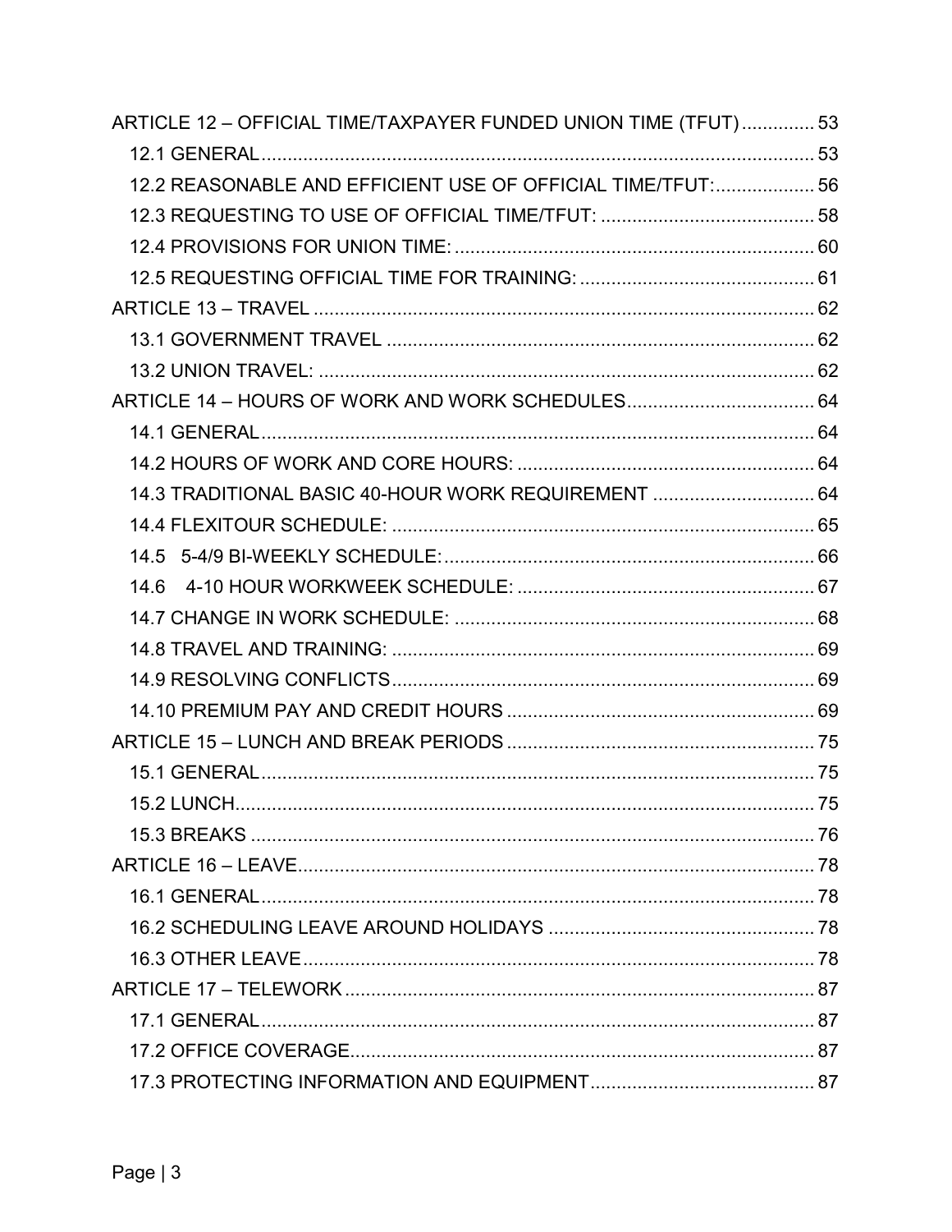ARTICLE 12 – OFFICIAL TIME/TAXPAYER FUNDED UNION TIME (TFUT) .............. 53

12.1 GENERAL .......................................................................................... 53

12.2 REASONABLE AND EFFICIENT USE OF OFFICIAL TIME/TFUT: .................. 56

12.3 REQUESTING TO USE OF OFFICIAL TIME/TFUT: ........................................ 58

12.4 PROVISIONS FOR UNION TIME: .................................................................... 60

12.5 REQUESTING OFFICIAL TIME FOR TRAINING: ............................................ 61

ARTICLE 13 – TRAVEL ............................................................................................ 62

13.1 GOVERNMENT TRAVEL ................................................................................. 62

13.2 UNION TRAVEL: .............................................................................................. 62

ARTICLE 14 – HOURS OF WORK AND WORK SCHEDULES .................................... 64

14.1 GENERAL .......................................................................................... 64

14.2 HOURS OF WORK AND CORE HOURS: ......................................................... 64

14.3 TRADITIONAL BASIC 40-HOUR WORK REQUIREMENT ............................... 64

14.4 FLEXITOUR SCHEDULE: ................................................................................ 65

14.5 5-4/9 BI-WEEKLY SCHEDULE: ....................................................................... 66

14.6 4-10 HOUR WORKWEEK SCHEDULE: ........................................................... 67

14.7 CHANGE IN WORK SCHEDULE: .................................................................... 68

14.8 TRAVEL AND TRAINING: ................................................................................ 69

14.9 RESOLVING CONFLICTS ................................................................................ 69

14.10 PREMIUM PAY AND CREDIT HOURS .......................................................... 69

ARTICLE 15 – LUNCH AND BREAK PERIODS ........................................................... 75

15.1 GENERAL .......................................................................................... 75

15.2 LUNCH ............................................................................................................. 75

15.3 BREAKS ........................................................................................................... 76

ARTICLE 16 – LEAVE ................................................................................................ 78

16.1 GENERAL .......................................................................................... 78

16.2 SCHEDULING LEAVE AROUND HOLIDAYS ................................................... 78

16.3 OTHER LEAVE ................................................................................................. 78

ARTICLE 17 – TELEWORK ........................................................................................ 87

17.1 GENERAL .......................................................................................... 87

17.2 OFFICE COVERAGE ........................................................................................ 87

17.3 PROTECTING INFORMATION AND EQUIPMENT ........................................... 87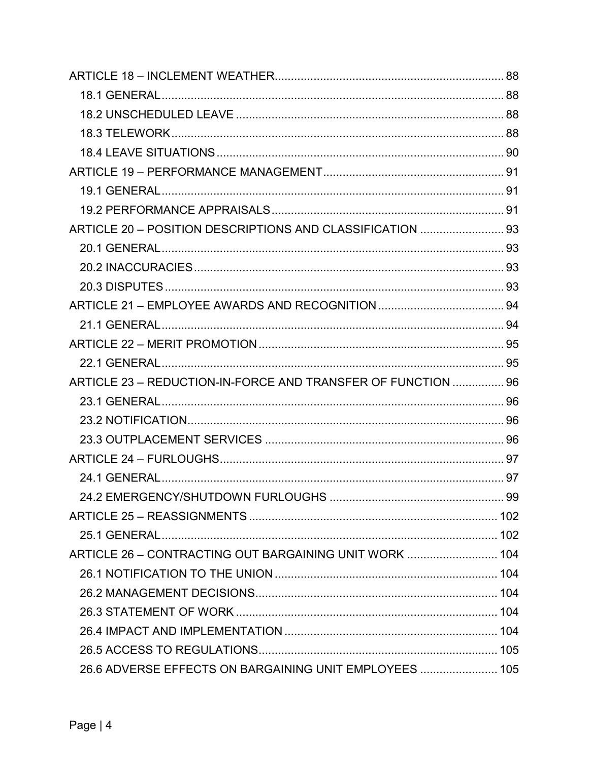ARTICLE 18 – INCLEMENT WEATHER........................................................................ 88
- 18.1 GENERAL........................................................................................................... 88
- 18.2 UNSCHEDULED LEAVE ................................................................................... 88
- 18.3 TELEWORK....................................................................................................... 88
- 18.4 LEAVE SITUATIONS ........................................................................................ 90

ARTICLE 19 – PERFORMANCE MANAGEMENT........................................................ 91
- 19.1 GENERAL........................................................................................................... 91
- 19.2 PERFORMANCE APPRAISALS ........................................................................ 91

ARTICLE 20 – POSITION DESCRIPTIONS AND CLASSIFICATION .......................... 93
- 20.1 GENERAL........................................................................................................... 93
- 20.2 INACCURACIES ................................................................................................ 93
- 20.3 DISPUTES ......................................................................................................... 93

ARTICLE 21 – EMPLOYEE AWARDS AND RECOGNITION ....................................... 94
- 21.1 GENERAL........................................................................................................... 94

ARTICLE 22 – MERIT PROMOTION ............................................................................ 95
- 22.1 GENERAL........................................................................................................... 95

ARTICLE 23 – REDUCTION-IN-FORCE AND TRANSFER OF FUNCTION ................ 96
- 23.1 GENERAL........................................................................................................... 96
- 23.2 NOTIFICATION.................................................................................................. 96
- 23.3 OUTPLACEMENT SERVICES .......................................................................... 96

ARTICLE 24 – FURLOUGHS........................................................................................ 97
- 24.1 GENERAL........................................................................................................... 97
- 24.2 EMERGENCY/SHUTDOWN FURLOUGHS ...................................................... 99

ARTICLE 25 – REASSIGNMENTS ............................................................................. 102
- 25.1 GENERAL......................................................................................................... 102

ARTICLE 26 – CONTRACTING OUT BARGAINING UNIT WORK ............................ 104
- 26.1 NOTIFICATION TO THE UNION ..................................................................... 104
- 26.2 MANAGEMENT DECISIONS........................................................................... 104
- 26.3 STATEMENT OF WORK ................................................................................. 104
- 26.4 IMPACT AND IMPLEMENTATION .................................................................. 104
- 26.5 ACCESS TO REGULATIONS.......................................................................... 105
- 26.6 ADVERSE EFFECTS ON BARGAINING UNIT EMPLOYEES ........................ 105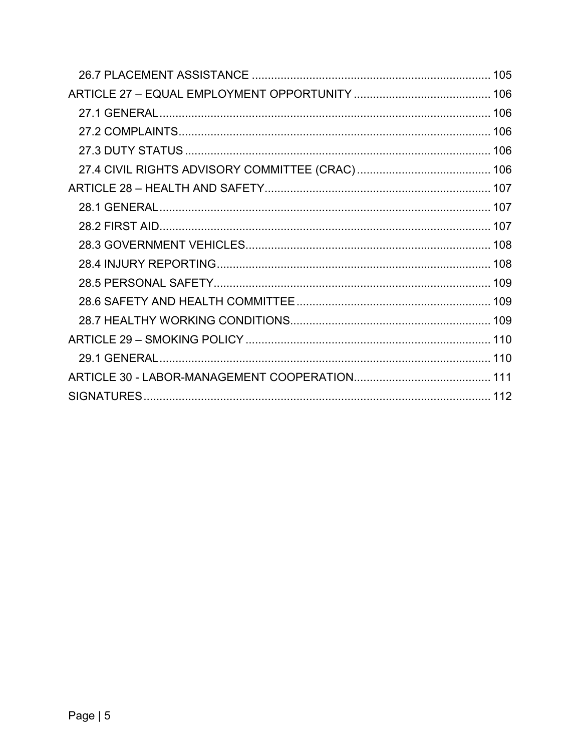26.7 PLACEMENT ASSISTANCE .......... 105
ARTICLE 27 – EQUAL EMPLOYMENT OPPORTUNITY .......... 106
27.1 GENERAL .......... 106
27.2 COMPLAINTS .......... 106
27.3 DUTY STATUS .......... 106
27.4 CIVIL RIGHTS ADVISORY COMMITTEE (CRAC) .......... 106
ARTICLE 28 – HEALTH AND SAFETY .......... 107
28.1 GENERAL .......... 107
28.2 FIRST AID .......... 107
28.3 GOVERNMENT VEHICLES .......... 108
28.4 INJURY REPORTING .......... 108
28.5 PERSONAL SAFETY .......... 109
28.6 SAFETY AND HEALTH COMMITTEE .......... 109
28.7 HEALTHY WORKING CONDITIONS .......... 109
ARTICLE 29 – SMOKING POLICY .......... 110
29.1 GENERAL .......... 110
ARTICLE 30 - LABOR-MANAGEMENT COOPERATION .......... 111
SIGNATURES .......... 112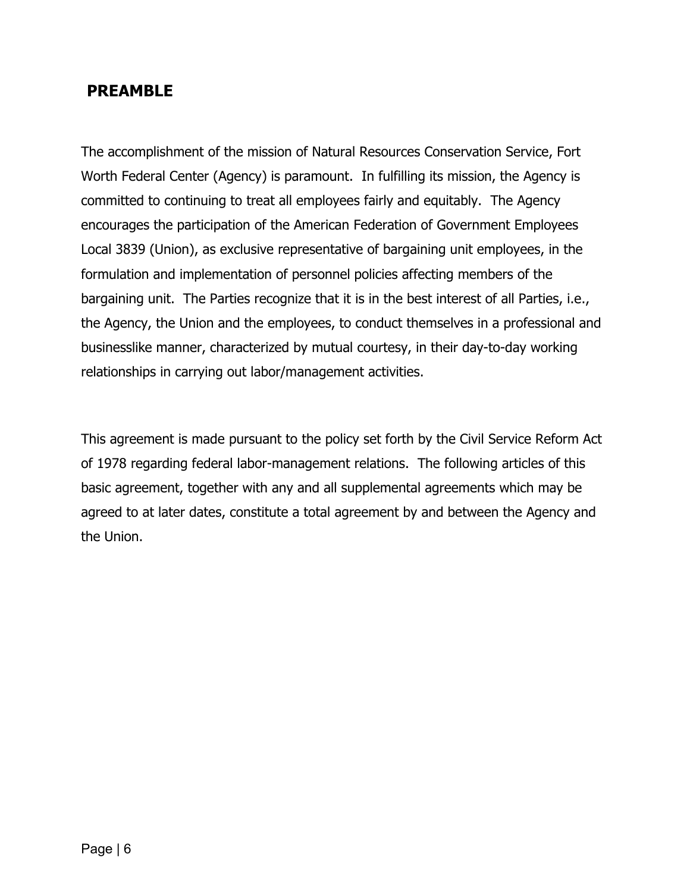## PREAMBLE

The accomplishment of the mission of Natural Resources Conservation Service, Fort Worth Federal Center (Agency) is paramount. In fulfilling its mission, the Agency is committed to continuing to treat all employees fairly and equitably. The Agency encourages the participation of the American Federation of Government Employees Local 3839 (Union), as exclusive representative of bargaining unit employees, in the formulation and implementation of personnel policies affecting members of the bargaining unit. The Parties recognize that it is in the best interest of all Parties, i.e., the Agency, the Union and the employees, to conduct themselves in a professional and businesslike manner, characterized by mutual courtesy, in their day-to-day working relationships in carrying out labor/management activities.

This agreement is made pursuant to the policy set forth by the Civil Service Reform Act of 1978 regarding federal labor-management relations. The following articles of this basic agreement, together with any and all supplemental agreements which may be agreed to at later dates, constitute a total agreement by and between the Agency and the Union.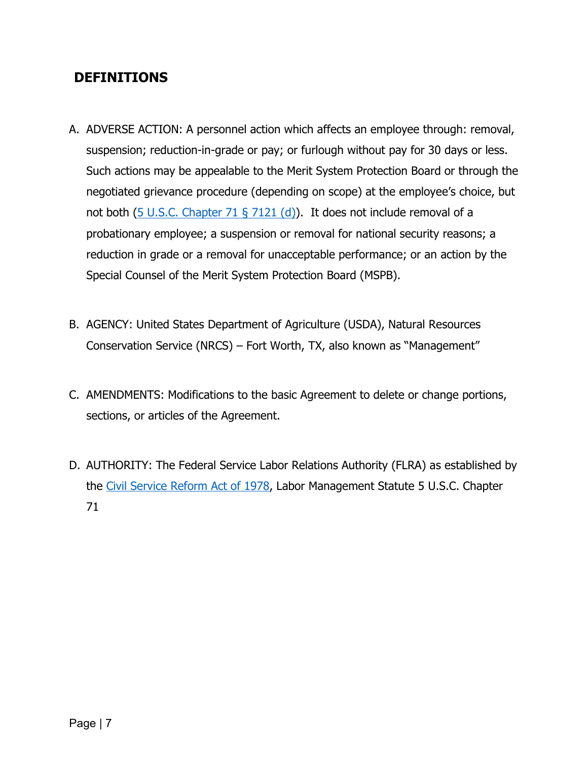## DEFINITIONS

A. ADVERSE ACTION: A personnel action which affects an employee through: removal, suspension; reduction-in-grade or pay; or furlough without pay for 30 days or less. Such actions may be appealable to the Merit System Protection Board or through the negotiated grievance procedure (depending on scope) at the employee's choice, but not both (5 U.S.C. Chapter 71 § 7121 (d)). It does not include removal of a probationary employee; a suspension or removal for national security reasons; a reduction in grade or a removal for unacceptable performance; or an action by the Special Counsel of the Merit System Protection Board (MSPB).

B. AGENCY: United States Department of Agriculture (USDA), Natural Resources Conservation Service (NRCS) – Fort Worth, TX, also known as "Management"

C. AMENDMENTS: Modifications to the basic Agreement to delete or change portions, sections, or articles of the Agreement.

D. AUTHORITY: The Federal Service Labor Relations Authority (FLRA) as established by the Civil Service Reform Act of 1978, Labor Management Statute 5 U.S.C. Chapter 71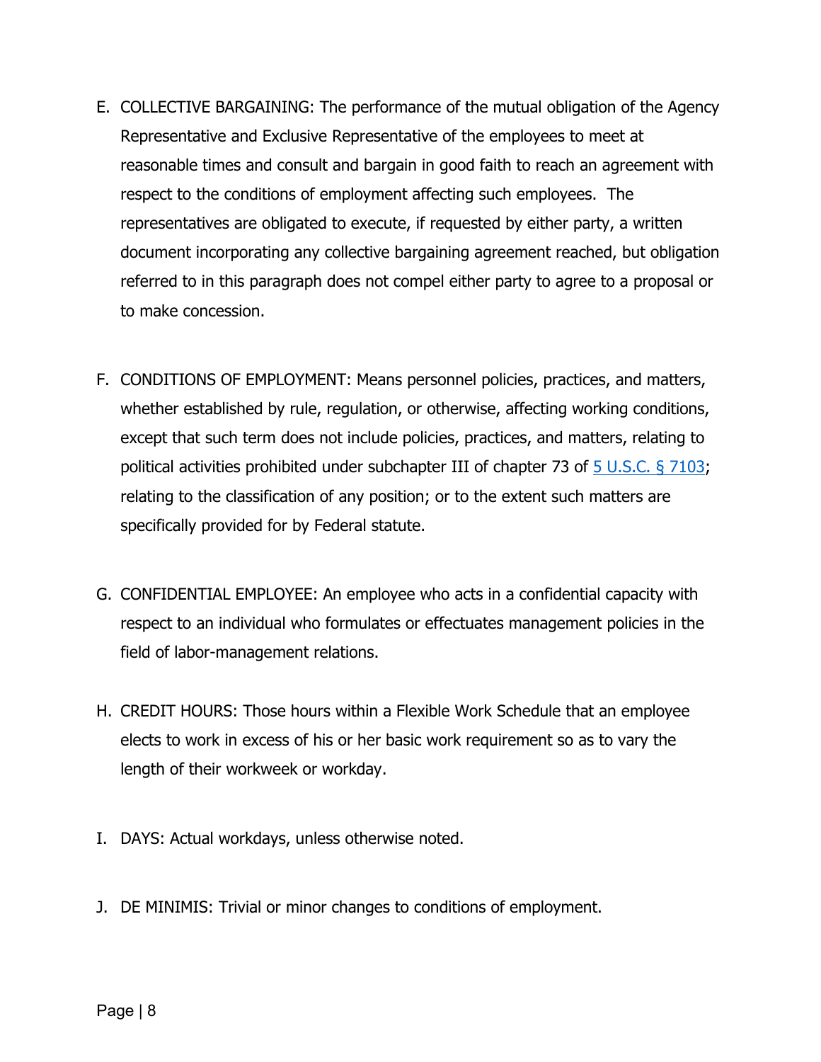E. COLLECTIVE BARGAINING: The performance of the mutual obligation of the Agency Representative and Exclusive Representative of the employees to meet at reasonable times and consult and bargain in good faith to reach an agreement with respect to the conditions of employment affecting such employees. The representatives are obligated to execute, if requested by either party, a written document incorporating any collective bargaining agreement reached, but obligation referred to in this paragraph does not compel either party to agree to a proposal or to make concession.

F. CONDITIONS OF EMPLOYMENT: Means personnel policies, practices, and matters, whether established by rule, regulation, or otherwise, affecting working conditions, except that such term does not include policies, practices, and matters, relating to political activities prohibited under subchapter III of chapter 73 of 5 U.S.C. § 7103; relating to the classification of any position; or to the extent such matters are specifically provided for by Federal statute.

G. CONFIDENTIAL EMPLOYEE: An employee who acts in a confidential capacity with respect to an individual who formulates or effectuates management policies in the field of labor-management relations.

H. CREDIT HOURS: Those hours within a Flexible Work Schedule that an employee elects to work in excess of his or her basic work requirement so as to vary the length of their workweek or workday.

I. DAYS: Actual workdays, unless otherwise noted.

J. DE MINIMIS: Trivial or minor changes to conditions of employment.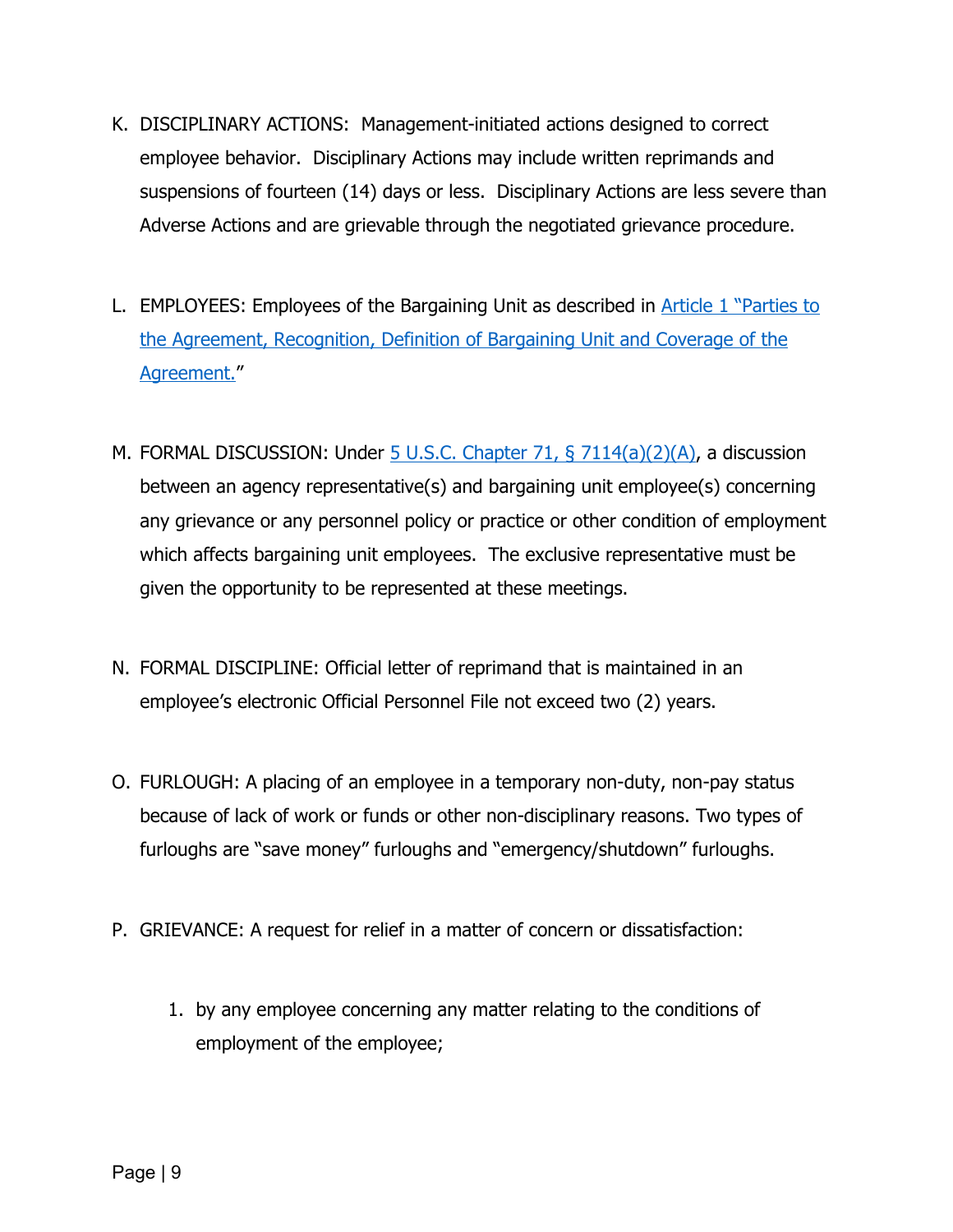K. DISCIPLINARY ACTIONS: Management-initiated actions designed to correct employee behavior. Disciplinary Actions may include written reprimands and suspensions of fourteen (14) days or less. Disciplinary Actions are less severe than Adverse Actions and are grievable through the negotiated grievance procedure.

L. EMPLOYEES: Employees of the Bargaining Unit as described in [Article 1 "Parties to the Agreement, Recognition, Definition of Bargaining Unit and Coverage of the Agreement."]"

M. FORMAL DISCUSSION: Under [5 U.S.C. Chapter 71, § 7114(a)(2)(A)], a discussion between an agency representative(s) and bargaining unit employee(s) concerning any grievance or any personnel policy or practice or other condition of employment which affects bargaining unit employees. The exclusive representative must be given the opportunity to be represented at these meetings.

N. FORMAL DISCIPLINE: Official letter of reprimand that is maintained in an employee's electronic Official Personnel File not exceed two (2) years.

O. FURLOUGH: A placing of an employee in a temporary non-duty, non-pay status because of lack of work or funds or other non-disciplinary reasons. Two types of furloughs are "save money" furloughs and "emergency/shutdown" furloughs.

P. GRIEVANCE: A request for relief in a matter of concern or dissatisfaction:

   1. by any employee concerning any matter relating to the conditions of employment of the employee;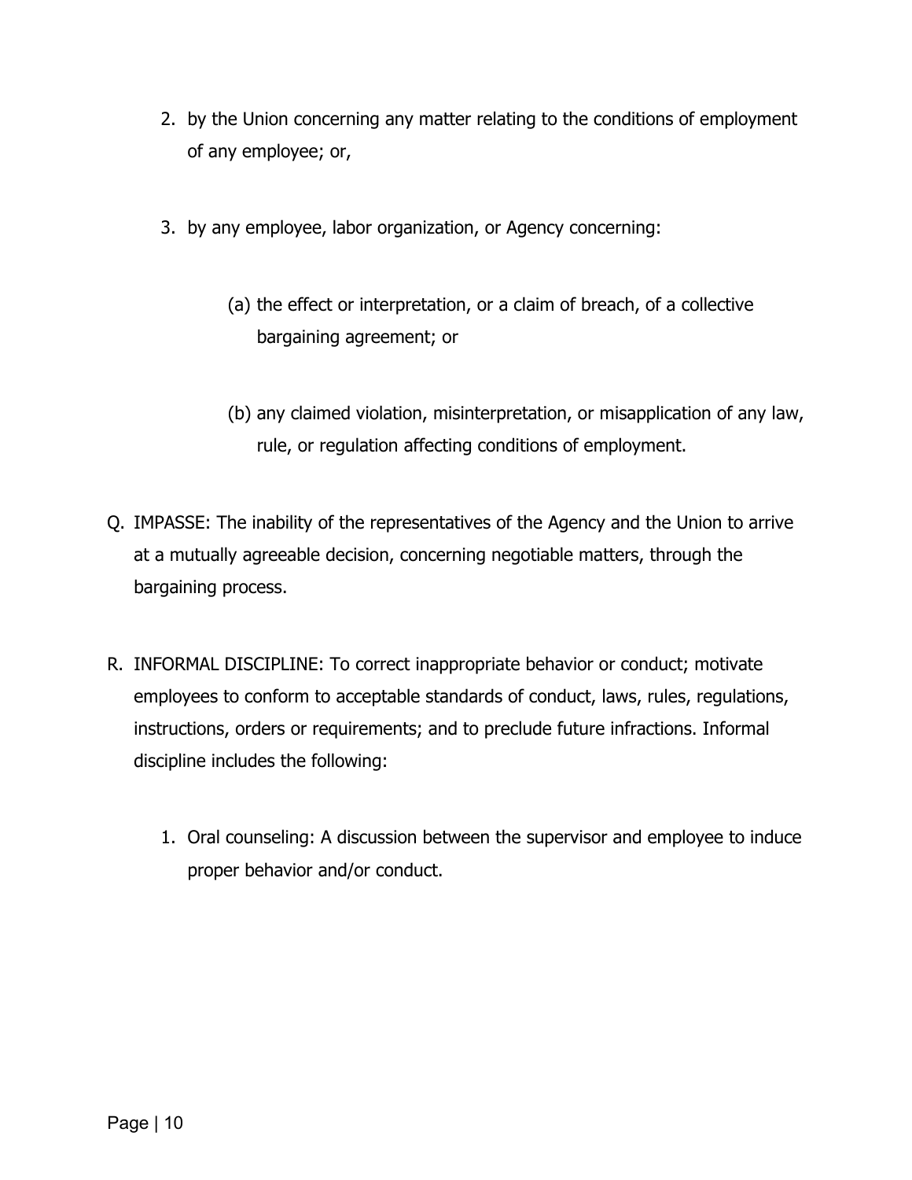2. by the Union concerning any matter relating to the conditions of employment of any employee; or,

3. by any employee, labor organization, or Agency concerning:

   (a) the effect or interpretation, or a claim of breach, of a collective bargaining agreement; or

   (b) any claimed violation, misinterpretation, or misapplication of any law, rule, or regulation affecting conditions of employment.

Q. IMPASSE: The inability of the representatives of the Agency and the Union to arrive at a mutually agreeable decision, concerning negotiable matters, through the bargaining process.

R. INFORMAL DISCIPLINE: To correct inappropriate behavior or conduct; motivate employees to conform to acceptable standards of conduct, laws, rules, regulations, instructions, orders or requirements; and to preclude future infractions. Informal discipline includes the following:

   1. Oral counseling: A discussion between the supervisor and employee to induce proper behavior and/or conduct.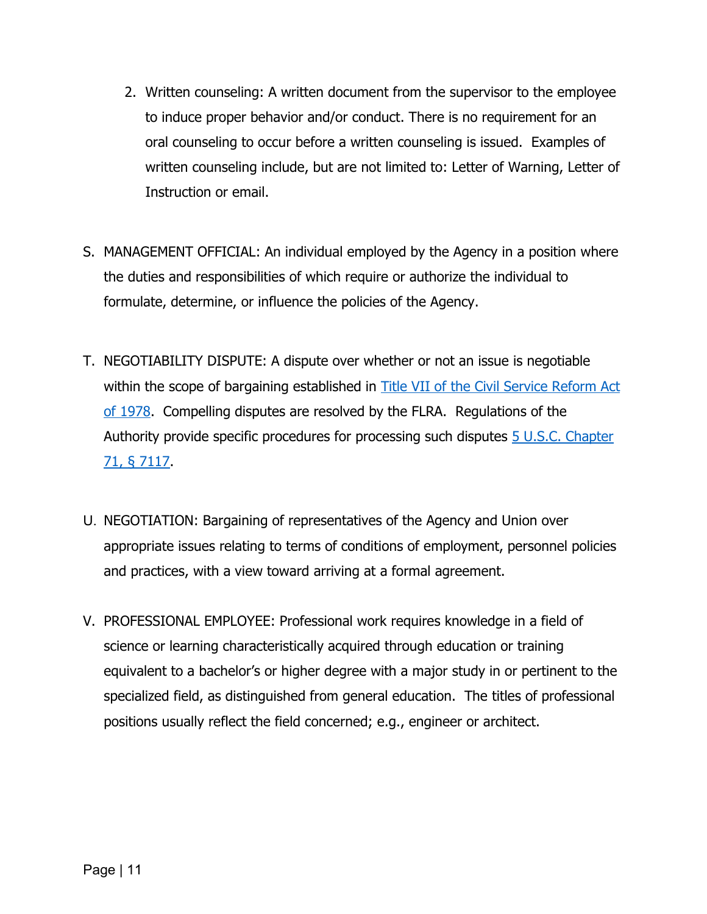2. Written counseling: A written document from the supervisor to the employee to induce proper behavior and/or conduct. There is no requirement for an oral counseling to occur before a written counseling is issued. Examples of written counseling include, but are not limited to: Letter of Warning, Letter of Instruction or email.

S. MANAGEMENT OFFICIAL: An individual employed by the Agency in a position where the duties and responsibilities of which require or authorize the individual to formulate, determine, or influence the policies of the Agency.

T. NEGOTIABILITY DISPUTE: A dispute over whether or not an issue is negotiable within the scope of bargaining established in [Title VII of the Civil Service Reform Act of 1978](). Compelling disputes are resolved by the FLRA. Regulations of the Authority provide specific procedures for processing such disputes [5 U.S.C. Chapter 71, § 7117]().

U. NEGOTIATION: Bargaining of representatives of the Agency and Union over appropriate issues relating to terms of conditions of employment, personnel policies and practices, with a view toward arriving at a formal agreement.

V. PROFESSIONAL EMPLOYEE: Professional work requires knowledge in a field of science or learning characteristically acquired through education or training equivalent to a bachelor's or higher degree with a major study in or pertinent to the specialized field, as distinguished from general education. The titles of professional positions usually reflect the field concerned; e.g., engineer or architect.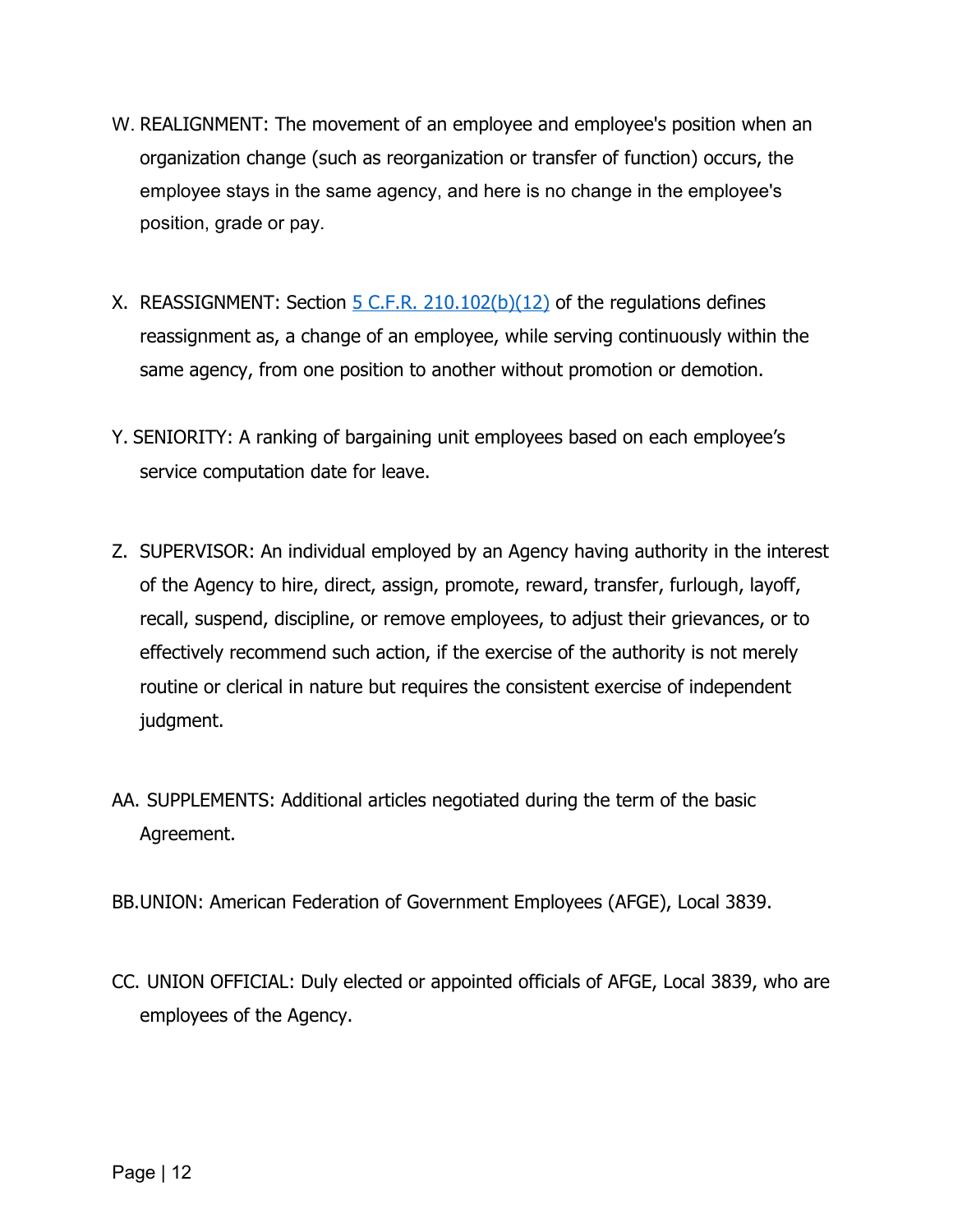W. REALIGNMENT: The movement of an employee and employee's position when an organization change (such as reorganization or transfer of function) occurs, the employee stays in the same agency, and here is no change in the employee's position, grade or pay.

X. REASSIGNMENT: Section [5 C.F.R. 210.102(b)(12)] of the regulations defines reassignment as, a change of an employee, while serving continuously within the same agency, from one position to another without promotion or demotion.

Y. SENIORITY: A ranking of bargaining unit employees based on each employee's service computation date for leave.

Z. SUPERVISOR: An individual employed by an Agency having authority in the interest of the Agency to hire, direct, assign, promote, reward, transfer, furlough, layoff, recall, suspend, discipline, or remove employees, to adjust their grievances, or to effectively recommend such action, if the exercise of the authority is not merely routine or clerical in nature but requires the consistent exercise of independent judgment.

AA. SUPPLEMENTS: Additional articles negotiated during the term of the basic Agreement.

BB. UNION: American Federation of Government Employees (AFGE), Local 3839.

CC. UNION OFFICIAL: Duly elected or appointed officials of AFGE, Local 3839, who are employees of the Agency.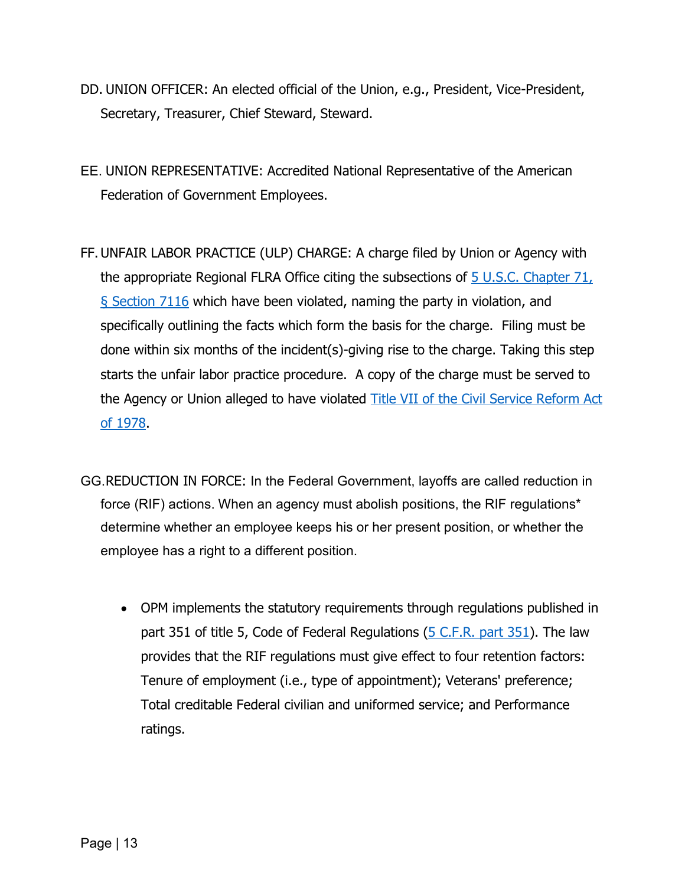DD. UNION OFFICER: An elected official of the Union, e.g., President, Vice-President, Secretary, Treasurer, Chief Steward, Steward.

EE. UNION REPRESENTATIVE: Accredited National Representative of the American Federation of Government Employees.

FF. UNFAIR LABOR PRACTICE (ULP) CHARGE: A charge filed by Union or Agency with the appropriate Regional FLRA Office citing the subsections of [5 U.S.C. Chapter 71, § Section 7116] which have been violated, naming the party in violation, and specifically outlining the facts which form the basis for the charge. Filing must be done within six months of the incident(s)-giving rise to the charge. Taking this step starts the unfair labor practice procedure. A copy of the charge must be served to the Agency or Union alleged to have violated [Title VII of the Civil Service Reform Act of 1978].

GG. REDUCTION IN FORCE: In the Federal Government, layoffs are called reduction in force (RIF) actions. When an agency must abolish positions, the RIF regulations* determine whether an employee keeps his or her present position, or whether the employee has a right to a different position.

- OPM implements the statutory requirements through regulations published in part 351 of title 5, Code of Federal Regulations ([5 C.F.R. part 351]). The law provides that the RIF regulations must give effect to four retention factors: Tenure of employment (i.e., type of appointment); Veterans' preference; Total creditable Federal civilian and uniformed service; and Performance ratings.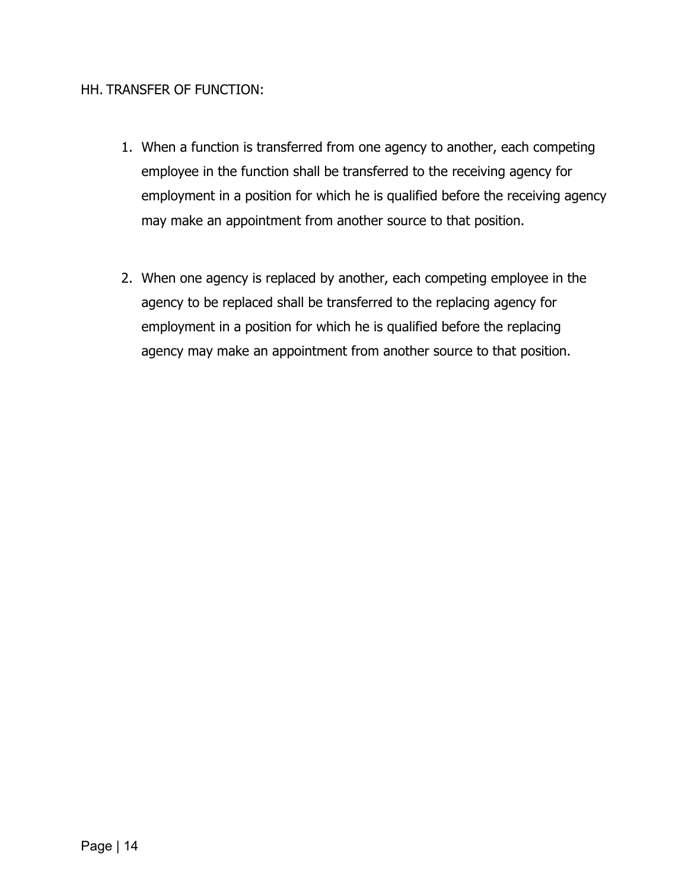HH. TRANSFER OF FUNCTION:

1. When a function is transferred from one agency to another, each competing employee in the function shall be transferred to the receiving agency for employment in a position for which he is qualified before the receiving agency may make an appointment from another source to that position.

2. When one agency is replaced by another, each competing employee in the agency to be replaced shall be transferred to the replacing agency for employment in a position for which he is qualified before the replacing agency may make an appointment from another source to that position.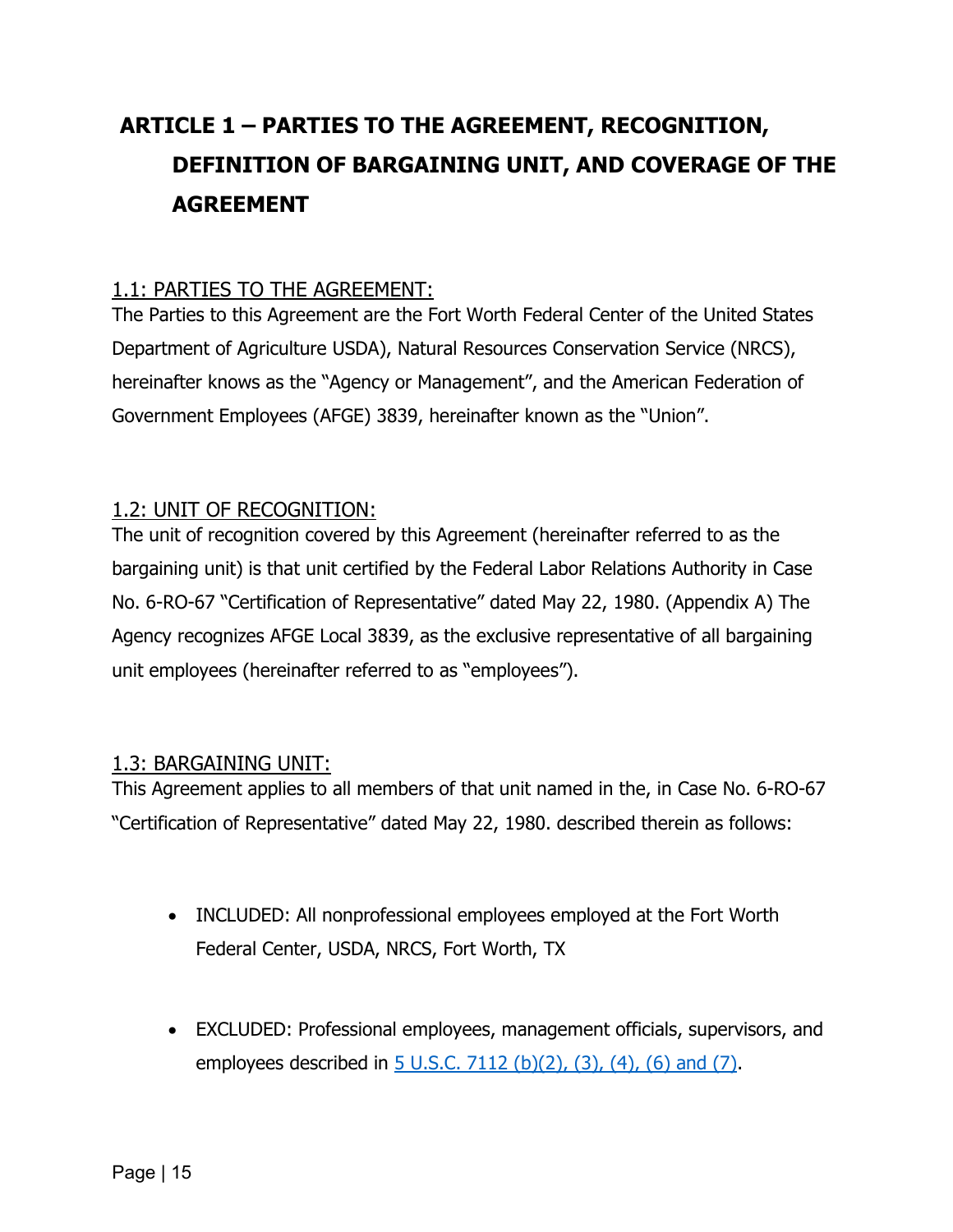# ARTICLE 1 – PARTIES TO THE AGREEMENT, RECOGNITION, DEFINITION OF BARGAINING UNIT, AND COVERAGE OF THE AGREEMENT

1.1: PARTIES TO THE AGREEMENT:

The Parties to this Agreement are the Fort Worth Federal Center of the United States Department of Agriculture USDA), Natural Resources Conservation Service (NRCS), hereinafter knows as the "Agency or Management", and the American Federation of Government Employees (AFGE) 3839, hereinafter known as the "Union".

1.2: UNIT OF RECOGNITION:

The unit of recognition covered by this Agreement (hereinafter referred to as the bargaining unit) is that unit certified by the Federal Labor Relations Authority in Case No. 6-RO-67 "Certification of Representative" dated May 22, 1980. (Appendix A) The Agency recognizes AFGE Local 3839, as the exclusive representative of all bargaining unit employees (hereinafter referred to as "employees").

1.3: BARGAINING UNIT:

This Agreement applies to all members of that unit named in the, in Case No. 6-RO-67 "Certification of Representative" dated May 22, 1980. described therein as follows:

- INCLUDED: All nonprofessional employees employed at the Fort Worth Federal Center, USDA, NRCS, Fort Worth, TX
- EXCLUDED: Professional employees, management officials, supervisors, and employees described in 5 U.S.C. 7112 (b)(2), (3), (4), (6) and (7).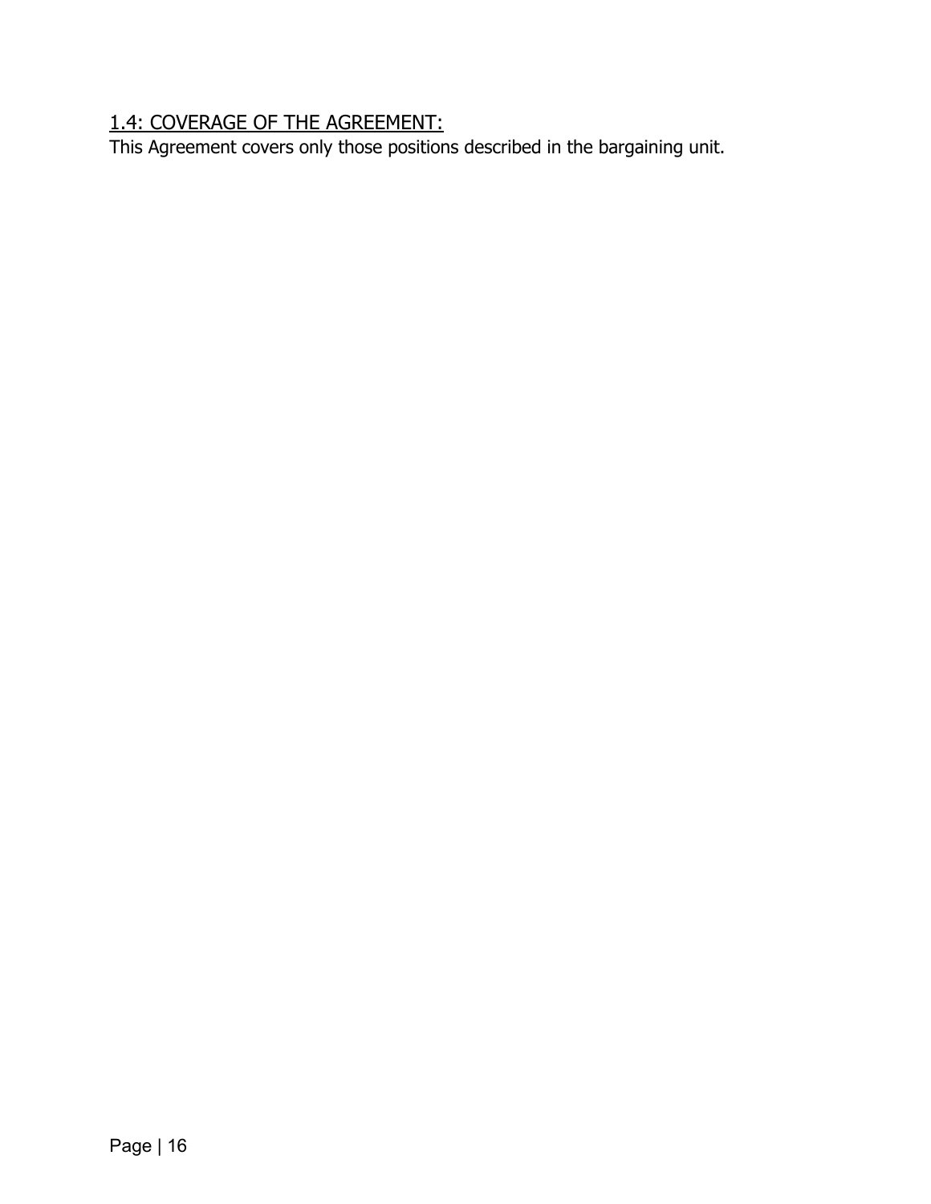## 1.4: COVERAGE OF THE AGREEMENT:

This Agreement covers only those positions described in the bargaining unit.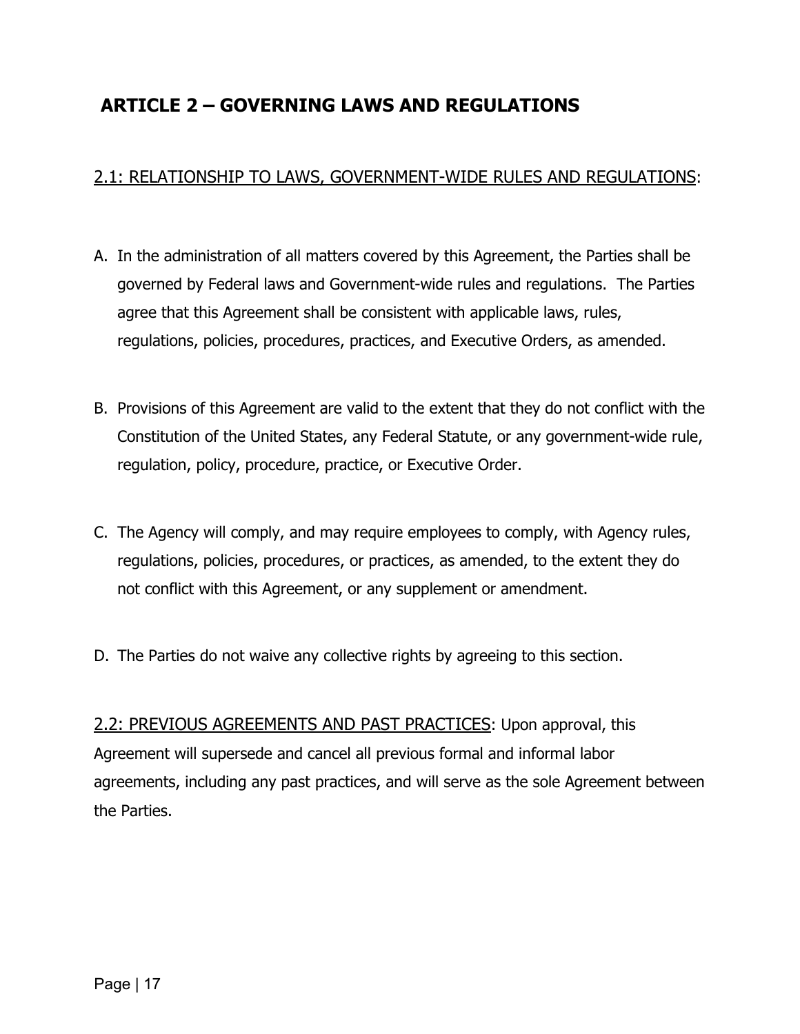## ARTICLE 2 – GOVERNING LAWS AND REGULATIONS

2.1: RELATIONSHIP TO LAWS, GOVERNMENT-WIDE RULES AND REGULATIONS:

A. In the administration of all matters covered by this Agreement, the Parties shall be governed by Federal laws and Government-wide rules and regulations. The Parties agree that this Agreement shall be consistent with applicable laws, rules, regulations, policies, procedures, practices, and Executive Orders, as amended.

B. Provisions of this Agreement are valid to the extent that they do not conflict with the Constitution of the United States, any Federal Statute, or any government-wide rule, regulation, policy, procedure, practice, or Executive Order.

C. The Agency will comply, and may require employees to comply, with Agency rules, regulations, policies, procedures, or practices, as amended, to the extent they do not conflict with this Agreement, or any supplement or amendment.

D. The Parties do not waive any collective rights by agreeing to this section.

2.2: PREVIOUS AGREEMENTS AND PAST PRACTICES: Upon approval, this Agreement will supersede and cancel all previous formal and informal labor agreements, including any past practices, and will serve as the sole Agreement between the Parties.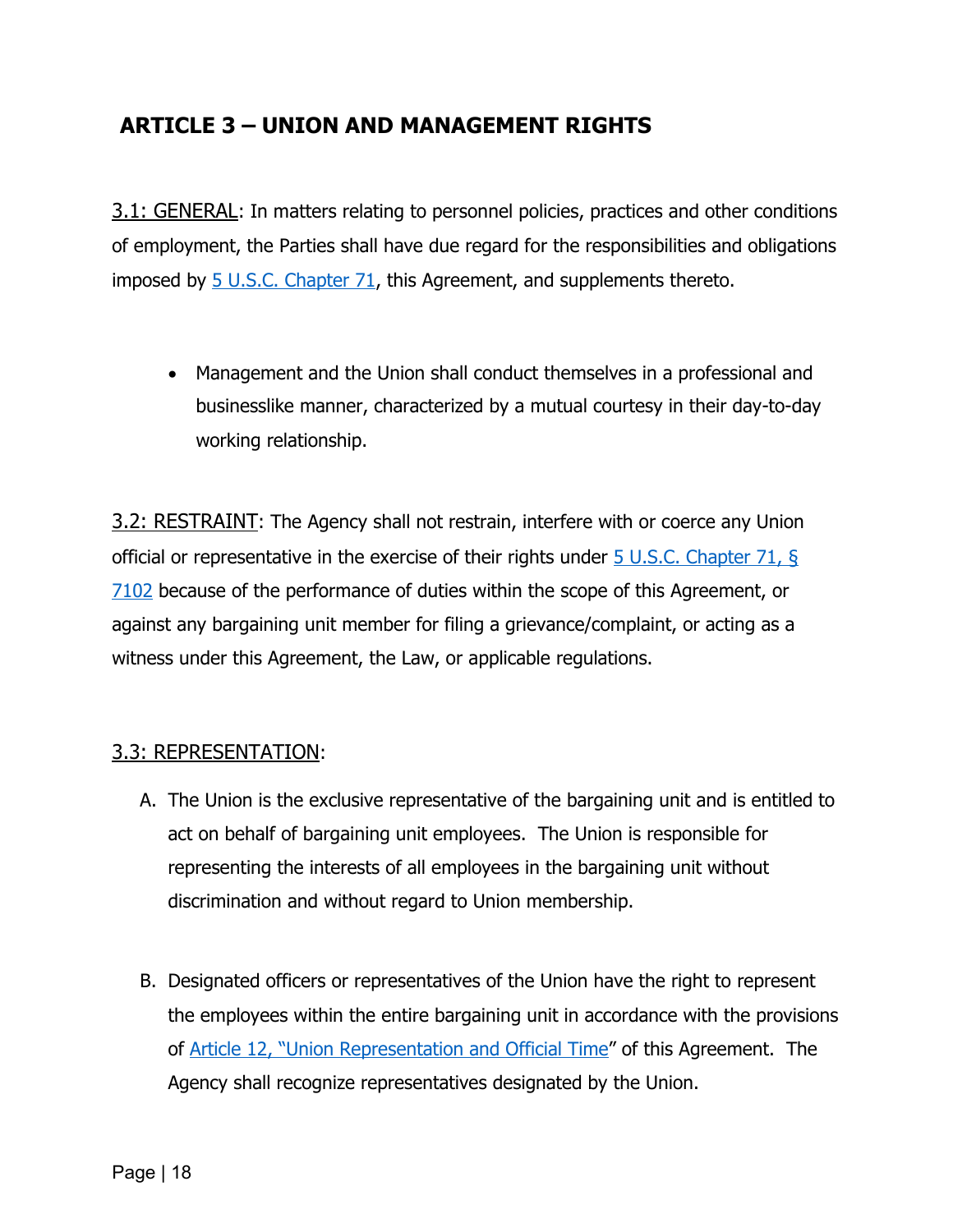## ARTICLE 3 – UNION AND MANAGEMENT RIGHTS

3.1: GENERAL: In matters relating to personnel policies, practices and other conditions of employment, the Parties shall have due regard for the responsibilities and obligations imposed by 5 U.S.C. Chapter 71, this Agreement, and supplements thereto.

- Management and the Union shall conduct themselves in a professional and businesslike manner, characterized by a mutual courtesy in their day-to-day working relationship.

3.2: RESTRAINT: The Agency shall not restrain, interfere with or coerce any Union official or representative in the exercise of their rights under 5 U.S.C. Chapter 71, § 7102 because of the performance of duties within the scope of this Agreement, or against any bargaining unit member for filing a grievance/complaint, or acting as a witness under this Agreement, the Law, or applicable regulations.

3.3: REPRESENTATION:

A. The Union is the exclusive representative of the bargaining unit and is entitled to act on behalf of bargaining unit employees. The Union is responsible for representing the interests of all employees in the bargaining unit without discrimination and without regard to Union membership.

B. Designated officers or representatives of the Union have the right to represent the employees within the entire bargaining unit in accordance with the provisions of Article 12, "Union Representation and Official Time" of this Agreement. The Agency shall recognize representatives designated by the Union.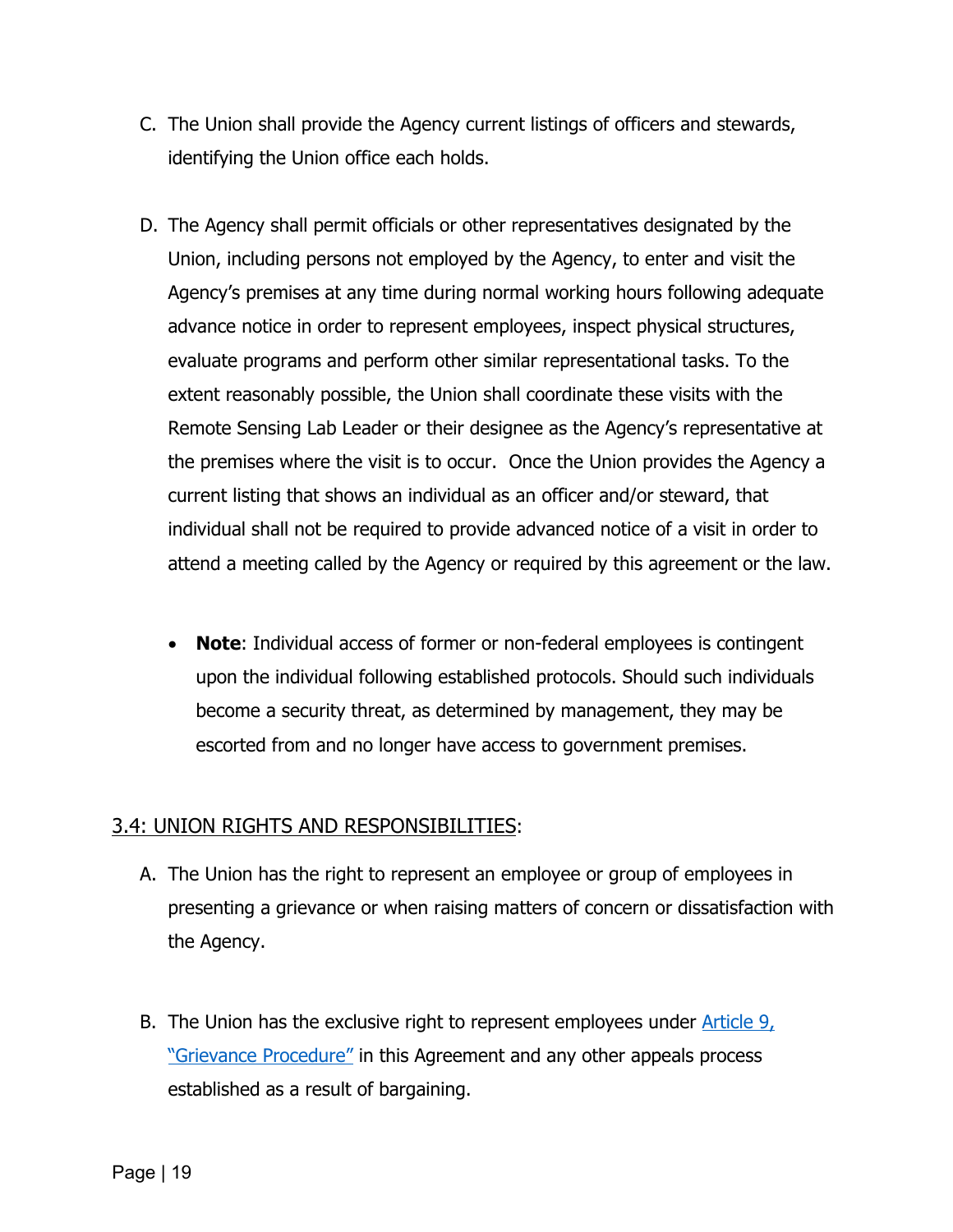C. The Union shall provide the Agency current listings of officers and stewards, identifying the Union office each holds.

D. The Agency shall permit officials or other representatives designated by the Union, including persons not employed by the Agency, to enter and visit the Agency's premises at any time during normal working hours following adequate advance notice in order to represent employees, inspect physical structures, evaluate programs and perform other similar representational tasks. To the extent reasonably possible, the Union shall coordinate these visits with the Remote Sensing Lab Leader or their designee as the Agency's representative at the premises where the visit is to occur. Once the Union provides the Agency a current listing that shows an individual as an officer and/or steward, that individual shall not be required to provide advanced notice of a visit in order to attend a meeting called by the Agency or required by this agreement or the law.

- **Note**: Individual access of former or non-federal employees is contingent upon the individual following established protocols. Should such individuals become a security threat, as determined by management, they may be escorted from and no longer have access to government premises.

## 3.4: UNION RIGHTS AND RESPONSIBILITIES:

A. The Union has the right to represent an employee or group of employees in presenting a grievance or when raising matters of concern or dissatisfaction with the Agency.

B. The Union has the exclusive right to represent employees under Article 9, "Grievance Procedure" in this Agreement and any other appeals process established as a result of bargaining.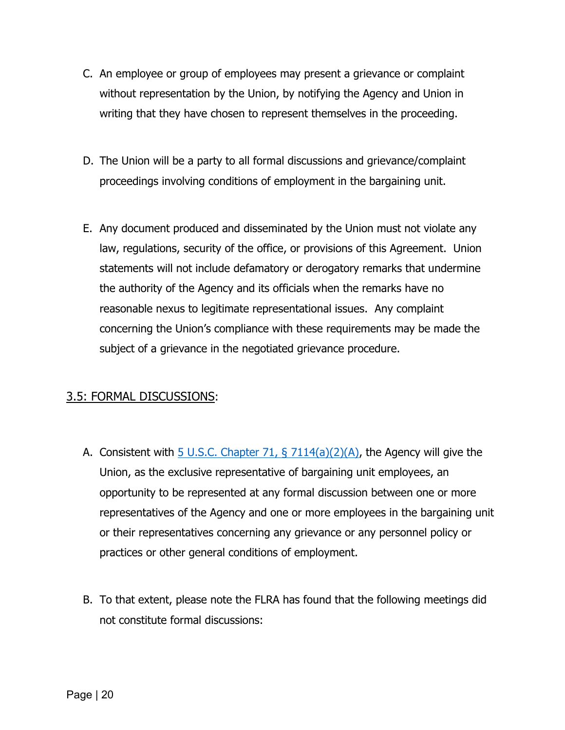C. An employee or group of employees may present a grievance or complaint without representation by the Union, by notifying the Agency and Union in writing that they have chosen to represent themselves in the proceeding.

D. The Union will be a party to all formal discussions and grievance/complaint proceedings involving conditions of employment in the bargaining unit.

E. Any document produced and disseminated by the Union must not violate any law, regulations, security of the office, or provisions of this Agreement. Union statements will not include defamatory or derogatory remarks that undermine the authority of the Agency and its officials when the remarks have no reasonable nexus to legitimate representational issues. Any complaint concerning the Union's compliance with these requirements may be made the subject of a grievance in the negotiated grievance procedure.

## 3.5: FORMAL DISCUSSIONS:

A. Consistent with 5 U.S.C. Chapter 71, § 7114(a)(2)(A), the Agency will give the Union, as the exclusive representative of bargaining unit employees, an opportunity to be represented at any formal discussion between one or more representatives of the Agency and one or more employees in the bargaining unit or their representatives concerning any grievance or any personnel policy or practices or other general conditions of employment.

B. To that extent, please note the FLRA has found that the following meetings did not constitute formal discussions: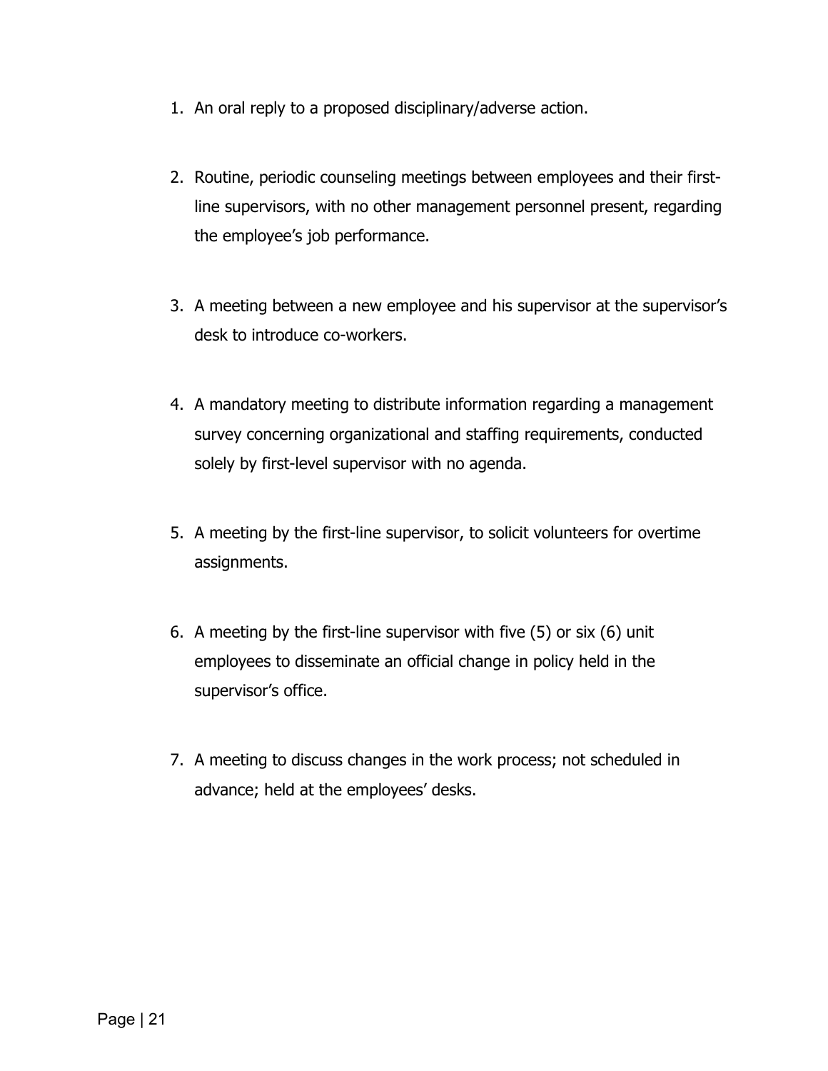1. An oral reply to a proposed disciplinary/adverse action.

2. Routine, periodic counseling meetings between employees and their first-line supervisors, with no other management personnel present, regarding the employee's job performance.

3. A meeting between a new employee and his supervisor at the supervisor's desk to introduce co-workers.

4. A mandatory meeting to distribute information regarding a management survey concerning organizational and staffing requirements, conducted solely by first-level supervisor with no agenda.

5. A meeting by the first-line supervisor, to solicit volunteers for overtime assignments.

6. A meeting by the first-line supervisor with five (5) or six (6) unit employees to disseminate an official change in policy held in the supervisor's office.

7. A meeting to discuss changes in the work process; not scheduled in advance; held at the employees' desks.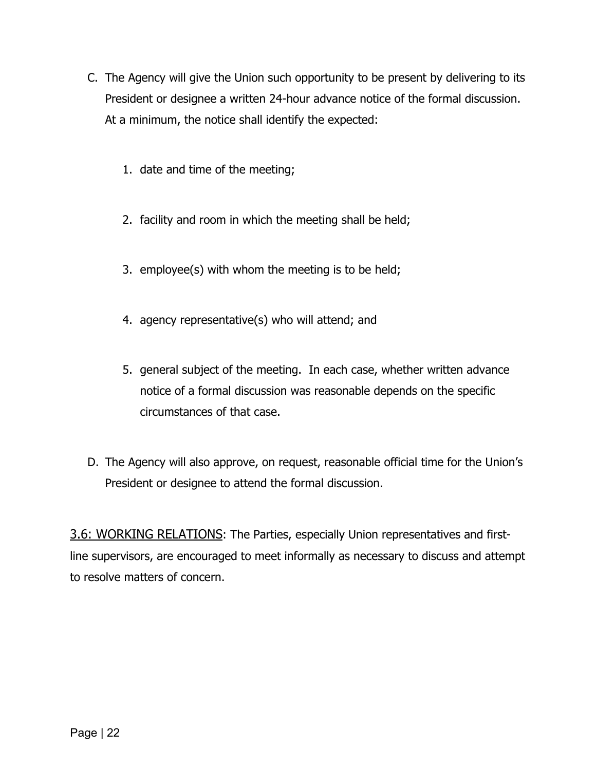C. The Agency will give the Union such opportunity to be present by delivering to its President or designee a written 24-hour advance notice of the formal discussion. At a minimum, the notice shall identify the expected:

   1. date and time of the meeting;

   2. facility and room in which the meeting shall be held;

   3. employee(s) with whom the meeting is to be held;

   4. agency representative(s) who will attend; and

   5. general subject of the meeting. In each case, whether written advance notice of a formal discussion was reasonable depends on the specific circumstances of that case.

D. The Agency will also approve, on request, reasonable official time for the Union's President or designee to attend the formal discussion.

<u>3.6: WORKING RELATIONS</u>: The Parties, especially Union representatives and first-line supervisors, are encouraged to meet informally as necessary to discuss and attempt to resolve matters of concern.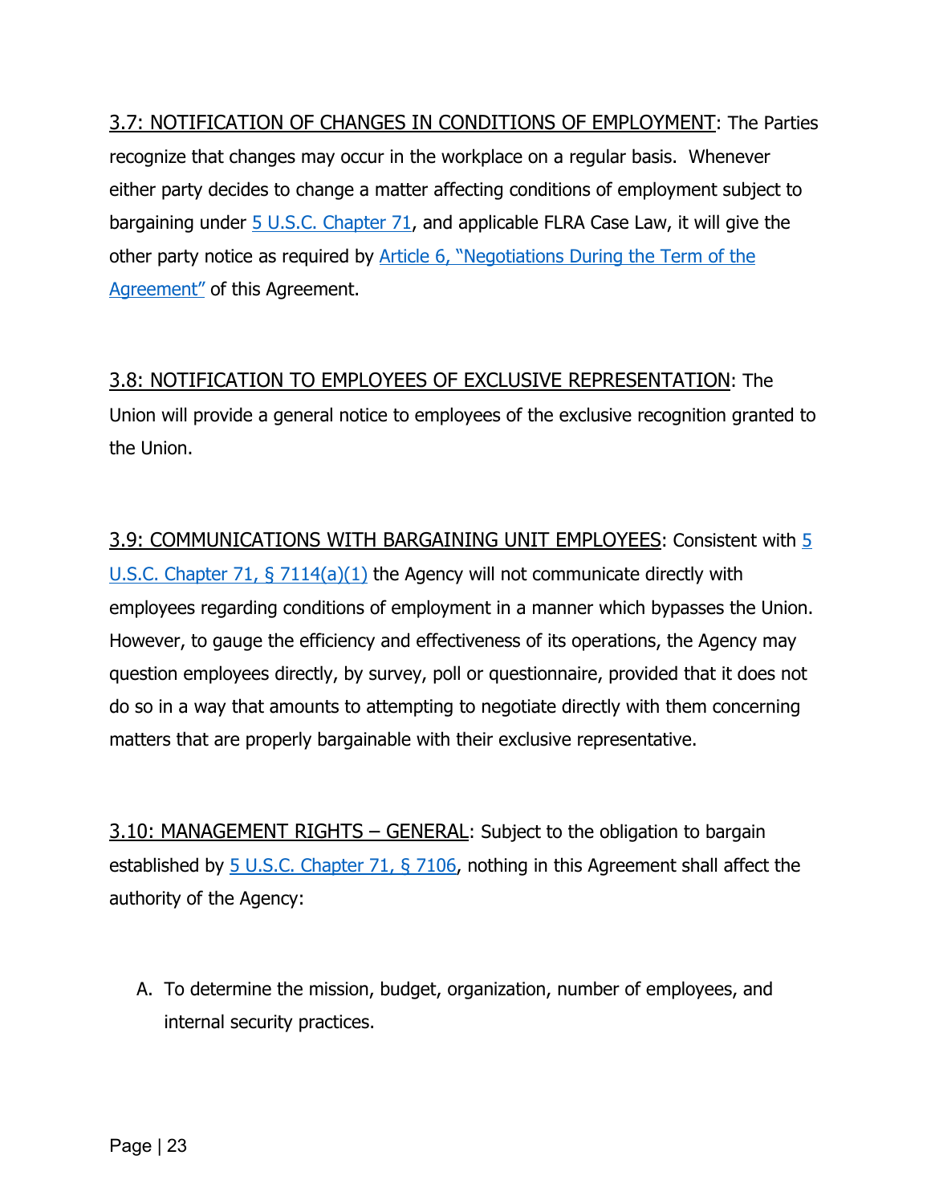3.7: NOTIFICATION OF CHANGES IN CONDITIONS OF EMPLOYMENT: The Parties recognize that changes may occur in the workplace on a regular basis. Whenever either party decides to change a matter affecting conditions of employment subject to bargaining under 5 U.S.C. Chapter 71, and applicable FLRA Case Law, it will give the other party notice as required by Article 6, "Negotiations During the Term of the Agreement" of this Agreement.

3.8: NOTIFICATION TO EMPLOYEES OF EXCLUSIVE REPRESENTATION: The Union will provide a general notice to employees of the exclusive recognition granted to the Union.

3.9: COMMUNICATIONS WITH BARGAINING UNIT EMPLOYEES: Consistent with 5 U.S.C. Chapter 71, § 7114(a)(1) the Agency will not communicate directly with employees regarding conditions of employment in a manner which bypasses the Union. However, to gauge the efficiency and effectiveness of its operations, the Agency may question employees directly, by survey, poll or questionnaire, provided that it does not do so in a way that amounts to attempting to negotiate directly with them concerning matters that are properly bargainable with their exclusive representative.

3.10: MANAGEMENT RIGHTS – GENERAL: Subject to the obligation to bargain established by 5 U.S.C. Chapter 71, § 7106, nothing in this Agreement shall affect the authority of the Agency:

A. To determine the mission, budget, organization, number of employees, and internal security practices.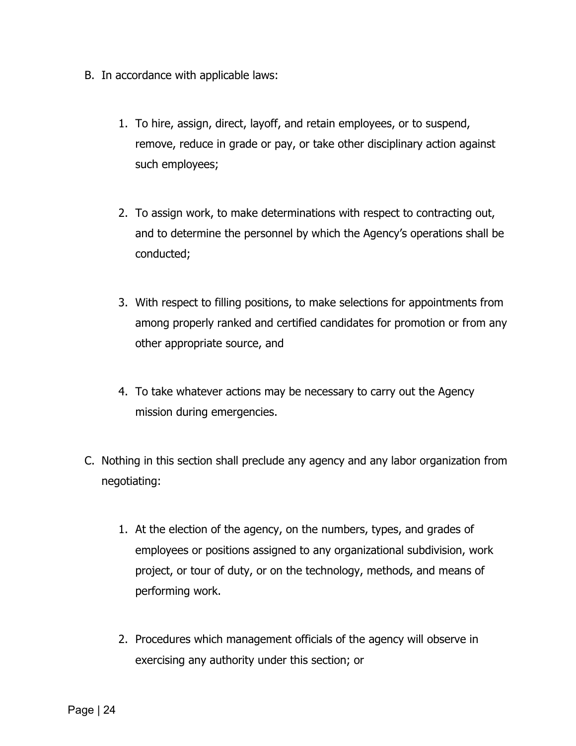B. In accordance with applicable laws:

    1. To hire, assign, direct, layoff, and retain employees, or to suspend, remove, reduce in grade or pay, or take other disciplinary action against such employees;

    2. To assign work, to make determinations with respect to contracting out, and to determine the personnel by which the Agency's operations shall be conducted;

    3. With respect to filling positions, to make selections for appointments from among properly ranked and certified candidates for promotion or from any other appropriate source, and

    4. To take whatever actions may be necessary to carry out the Agency mission during emergencies.

C. Nothing in this section shall preclude any agency and any labor organization from negotiating:

    1. At the election of the agency, on the numbers, types, and grades of employees or positions assigned to any organizational subdivision, work project, or tour of duty, or on the technology, methods, and means of performing work.

    2. Procedures which management officials of the agency will observe in exercising any authority under this section; or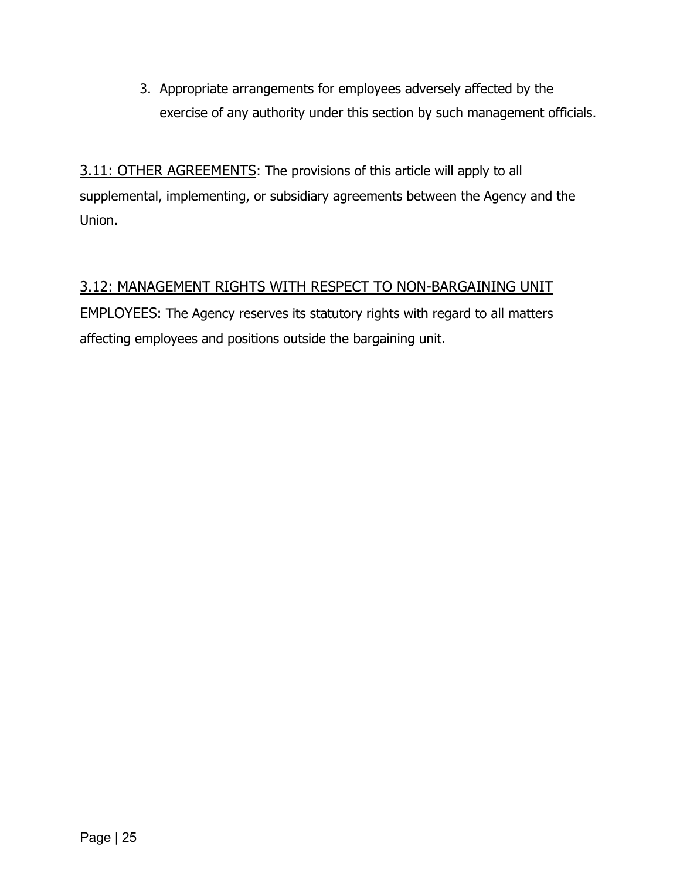3. Appropriate arrangements for employees adversely affected by the exercise of any authority under this section by such management officials.

<u>3.11: OTHER AGREEMENTS</u>: The provisions of this article will apply to all supplemental, implementing, or subsidiary agreements between the Agency and the Union.

<u>3.12: MANAGEMENT RIGHTS WITH RESPECT TO NON-BARGAINING UNIT EMPLOYEES</u>: The Agency reserves its statutory rights with regard to all matters affecting employees and positions outside the bargaining unit.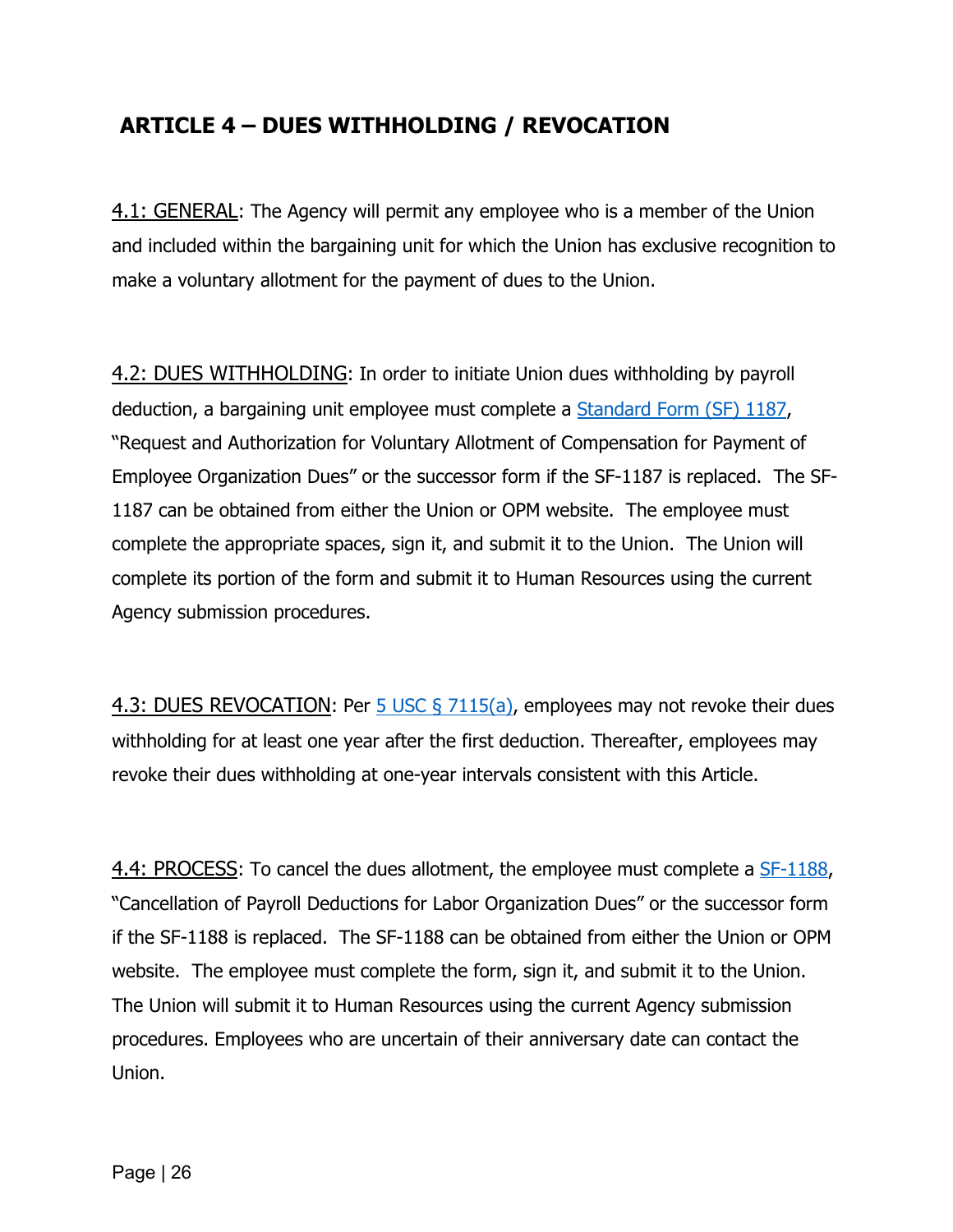## ARTICLE 4 – DUES WITHHOLDING / REVOCATION

4.1: GENERAL: The Agency will permit any employee who is a member of the Union and included within the bargaining unit for which the Union has exclusive recognition to make a voluntary allotment for the payment of dues to the Union.

4.2: DUES WITHHOLDING: In order to initiate Union dues withholding by payroll deduction, a bargaining unit employee must complete a Standard Form (SF) 1187, "Request and Authorization for Voluntary Allotment of Compensation for Payment of Employee Organization Dues" or the successor form if the SF-1187 is replaced. The SF-1187 can be obtained from either the Union or OPM website. The employee must complete the appropriate spaces, sign it, and submit it to the Union. The Union will complete its portion of the form and submit it to Human Resources using the current Agency submission procedures.

4.3: DUES REVOCATION: Per 5 USC § 7115(a), employees may not revoke their dues withholding for at least one year after the first deduction. Thereafter, employees may revoke their dues withholding at one-year intervals consistent with this Article.

4.4: PROCESS: To cancel the dues allotment, the employee must complete a SF-1188, "Cancellation of Payroll Deductions for Labor Organization Dues" or the successor form if the SF-1188 is replaced. The SF-1188 can be obtained from either the Union or OPM website. The employee must complete the form, sign it, and submit it to the Union. The Union will submit it to Human Resources using the current Agency submission procedures. Employees who are uncertain of their anniversary date can contact the Union.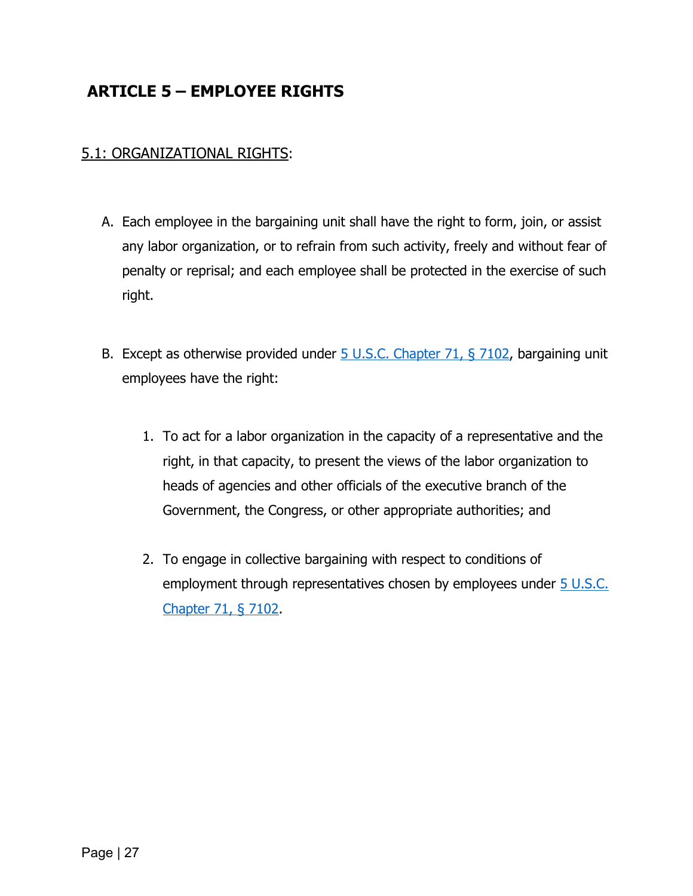# ARTICLE 5 – EMPLOYEE RIGHTS

## 5.1: ORGANIZATIONAL RIGHTS:

A. Each employee in the bargaining unit shall have the right to form, join, or assist any labor organization, or to refrain from such activity, freely and without fear of penalty or reprisal; and each employee shall be protected in the exercise of such right.

B. Except as otherwise provided under [5 U.S.C. Chapter 71, § 7102](), bargaining unit employees have the right:

   1. To act for a labor organization in the capacity of a representative and the right, in that capacity, to present the views of the labor organization to heads of agencies and other officials of the executive branch of the Government, the Congress, or other appropriate authorities; and

   2. To engage in collective bargaining with respect to conditions of employment through representatives chosen by employees under [5 U.S.C. Chapter 71, § 7102]().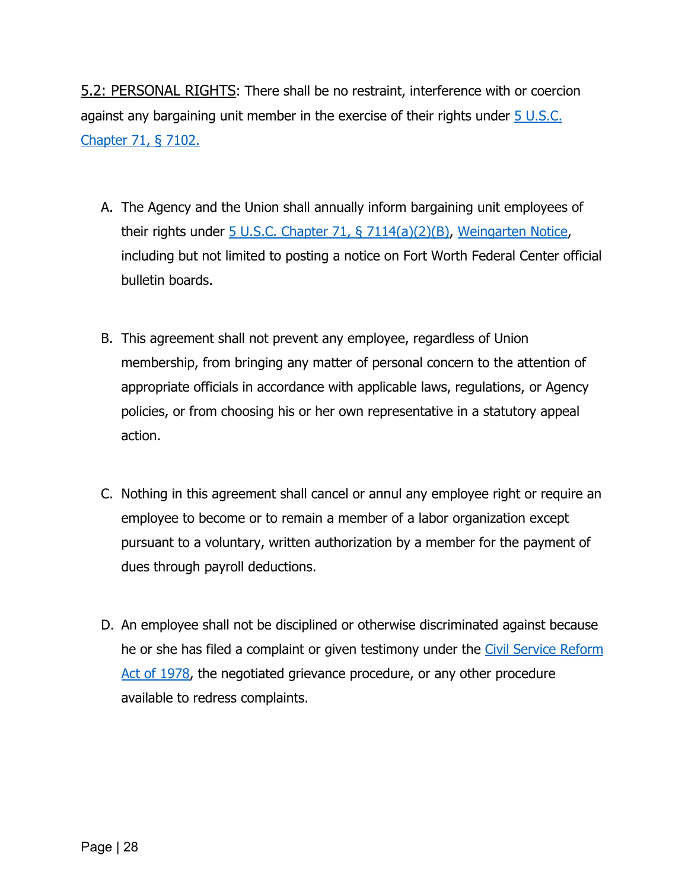5.2: PERSONAL RIGHTS: There shall be no restraint, interference with or coercion against any bargaining unit member in the exercise of their rights under 5 U.S.C. Chapter 71, § 7102.

A. The Agency and the Union shall annually inform bargaining unit employees of their rights under 5 U.S.C. Chapter 71, § 7114(a)(2)(B), Weingarten Notice, including but not limited to posting a notice on Fort Worth Federal Center official bulletin boards.

B. This agreement shall not prevent any employee, regardless of Union membership, from bringing any matter of personal concern to the attention of appropriate officials in accordance with applicable laws, regulations, or Agency policies, or from choosing his or her own representative in a statutory appeal action.

C. Nothing in this agreement shall cancel or annul any employee right or require an employee to become or to remain a member of a labor organization except pursuant to a voluntary, written authorization by a member for the payment of dues through payroll deductions.

D. An employee shall not be disciplined or otherwise discriminated against because he or she has filed a complaint or given testimony under the Civil Service Reform Act of 1978, the negotiated grievance procedure, or any other procedure available to redress complaints.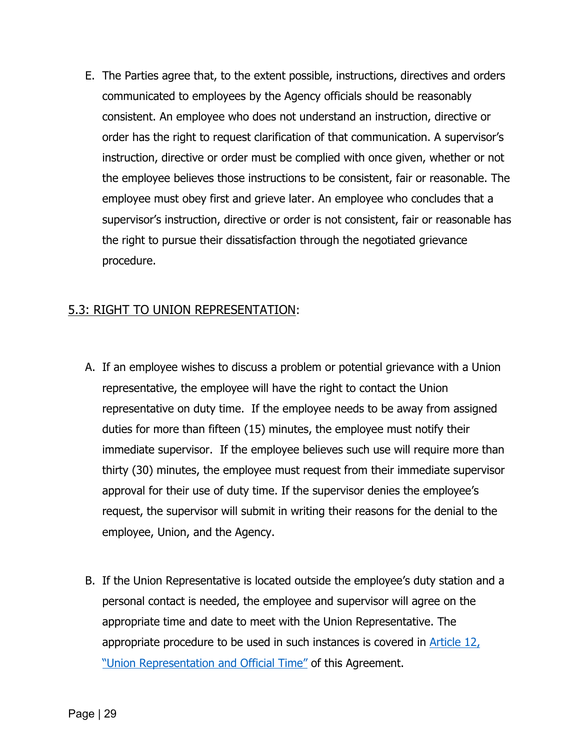E. The Parties agree that, to the extent possible, instructions, directives and orders communicated to employees by the Agency officials should be reasonably consistent. An employee who does not understand an instruction, directive or order has the right to request clarification of that communication. A supervisor's instruction, directive or order must be complied with once given, whether or not the employee believes those instructions to be consistent, fair or reasonable. The employee must obey first and grieve later. An employee who concludes that a supervisor's instruction, directive or order is not consistent, fair or reasonable has the right to pursue their dissatisfaction through the negotiated grievance procedure.

## 5.3: RIGHT TO UNION REPRESENTATION:

A. If an employee wishes to discuss a problem or potential grievance with a Union representative, the employee will have the right to contact the Union representative on duty time. If the employee needs to be away from assigned duties for more than fifteen (15) minutes, the employee must notify their immediate supervisor. If the employee believes such use will require more than thirty (30) minutes, the employee must request from their immediate supervisor approval for their use of duty time. If the supervisor denies the employee's request, the supervisor will submit in writing their reasons for the denial to the employee, Union, and the Agency.

B. If the Union Representative is located outside the employee's duty station and a personal contact is needed, the employee and supervisor will agree on the appropriate time and date to meet with the Union Representative. The appropriate procedure to be used in such instances is covered in Article 12, "Union Representation and Official Time" of this Agreement.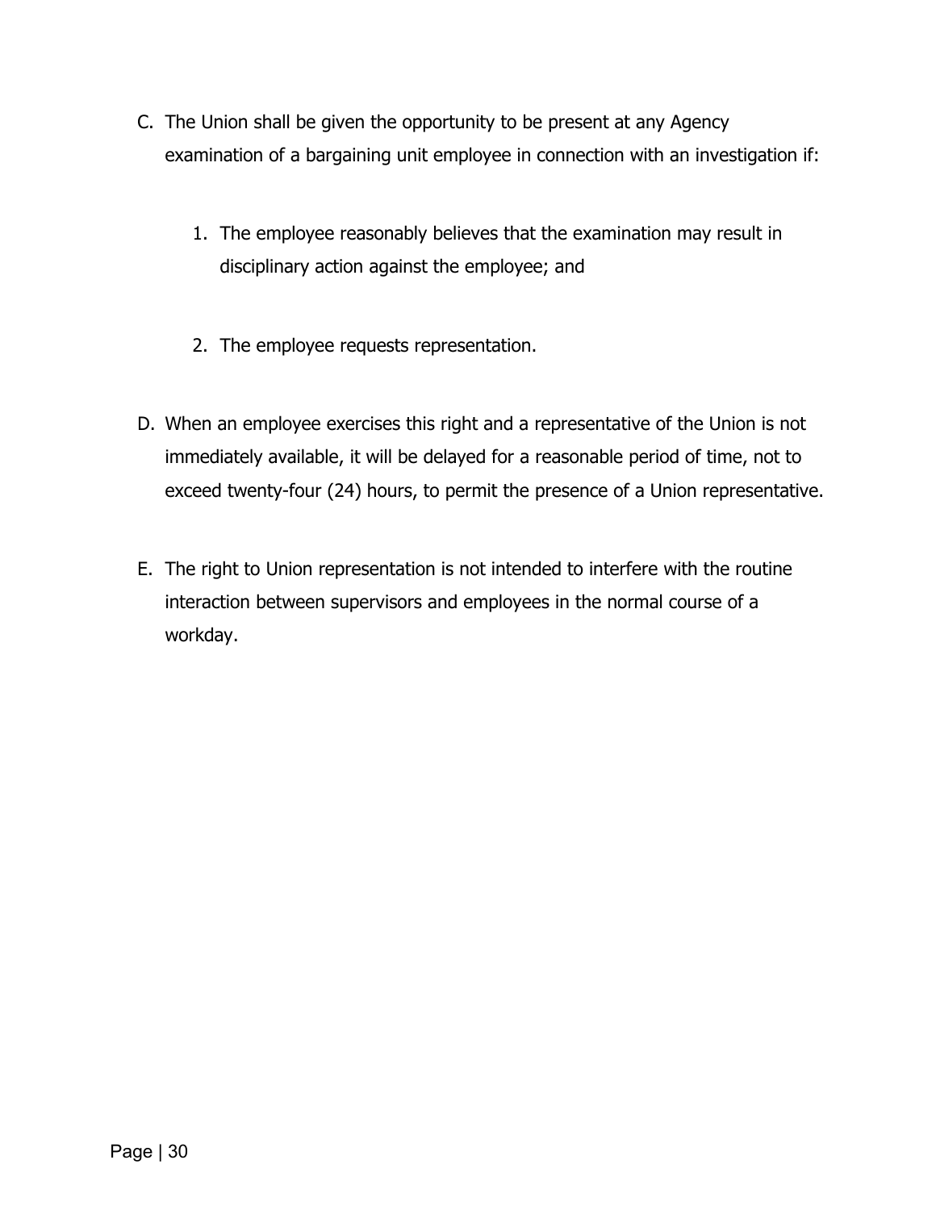C. The Union shall be given the opportunity to be present at any Agency examination of a bargaining unit employee in connection with an investigation if:

    1. The employee reasonably believes that the examination may result in disciplinary action against the employee; and

    2. The employee requests representation.

D. When an employee exercises this right and a representative of the Union is not immediately available, it will be delayed for a reasonable period of time, not to exceed twenty-four (24) hours, to permit the presence of a Union representative.

E. The right to Union representation is not intended to interfere with the routine interaction between supervisors and employees in the normal course of a workday.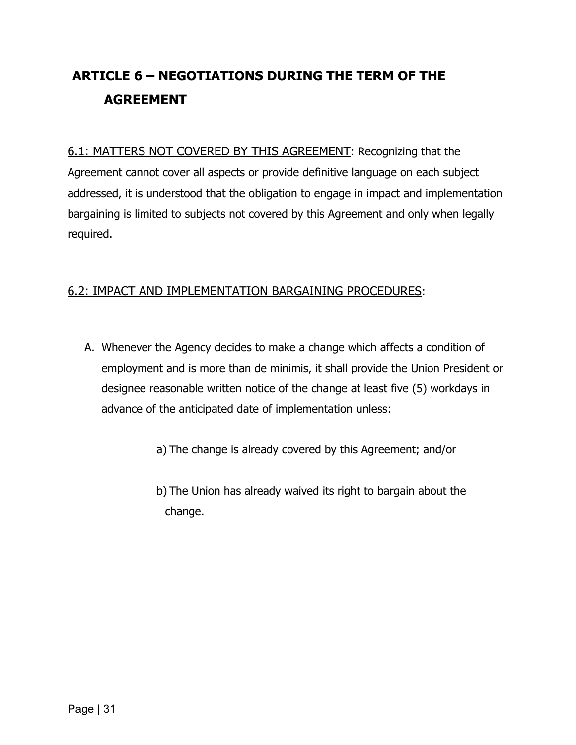# ARTICLE 6 – NEGOTIATIONS DURING THE TERM OF THE AGREEMENT

6.1: MATTERS NOT COVERED BY THIS AGREEMENT: Recognizing that the Agreement cannot cover all aspects or provide definitive language on each subject addressed, it is understood that the obligation to engage in impact and implementation bargaining is limited to subjects not covered by this Agreement and only when legally required.

6.2: IMPACT AND IMPLEMENTATION BARGAINING PROCEDURES:

A. Whenever the Agency decides to make a change which affects a condition of employment and is more than de minimis, it shall provide the Union President or designee reasonable written notice of the change at least five (5) workdays in advance of the anticipated date of implementation unless:

   a) The change is already covered by this Agreement; and/or

   b) The Union has already waived its right to bargain about the change.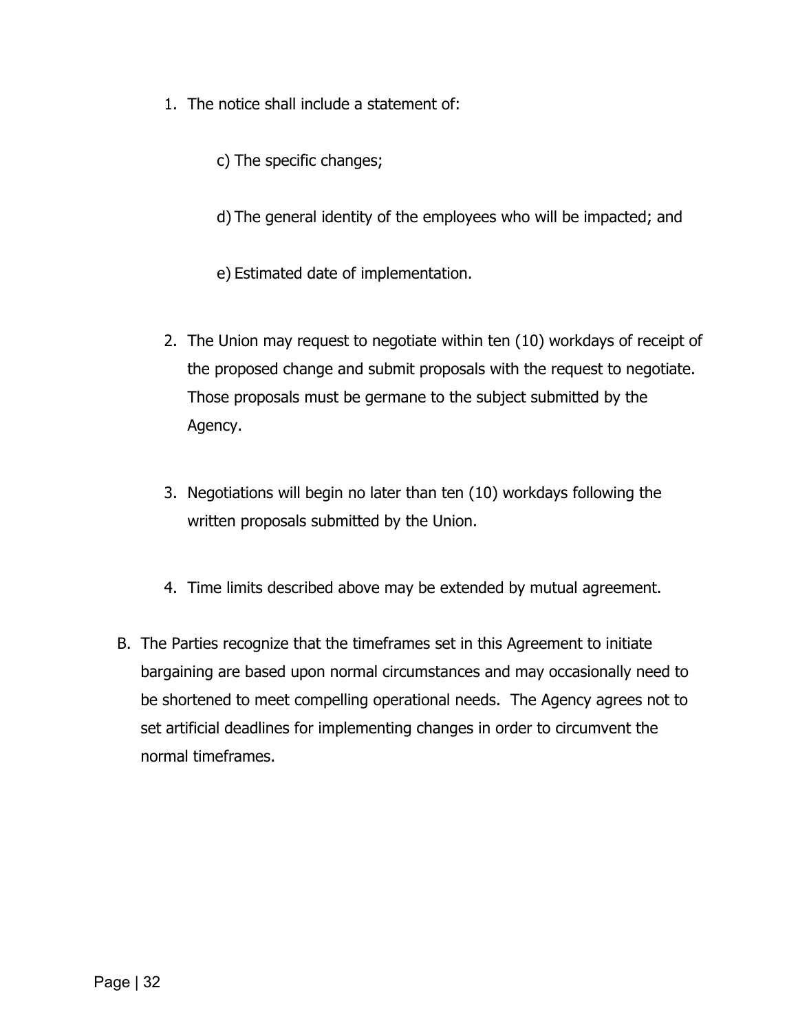1. The notice shall include a statement of:

   c) The specific changes;

   d) The general identity of the employees who will be impacted; and

   e) Estimated date of implementation.

2. The Union may request to negotiate within ten (10) workdays of receipt of the proposed change and submit proposals with the request to negotiate. Those proposals must be germane to the subject submitted by the Agency.

3. Negotiations will begin no later than ten (10) workdays following the written proposals submitted by the Union.

4. Time limits described above may be extended by mutual agreement.

B. The Parties recognize that the timeframes set in this Agreement to initiate bargaining are based upon normal circumstances and may occasionally need to be shortened to meet compelling operational needs. The Agency agrees not to set artificial deadlines for implementing changes in order to circumvent the normal timeframes.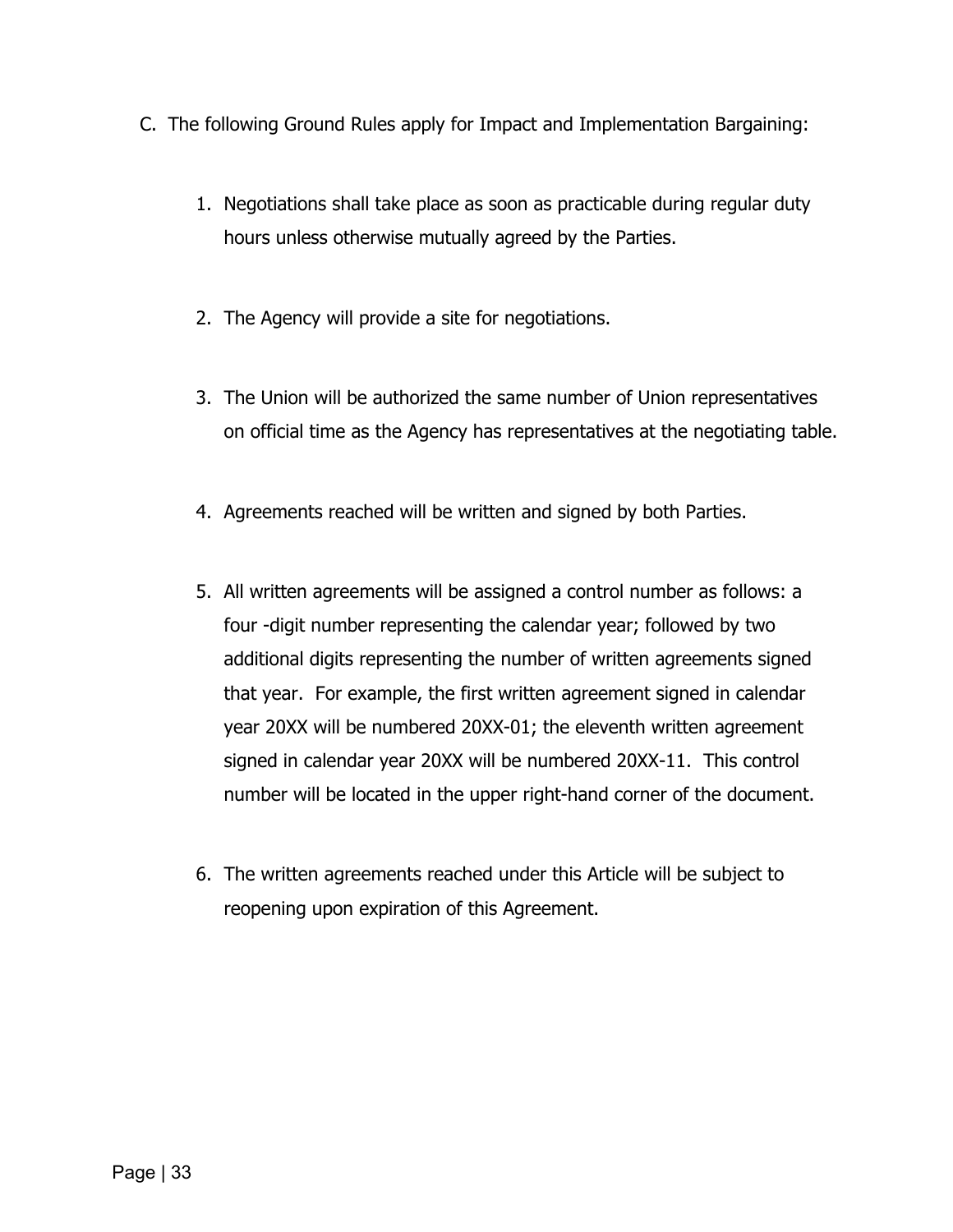C. The following Ground Rules apply for Impact and Implementation Bargaining:

1. Negotiations shall take place as soon as practicable during regular duty hours unless otherwise mutually agreed by the Parties.

2. The Agency will provide a site for negotiations.

3. The Union will be authorized the same number of Union representatives on official time as the Agency has representatives at the negotiating table.

4. Agreements reached will be written and signed by both Parties.

5. All written agreements will be assigned a control number as follows: a four -digit number representing the calendar year; followed by two additional digits representing the number of written agreements signed that year. For example, the first written agreement signed in calendar year 20XX will be numbered 20XX-01; the eleventh written agreement signed in calendar year 20XX will be numbered 20XX-11. This control number will be located in the upper right-hand corner of the document.

6. The written agreements reached under this Article will be subject to reopening upon expiration of this Agreement.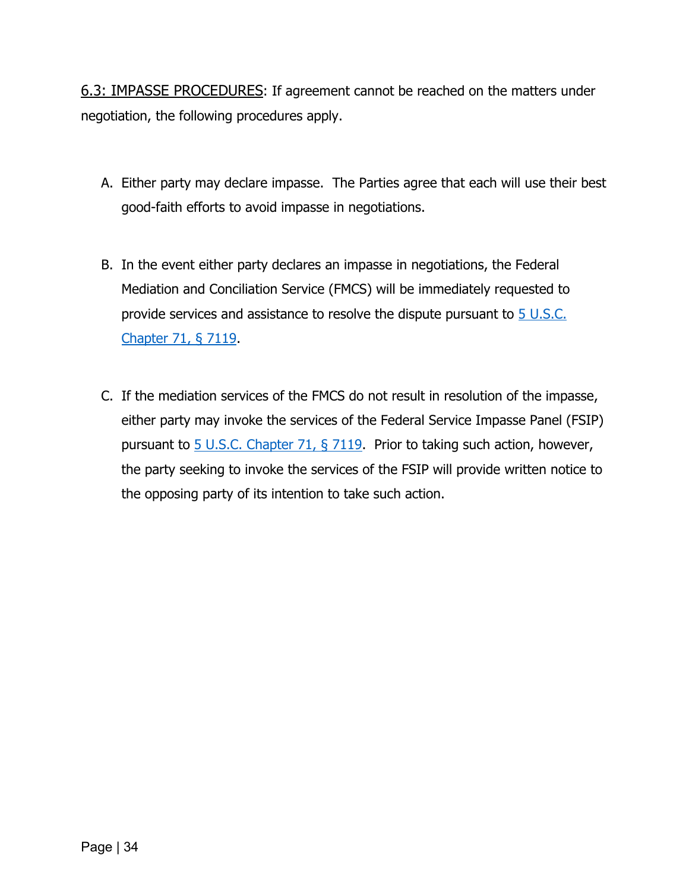6.3: IMPASSE PROCEDURES: If agreement cannot be reached on the matters under negotiation, the following procedures apply.

A. Either party may declare impasse. The Parties agree that each will use their best good-faith efforts to avoid impasse in negotiations.

B. In the event either party declares an impasse in negotiations, the Federal Mediation and Conciliation Service (FMCS) will be immediately requested to provide services and assistance to resolve the dispute pursuant to 5 U.S.C. Chapter 71, § 7119.

C. If the mediation services of the FMCS do not result in resolution of the impasse, either party may invoke the services of the Federal Service Impasse Panel (FSIP) pursuant to 5 U.S.C. Chapter 71, § 7119. Prior to taking such action, however, the party seeking to invoke the services of the FSIP will provide written notice to the opposing party of its intention to take such action.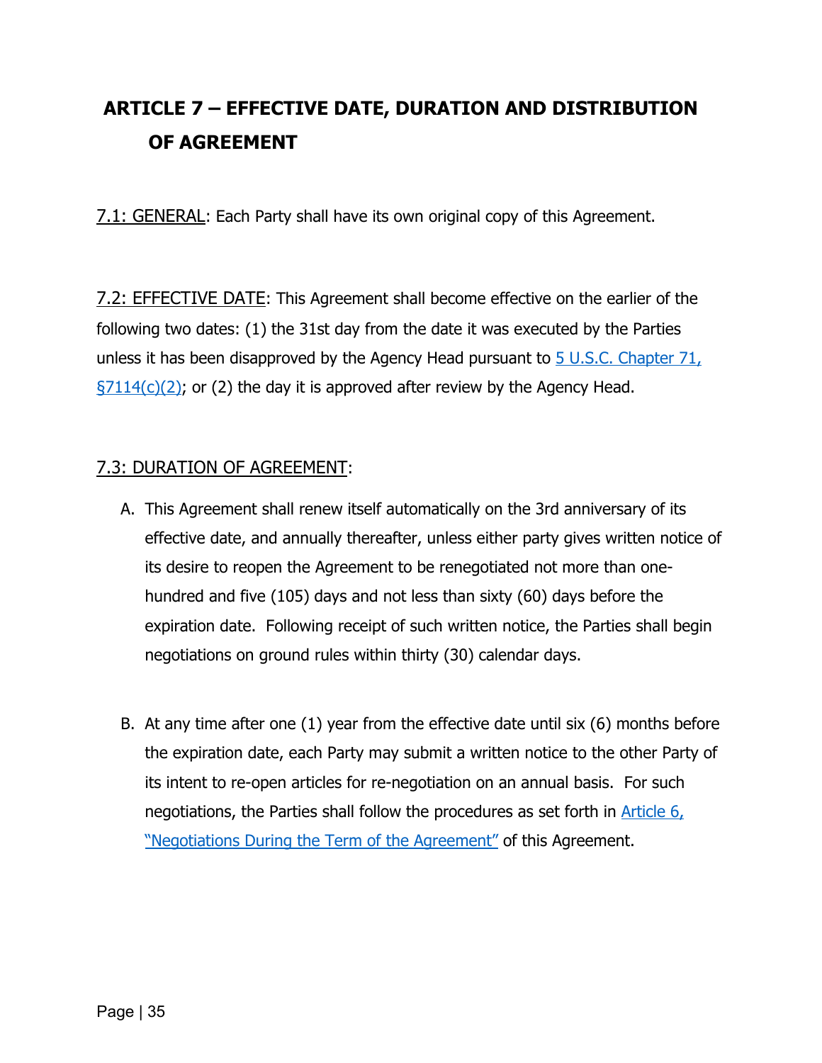## ARTICLE 7 – EFFECTIVE DATE, DURATION AND DISTRIBUTION OF AGREEMENT

7.1: GENERAL: Each Party shall have its own original copy of this Agreement.

7.2: EFFECTIVE DATE: This Agreement shall become effective on the earlier of the following two dates: (1) the 31st day from the date it was executed by the Parties unless it has been disapproved by the Agency Head pursuant to 5 U.S.C. Chapter 71, §7114(c)(2); or (2) the day it is approved after review by the Agency Head.

7.3: DURATION OF AGREEMENT:

A. This Agreement shall renew itself automatically on the 3rd anniversary of its effective date, and annually thereafter, unless either party gives written notice of its desire to reopen the Agreement to be renegotiated not more than one-hundred and five (105) days and not less than sixty (60) days before the expiration date. Following receipt of such written notice, the Parties shall begin negotiations on ground rules within thirty (30) calendar days.

B. At any time after one (1) year from the effective date until six (6) months before the expiration date, each Party may submit a written notice to the other Party of its intent to re-open articles for re-negotiation on an annual basis. For such negotiations, the Parties shall follow the procedures as set forth in Article 6, "Negotiations During the Term of the Agreement" of this Agreement.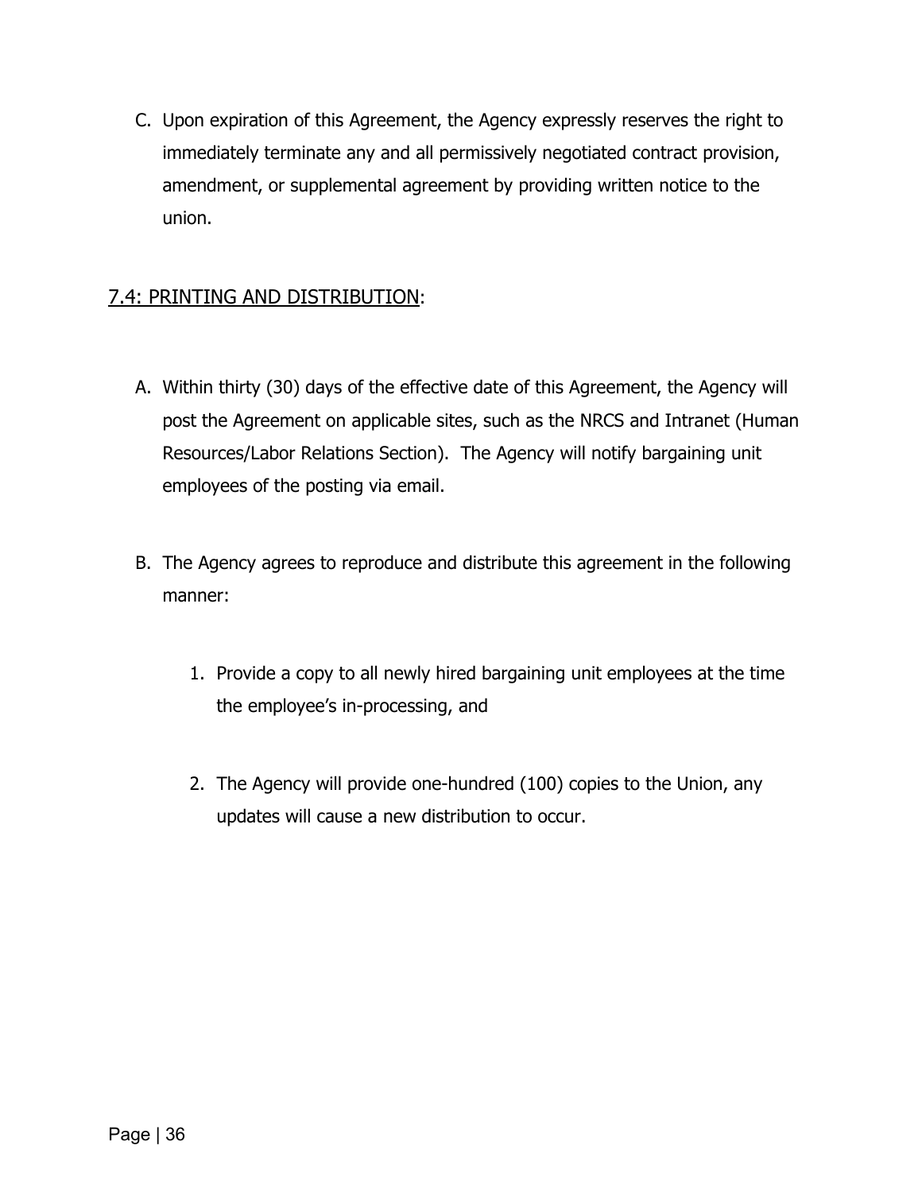C. Upon expiration of this Agreement, the Agency expressly reserves the right to immediately terminate any and all permissively negotiated contract provision, amendment, or supplemental agreement by providing written notice to the union.

## 7.4: PRINTING AND DISTRIBUTION:

A. Within thirty (30) days of the effective date of this Agreement, the Agency will post the Agreement on applicable sites, such as the NRCS and Intranet (Human Resources/Labor Relations Section). The Agency will notify bargaining unit employees of the posting via email.

B. The Agency agrees to reproduce and distribute this agreement in the following manner:

   1. Provide a copy to all newly hired bargaining unit employees at the time the employee's in-processing, and

   2. The Agency will provide one-hundred (100) copies to the Union, any updates will cause a new distribution to occur.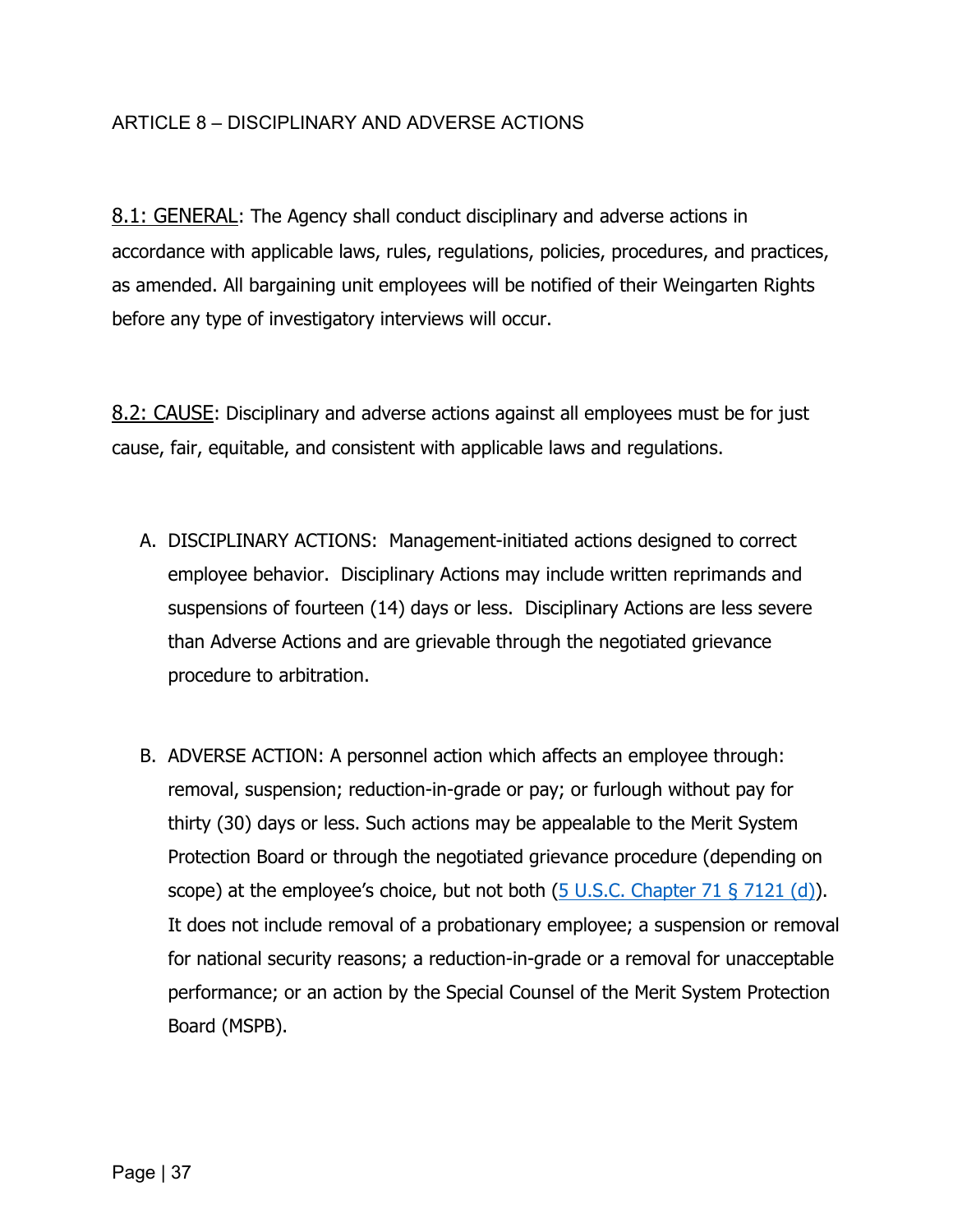## ARTICLE 8 – DISCIPLINARY AND ADVERSE ACTIONS

8.1: GENERAL: The Agency shall conduct disciplinary and adverse actions in accordance with applicable laws, rules, regulations, policies, procedures, and practices, as amended. All bargaining unit employees will be notified of their Weingarten Rights before any type of investigatory interviews will occur.

8.2: CAUSE: Disciplinary and adverse actions against all employees must be for just cause, fair, equitable, and consistent with applicable laws and regulations.

A. DISCIPLINARY ACTIONS: Management-initiated actions designed to correct employee behavior. Disciplinary Actions may include written reprimands and suspensions of fourteen (14) days or less. Disciplinary Actions are less severe than Adverse Actions and are grievable through the negotiated grievance procedure to arbitration.

B. ADVERSE ACTION: A personnel action which affects an employee through: removal, suspension; reduction-in-grade or pay; or furlough without pay for thirty (30) days or less. Such actions may be appealable to the Merit System Protection Board or through the negotiated grievance procedure (depending on scope) at the employee's choice, but not both (5 U.S.C. Chapter 71 § 7121 (d)). It does not include removal of a probationary employee; a suspension or removal for national security reasons; a reduction-in-grade or a removal for unacceptable performance; or an action by the Special Counsel of the Merit System Protection Board (MSPB).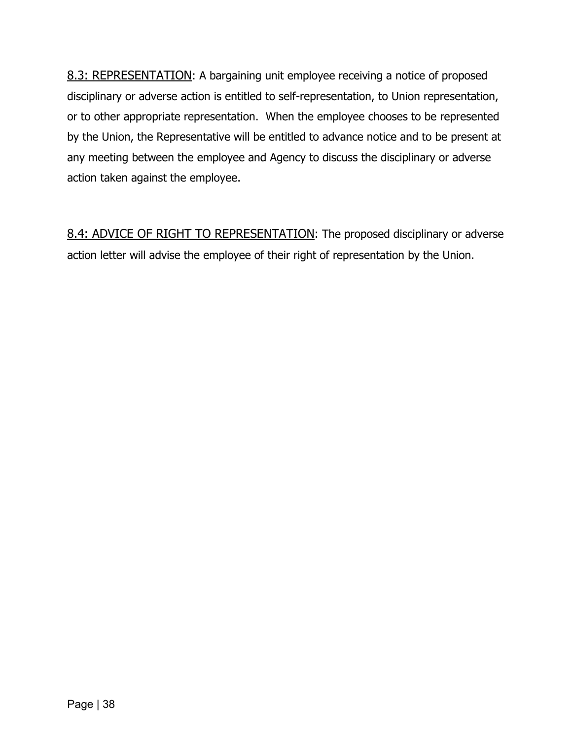<u>8.3: REPRESENTATION</u>: A bargaining unit employee receiving a notice of proposed disciplinary or adverse action is entitled to self-representation, to Union representation, or to other appropriate representation.  When the employee chooses to be represented by the Union, the Representative will be entitled to advance notice and to be present at any meeting between the employee and Agency to discuss the disciplinary or adverse action taken against the employee.

<u>8.4: ADVICE OF RIGHT TO REPRESENTATION</u>: The proposed disciplinary or adverse action letter will advise the employee of their right of representation by the Union.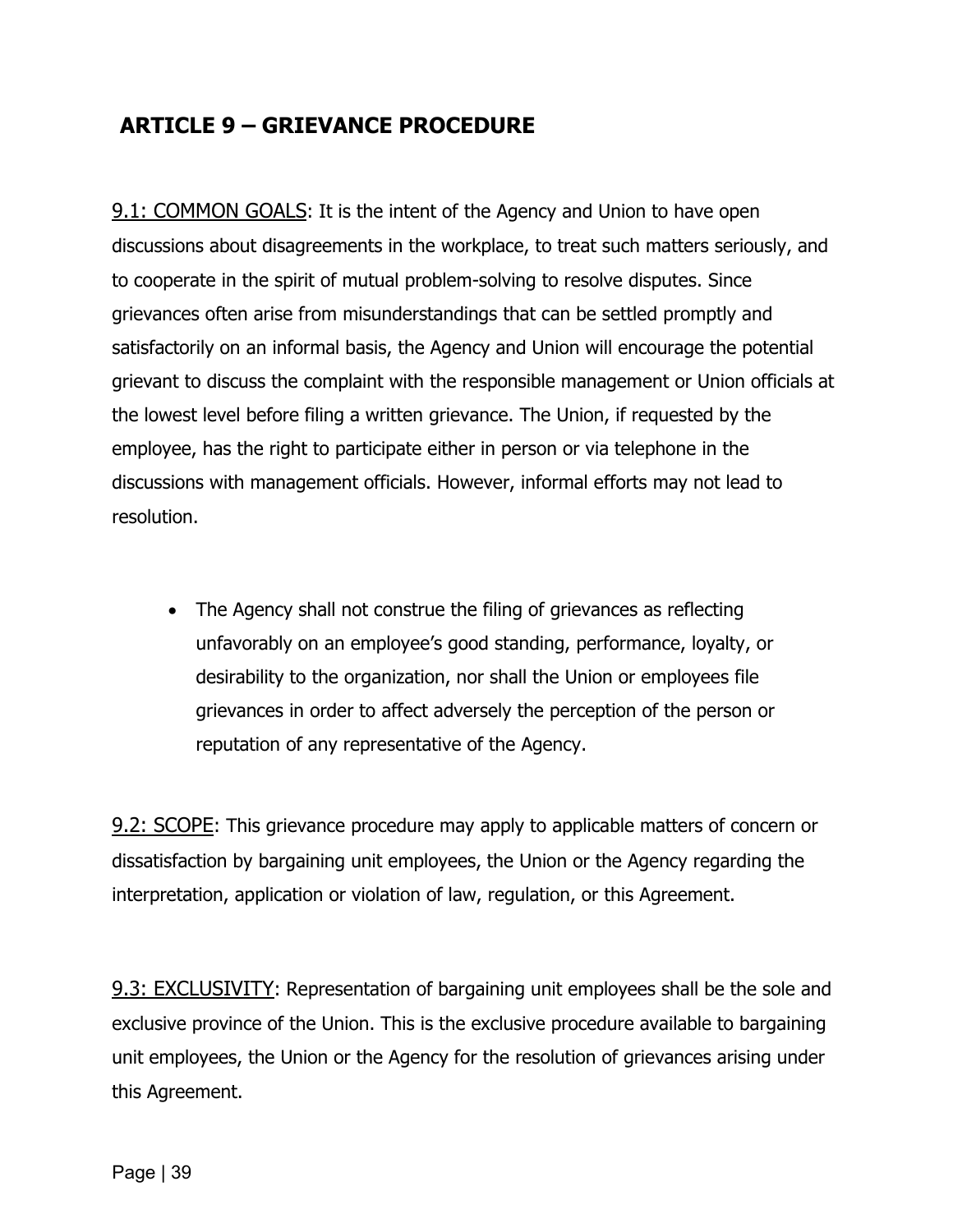## ARTICLE 9 – GRIEVANCE PROCEDURE

9.1: COMMON GOALS: It is the intent of the Agency and Union to have open discussions about disagreements in the workplace, to treat such matters seriously, and to cooperate in the spirit of mutual problem-solving to resolve disputes. Since grievances often arise from misunderstandings that can be settled promptly and satisfactorily on an informal basis, the Agency and Union will encourage the potential grievant to discuss the complaint with the responsible management or Union officials at the lowest level before filing a written grievance. The Union, if requested by the employee, has the right to participate either in person or via telephone in the discussions with management officials. However, informal efforts may not lead to resolution.

- The Agency shall not construe the filing of grievances as reflecting unfavorably on an employee's good standing, performance, loyalty, or desirability to the organization, nor shall the Union or employees file grievances in order to affect adversely the perception of the person or reputation of any representative of the Agency.

9.2: SCOPE: This grievance procedure may apply to applicable matters of concern or dissatisfaction by bargaining unit employees, the Union or the Agency regarding the interpretation, application or violation of law, regulation, or this Agreement.

9.3: EXCLUSIVITY: Representation of bargaining unit employees shall be the sole and exclusive province of the Union. This is the exclusive procedure available to bargaining unit employees, the Union or the Agency for the resolution of grievances arising under this Agreement.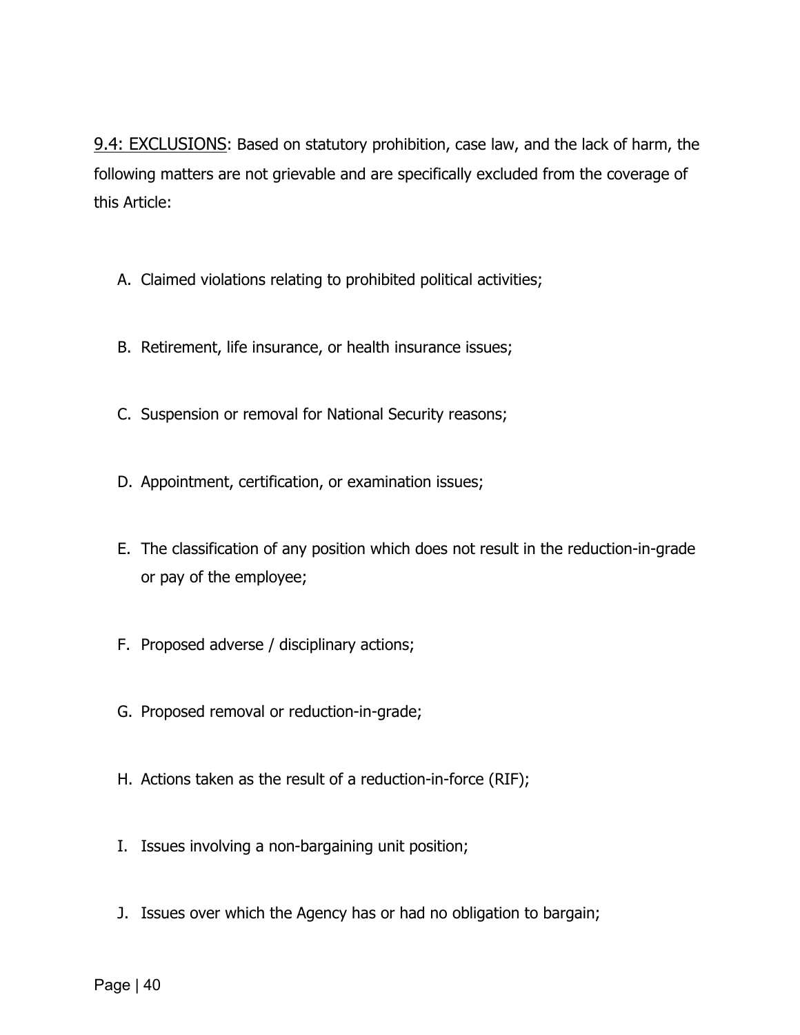<u>9.4: EXCLUSIONS</u>: Based on statutory prohibition, case law, and the lack of harm, the following matters are not grievable and are specifically excluded from the coverage of this Article:

A. Claimed violations relating to prohibited political activities;

B. Retirement, life insurance, or health insurance issues;

C. Suspension or removal for National Security reasons;

D. Appointment, certification, or examination issues;

E. The classification of any position which does not result in the reduction-in-grade or pay of the employee;

F. Proposed adverse / disciplinary actions;

G. Proposed removal or reduction-in-grade;

H. Actions taken as the result of a reduction-in-force (RIF);

I. Issues involving a non-bargaining unit position;

J. Issues over which the Agency has or had no obligation to bargain;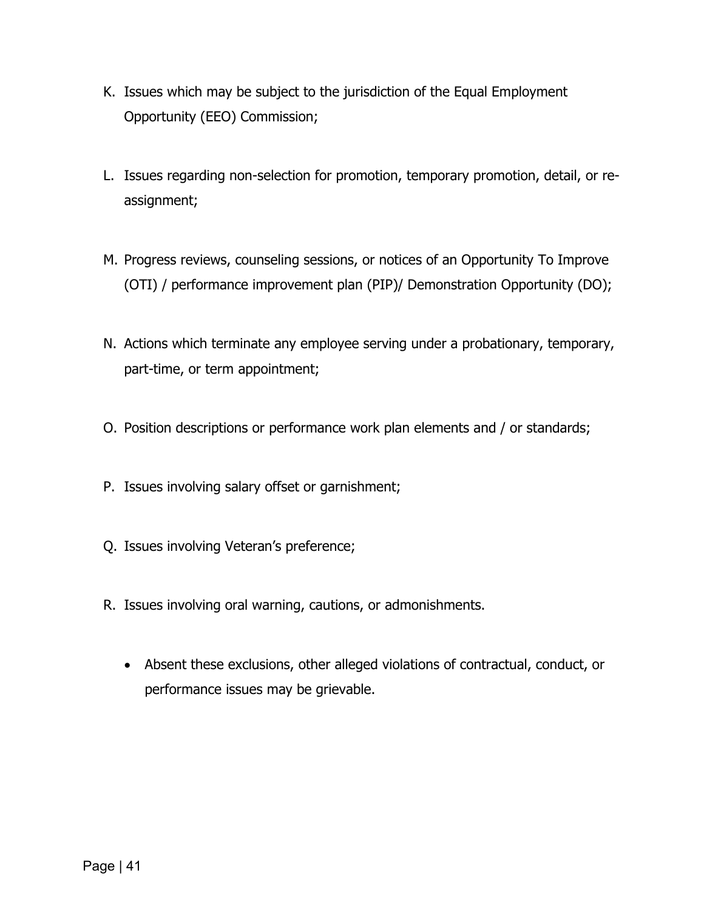K. Issues which may be subject to the jurisdiction of the Equal Employment Opportunity (EEO) Commission;

L. Issues regarding non-selection for promotion, temporary promotion, detail, or re-assignment;

M. Progress reviews, counseling sessions, or notices of an Opportunity To Improve (OTI) / performance improvement plan (PIP)/ Demonstration Opportunity (DO);

N. Actions which terminate any employee serving under a probationary, temporary, part-time, or term appointment;

O. Position descriptions or performance work plan elements and / or standards;

P. Issues involving salary offset or garnishment;

Q. Issues involving Veteran's preference;

R. Issues involving oral warning, cautions, or admonishments.

- Absent these exclusions, other alleged violations of contractual, conduct, or performance issues may be grievable.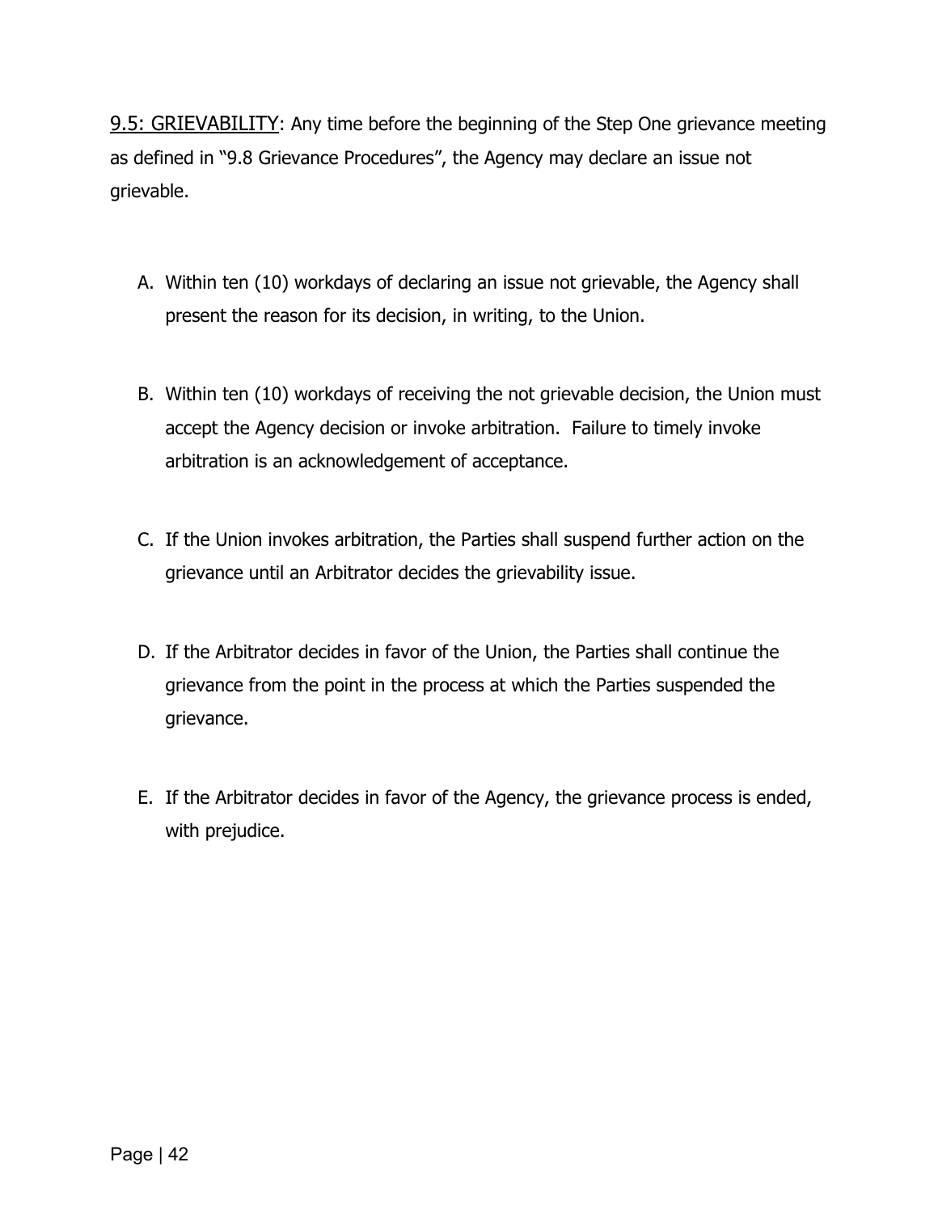<u>9.5: GRIEVABILITY</u>: Any time before the beginning of the Step One grievance meeting as defined in "9.8 Grievance Procedures", the Agency may declare an issue not grievable.

A. Within ten (10) workdays of declaring an issue not grievable, the Agency shall present the reason for its decision, in writing, to the Union.

B. Within ten (10) workdays of receiving the not grievable decision, the Union must accept the Agency decision or invoke arbitration. Failure to timely invoke arbitration is an acknowledgement of acceptance.

C. If the Union invokes arbitration, the Parties shall suspend further action on the grievance until an Arbitrator decides the grievability issue.

D. If the Arbitrator decides in favor of the Union, the Parties shall continue the grievance from the point in the process at which the Parties suspended the grievance.

E. If the Arbitrator decides in favor of the Agency, the grievance process is ended, with prejudice.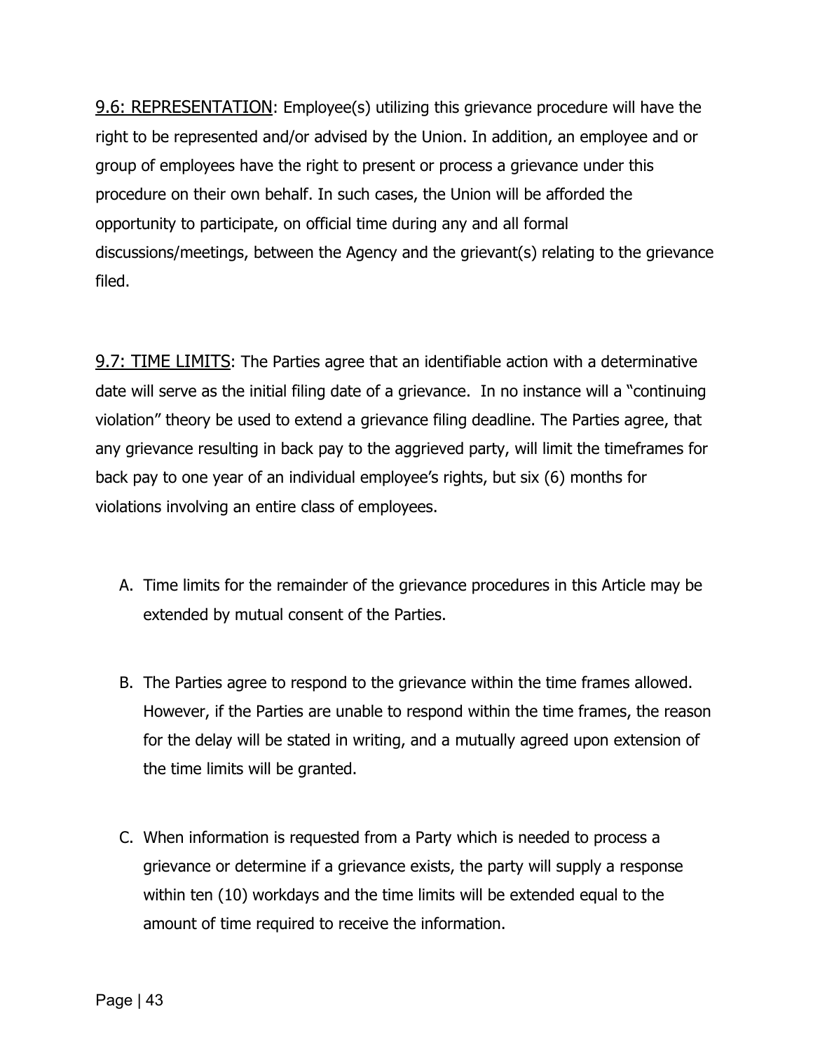<u>9.6: REPRESENTATION</u>: Employee(s) utilizing this grievance procedure will have the right to be represented and/or advised by the Union. In addition, an employee and or group of employees have the right to present or process a grievance under this procedure on their own behalf. In such cases, the Union will be afforded the opportunity to participate, on official time during any and all formal discussions/meetings, between the Agency and the grievant(s) relating to the grievance filed.

<u>9.7: TIME LIMITS</u>: The Parties agree that an identifiable action with a determinative date will serve as the initial filing date of a grievance. In no instance will a "continuing violation" theory be used to extend a grievance filing deadline. The Parties agree, that any grievance resulting in back pay to the aggrieved party, will limit the timeframes for back pay to one year of an individual employee's rights, but six (6) months for violations involving an entire class of employees.

A. Time limits for the remainder of the grievance procedures in this Article may be extended by mutual consent of the Parties.

B. The Parties agree to respond to the grievance within the time frames allowed. However, if the Parties are unable to respond within the time frames, the reason for the delay will be stated in writing, and a mutually agreed upon extension of the time limits will be granted.

C. When information is requested from a Party which is needed to process a grievance or determine if a grievance exists, the party will supply a response within ten (10) workdays and the time limits will be extended equal to the amount of time required to receive the information.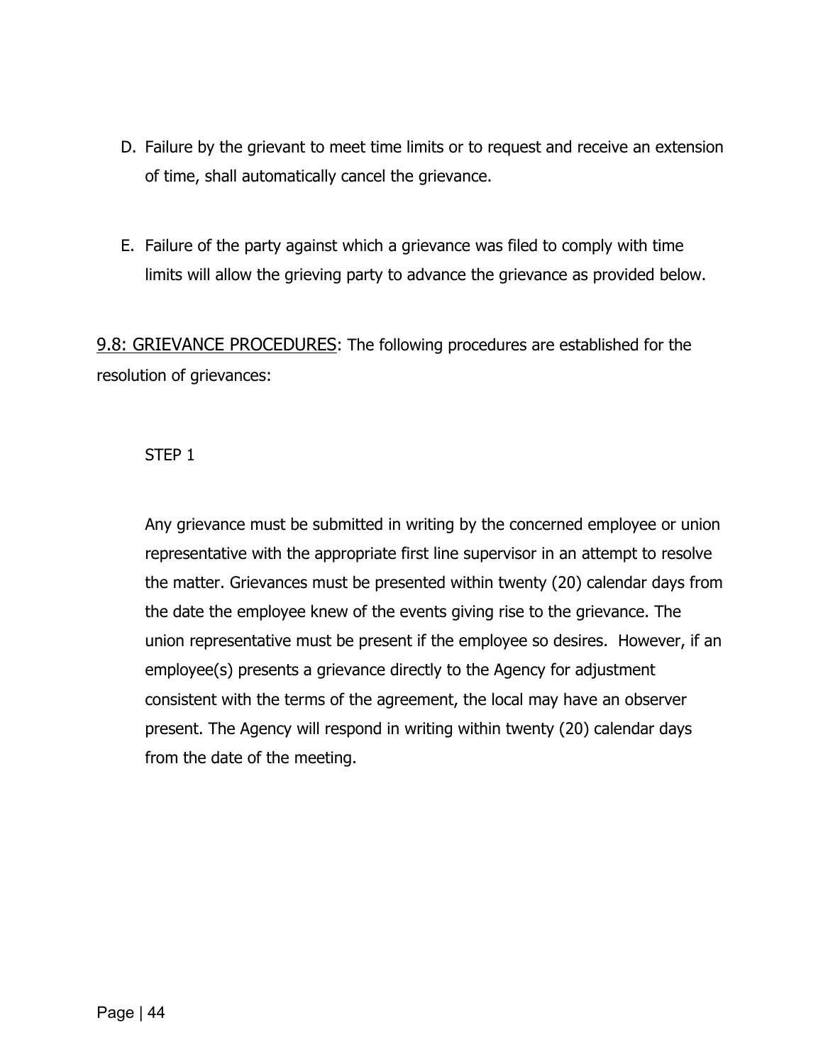D. Failure by the grievant to meet time limits or to request and receive an extension of time, shall automatically cancel the grievance.

E. Failure of the party against which a grievance was filed to comply with time limits will allow the grieving party to advance the grievance as provided below.

9.8: GRIEVANCE PROCEDURES: The following procedures are established for the resolution of grievances:

STEP 1

Any grievance must be submitted in writing by the concerned employee or union representative with the appropriate first line supervisor in an attempt to resolve the matter. Grievances must be presented within twenty (20) calendar days from the date the employee knew of the events giving rise to the grievance. The union representative must be present if the employee so desires. However, if an employee(s) presents a grievance directly to the Agency for adjustment consistent with the terms of the agreement, the local may have an observer present. The Agency will respond in writing within twenty (20) calendar days from the date of the meeting.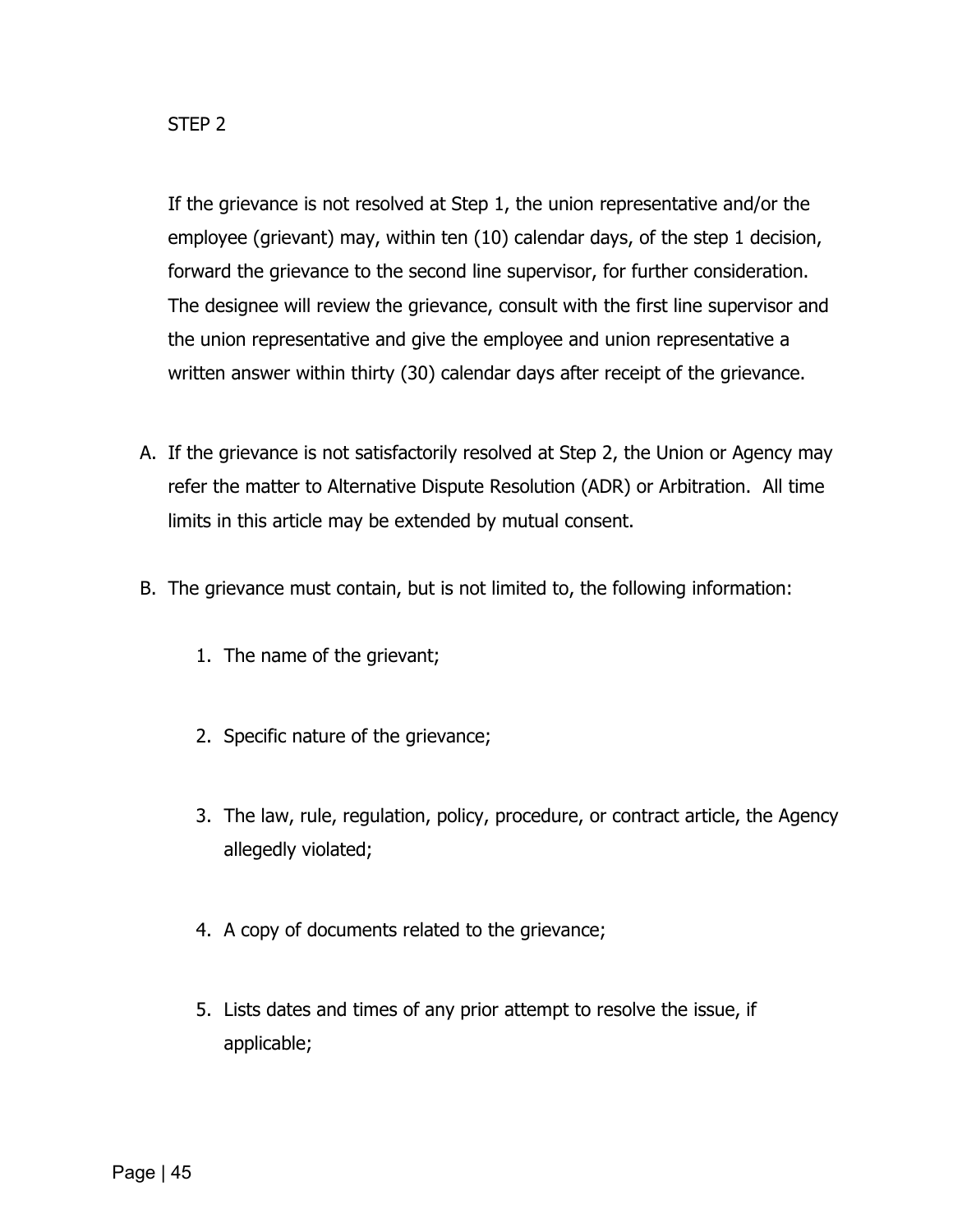STEP 2

If the grievance is not resolved at Step 1, the union representative and/or the employee (grievant) may, within ten (10) calendar days, of the step 1 decision, forward the grievance to the second line supervisor, for further consideration. The designee will review the grievance, consult with the first line supervisor and the union representative and give the employee and union representative a written answer within thirty (30) calendar days after receipt of the grievance.

A. If the grievance is not satisfactorily resolved at Step 2, the Union or Agency may refer the matter to Alternative Dispute Resolution (ADR) or Arbitration. All time limits in this article may be extended by mutual consent.

B. The grievance must contain, but is not limited to, the following information:

   1. The name of the grievant;

   2. Specific nature of the grievance;

   3. The law, rule, regulation, policy, procedure, or contract article, the Agency allegedly violated;

   4. A copy of documents related to the grievance;

   5. Lists dates and times of any prior attempt to resolve the issue, if applicable;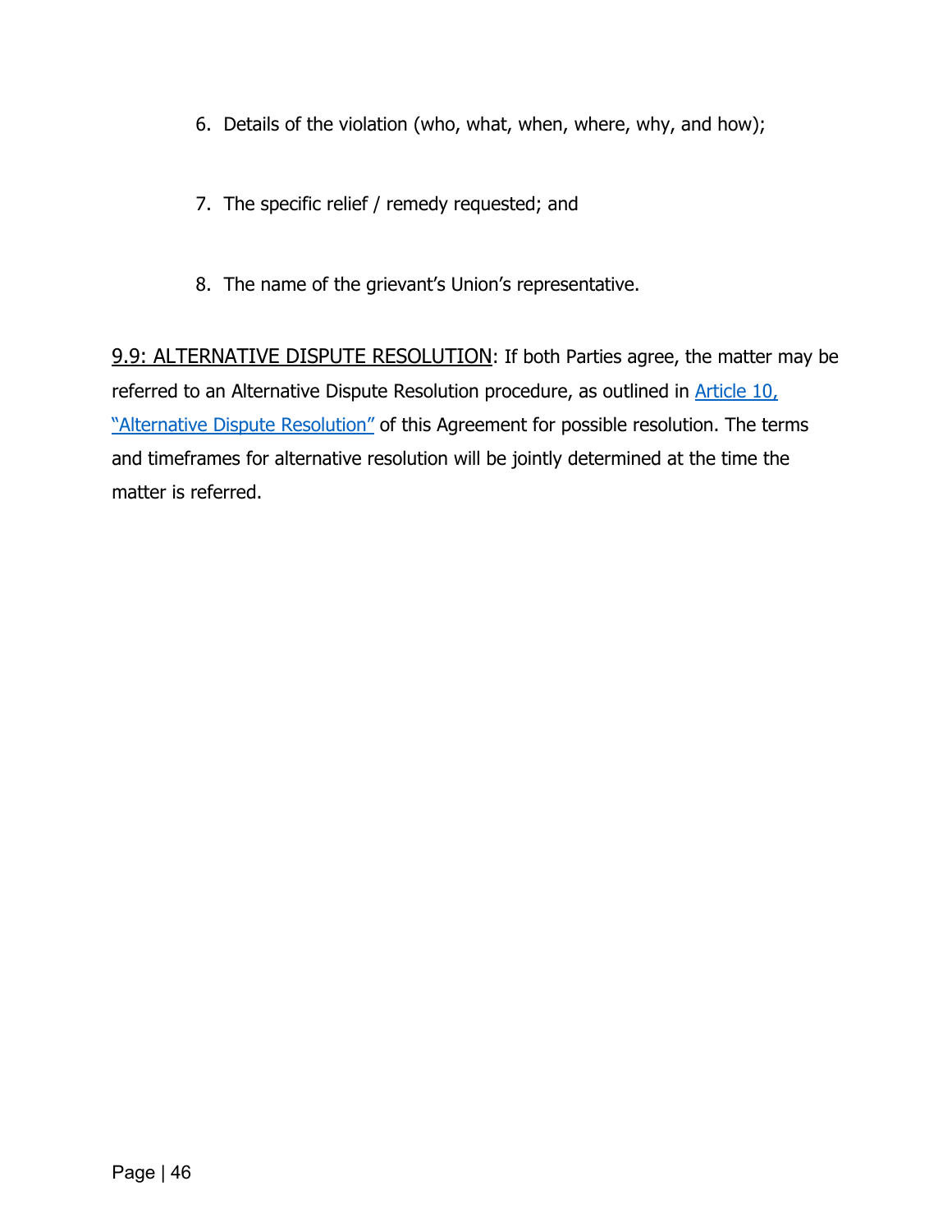6. Details of the violation (who, what, when, where, why, and how);

7. The specific relief / remedy requested; and

8. The name of the grievant's Union's representative.

<u>9.9: ALTERNATIVE DISPUTE RESOLUTION</u>: If both Parties agree, the matter may be referred to an Alternative Dispute Resolution procedure, as outlined in [Article 10, "Alternative Dispute Resolution"] of this Agreement for possible resolution. The terms and timeframes for alternative resolution will be jointly determined at the time the matter is referred.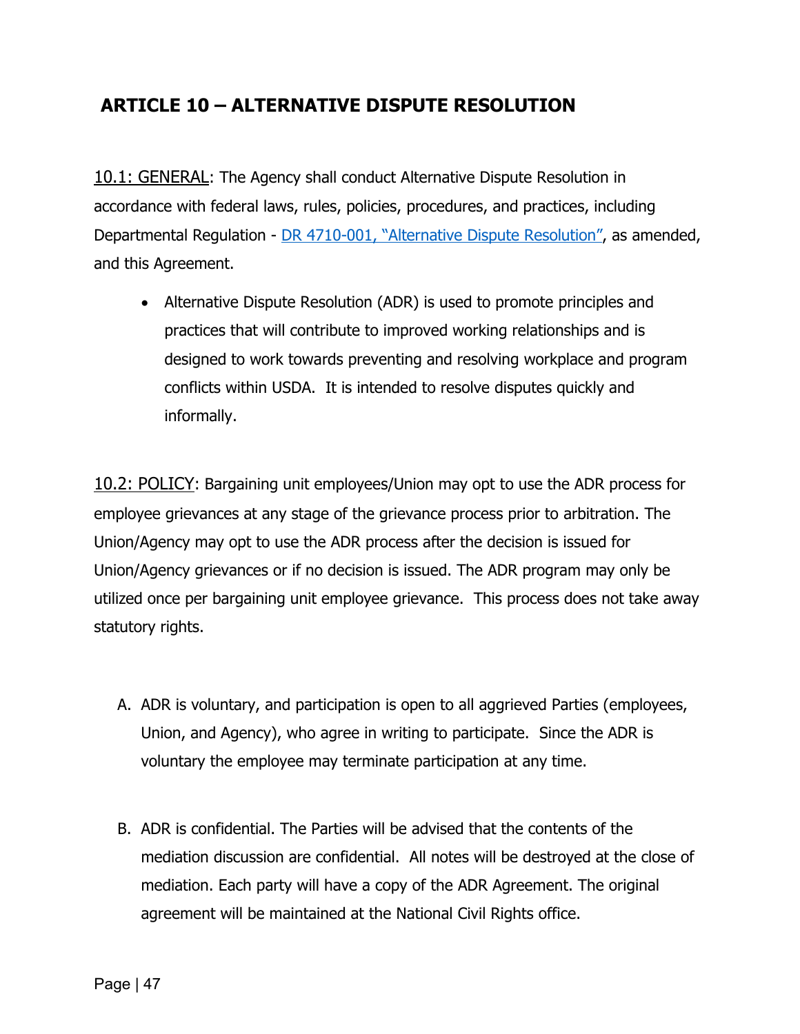## ARTICLE 10 – ALTERNATIVE DISPUTE RESOLUTION

10.1: GENERAL: The Agency shall conduct Alternative Dispute Resolution in accordance with federal laws, rules, policies, procedures, and practices, including Departmental Regulation - [DR 4710-001, "Alternative Dispute Resolution"](), as amended, and this Agreement.

- Alternative Dispute Resolution (ADR) is used to promote principles and practices that will contribute to improved working relationships and is designed to work towards preventing and resolving workplace and program conflicts within USDA. It is intended to resolve disputes quickly and informally.

10.2: POLICY: Bargaining unit employees/Union may opt to use the ADR process for employee grievances at any stage of the grievance process prior to arbitration. The Union/Agency may opt to use the ADR process after the decision is issued for Union/Agency grievances or if no decision is issued. The ADR program may only be utilized once per bargaining unit employee grievance. This process does not take away statutory rights.

A. ADR is voluntary, and participation is open to all aggrieved Parties (employees, Union, and Agency), who agree in writing to participate. Since the ADR is voluntary the employee may terminate participation at any time.

B. ADR is confidential. The Parties will be advised that the contents of the mediation discussion are confidential. All notes will be destroyed at the close of mediation. Each party will have a copy of the ADR Agreement. The original agreement will be maintained at the National Civil Rights office.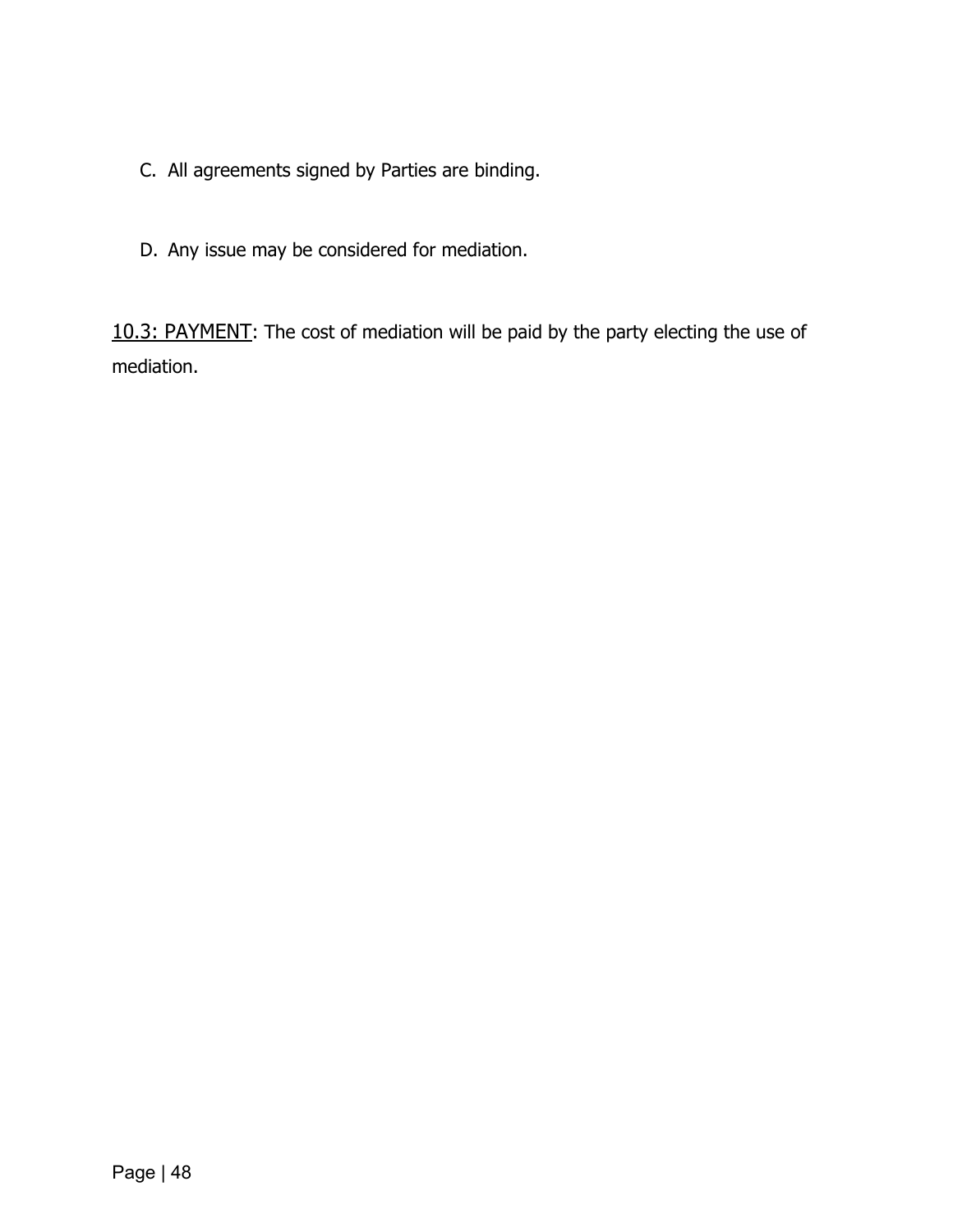C. All agreements signed by Parties are binding.

D. Any issue may be considered for mediation.

<u>10.3: PAYMENT</u>: The cost of mediation will be paid by the party electing the use of mediation.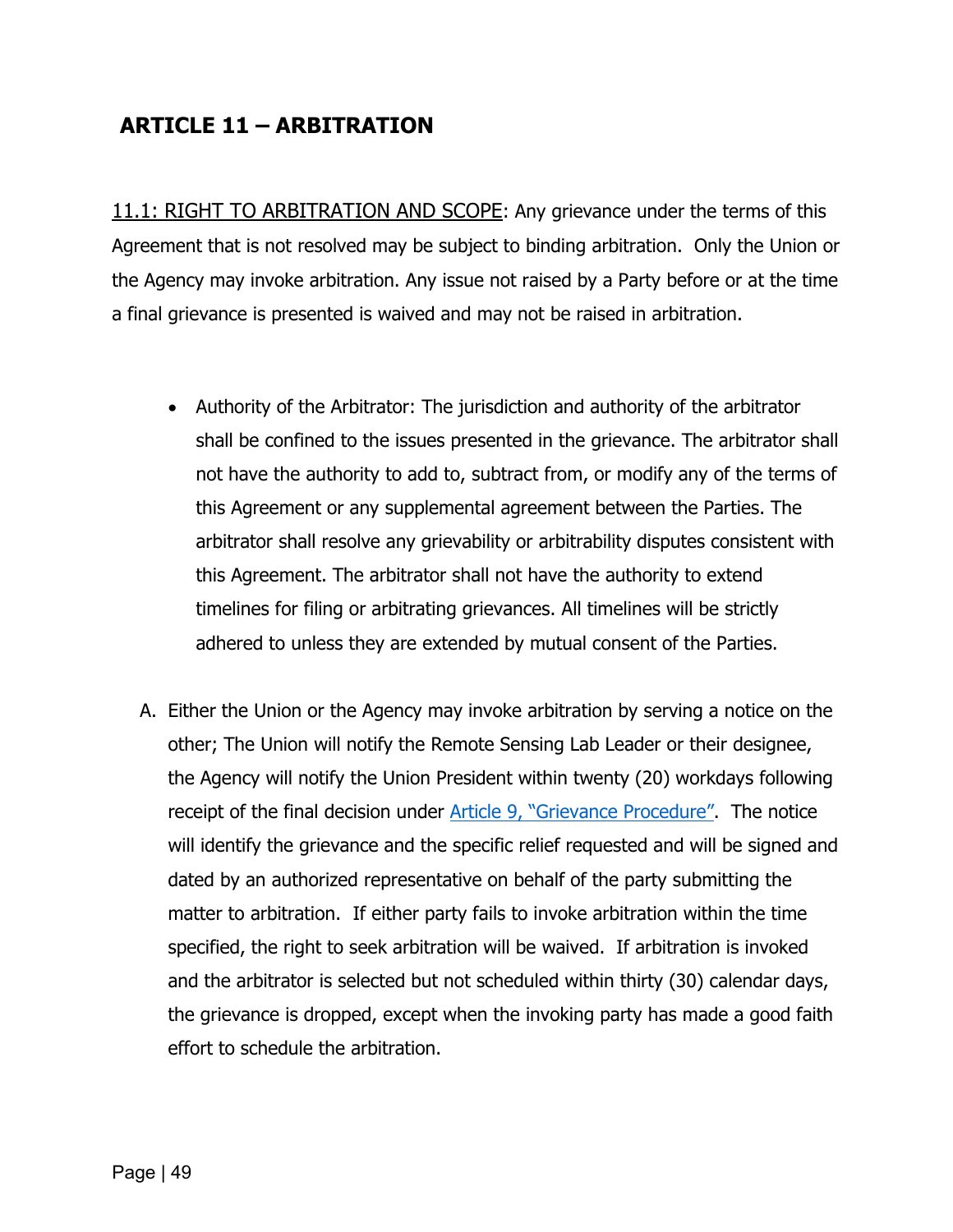## ARTICLE 11 – ARBITRATION

<u>11.1: RIGHT TO ARBITRATION AND SCOPE</u>: Any grievance under the terms of this Agreement that is not resolved may be subject to binding arbitration. Only the Union or the Agency may invoke arbitration. Any issue not raised by a Party before or at the time a final grievance is presented is waived and may not be raised in arbitration.

- Authority of the Arbitrator: The jurisdiction and authority of the arbitrator shall be confined to the issues presented in the grievance. The arbitrator shall not have the authority to add to, subtract from, or modify any of the terms of this Agreement or any supplemental agreement between the Parties. The arbitrator shall resolve any grievability or arbitrability disputes consistent with this Agreement. The arbitrator shall not have the authority to extend timelines for filing or arbitrating grievances. All timelines will be strictly adhered to unless they are extended by mutual consent of the Parties.

A. Either the Union or the Agency may invoke arbitration by serving a notice on the other; The Union will notify the Remote Sensing Lab Leader or their designee, the Agency will notify the Union President within twenty (20) workdays following receipt of the final decision under Article 9, "Grievance Procedure". The notice will identify the grievance and the specific relief requested and will be signed and dated by an authorized representative on behalf of the party submitting the matter to arbitration. If either party fails to invoke arbitration within the time specified, the right to seek arbitration will be waived. If arbitration is invoked and the arbitrator is selected but not scheduled within thirty (30) calendar days, the grievance is dropped, except when the invoking party has made a good faith effort to schedule the arbitration.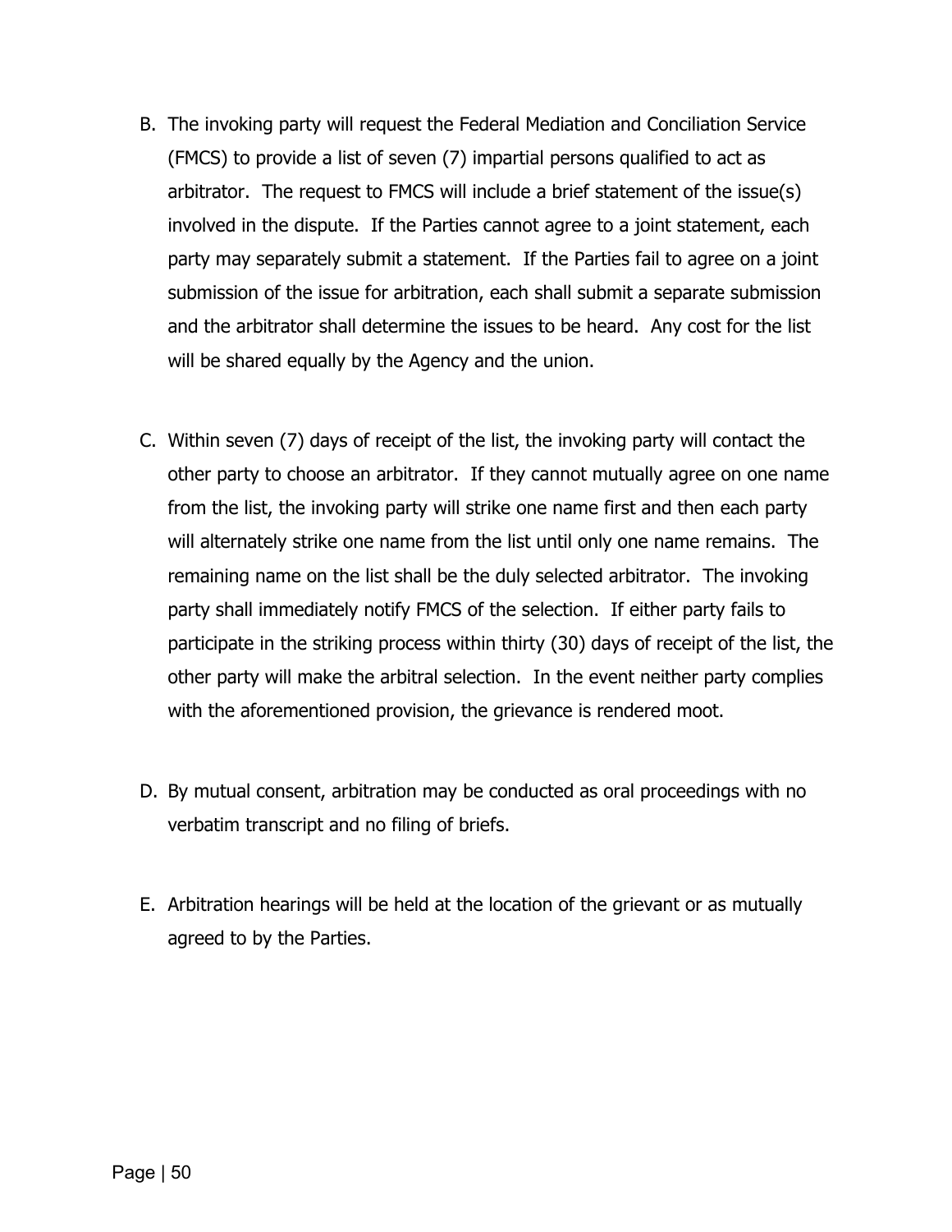B. The invoking party will request the Federal Mediation and Conciliation Service (FMCS) to provide a list of seven (7) impartial persons qualified to act as arbitrator. The request to FMCS will include a brief statement of the issue(s) involved in the dispute. If the Parties cannot agree to a joint statement, each party may separately submit a statement. If the Parties fail to agree on a joint submission of the issue for arbitration, each shall submit a separate submission and the arbitrator shall determine the issues to be heard. Any cost for the list will be shared equally by the Agency and the union.

C. Within seven (7) days of receipt of the list, the invoking party will contact the other party to choose an arbitrator. If they cannot mutually agree on one name from the list, the invoking party will strike one name first and then each party will alternately strike one name from the list until only one name remains. The remaining name on the list shall be the duly selected arbitrator. The invoking party shall immediately notify FMCS of the selection. If either party fails to participate in the striking process within thirty (30) days of receipt of the list, the other party will make the arbitral selection. In the event neither party complies with the aforementioned provision, the grievance is rendered moot.

D. By mutual consent, arbitration may be conducted as oral proceedings with no verbatim transcript and no filing of briefs.

E. Arbitration hearings will be held at the location of the grievant or as mutually agreed to by the Parties.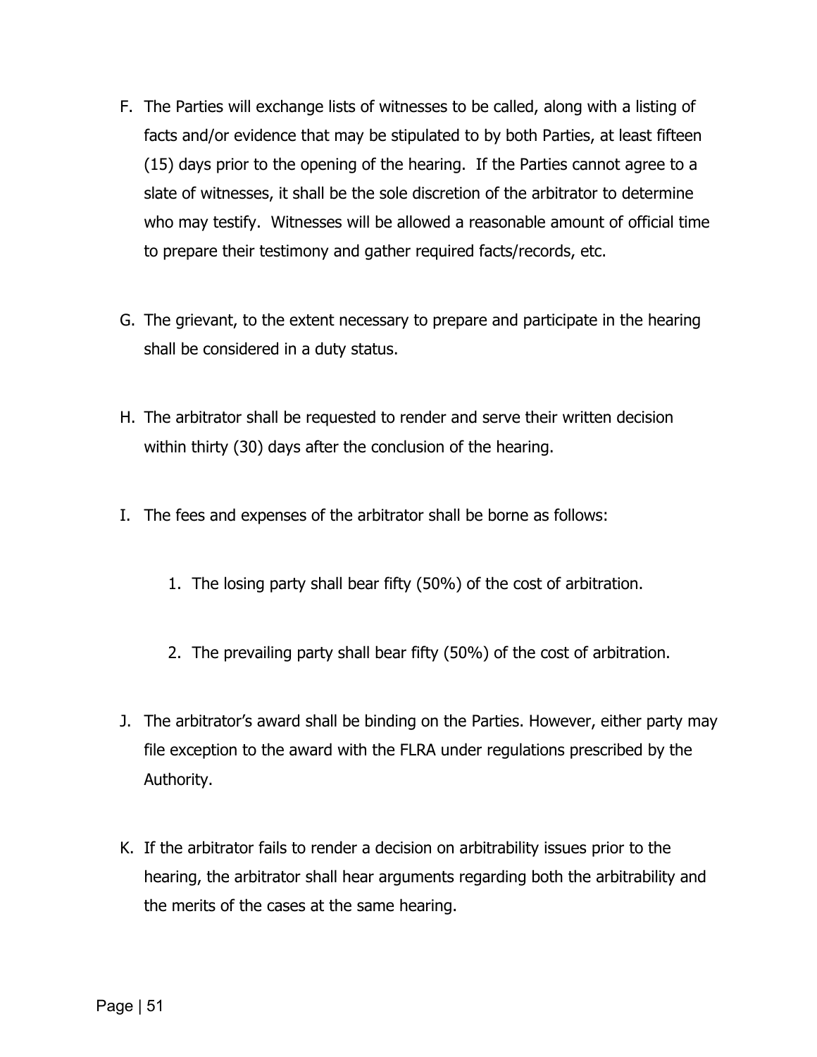F. The Parties will exchange lists of witnesses to be called, along with a listing of facts and/or evidence that may be stipulated to by both Parties, at least fifteen (15) days prior to the opening of the hearing. If the Parties cannot agree to a slate of witnesses, it shall be the sole discretion of the arbitrator to determine who may testify. Witnesses will be allowed a reasonable amount of official time to prepare their testimony and gather required facts/records, etc.

G. The grievant, to the extent necessary to prepare and participate in the hearing shall be considered in a duty status.

H. The arbitrator shall be requested to render and serve their written decision within thirty (30) days after the conclusion of the hearing.

I. The fees and expenses of the arbitrator shall be borne as follows:

   1. The losing party shall bear fifty (50%) of the cost of arbitration.

   2. The prevailing party shall bear fifty (50%) of the cost of arbitration.

J. The arbitrator's award shall be binding on the Parties. However, either party may file exception to the award with the FLRA under regulations prescribed by the Authority.

K. If the arbitrator fails to render a decision on arbitrability issues prior to the hearing, the arbitrator shall hear arguments regarding both the arbitrability and the merits of the cases at the same hearing.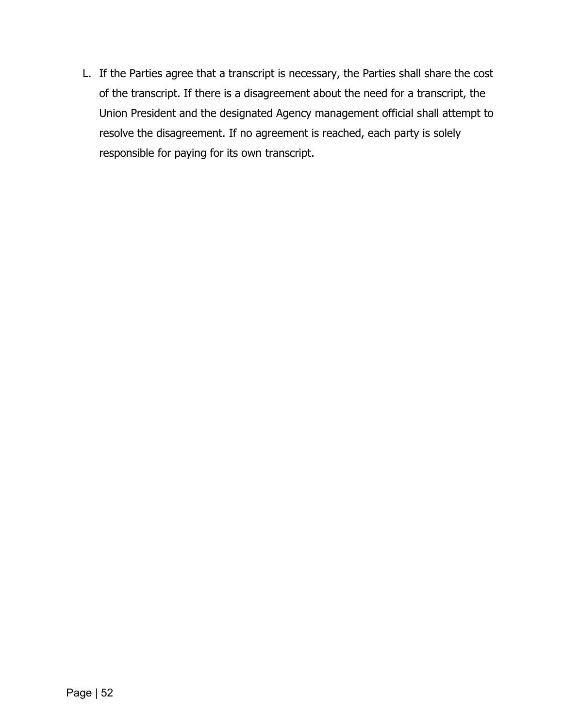L. If the Parties agree that a transcript is necessary, the Parties shall share the cost of the transcript. If there is a disagreement about the need for a transcript, the Union President and the designated Agency management official shall attempt to resolve the disagreement. If no agreement is reached, each party is solely responsible for paying for its own transcript.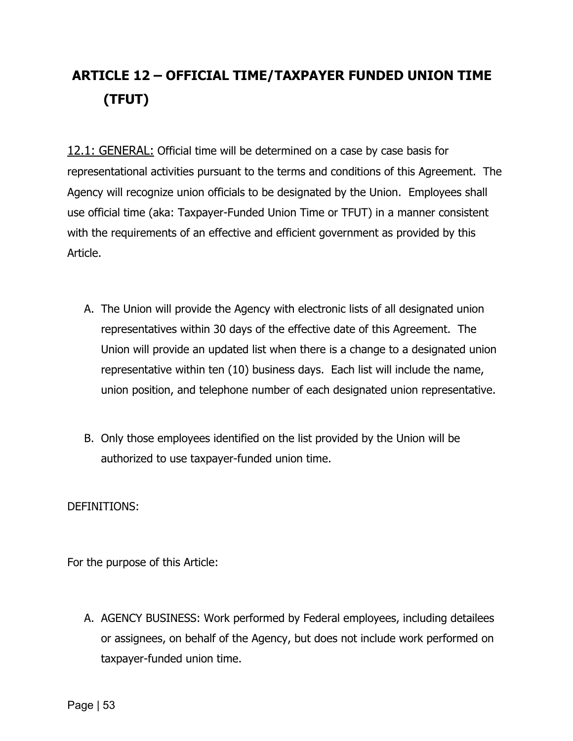# ARTICLE 12 – OFFICIAL TIME/TAXPAYER FUNDED UNION TIME (TFUT)

12.1: GENERAL: Official time will be determined on a case by case basis for representational activities pursuant to the terms and conditions of this Agreement. The Agency will recognize union officials to be designated by the Union. Employees shall use official time (aka: Taxpayer-Funded Union Time or TFUT) in a manner consistent with the requirements of an effective and efficient government as provided by this Article.

A. The Union will provide the Agency with electronic lists of all designated union representatives within 30 days of the effective date of this Agreement. The Union will provide an updated list when there is a change to a designated union representative within ten (10) business days. Each list will include the name, union position, and telephone number of each designated union representative.

B. Only those employees identified on the list provided by the Union will be authorized to use taxpayer-funded union time.

DEFINITIONS:

For the purpose of this Article:

A. AGENCY BUSINESS: Work performed by Federal employees, including detailees or assignees, on behalf of the Agency, but does not include work performed on taxpayer-funded union time.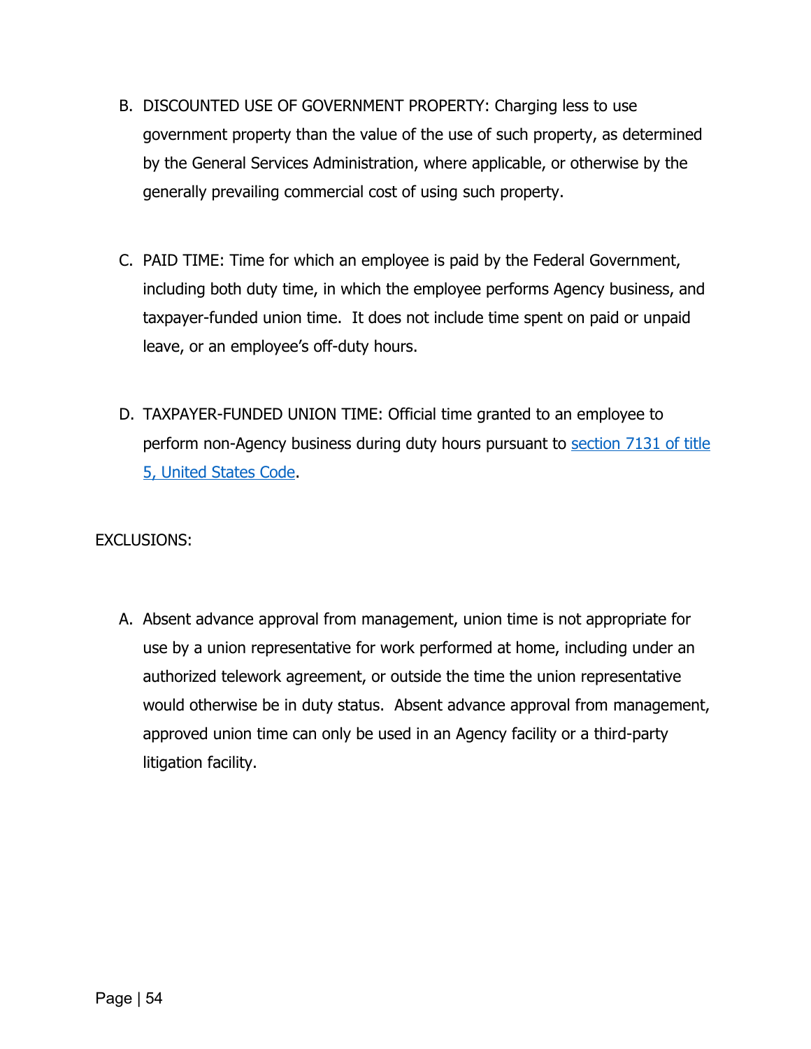B. DISCOUNTED USE OF GOVERNMENT PROPERTY: Charging less to use government property than the value of the use of such property, as determined by the General Services Administration, where applicable, or otherwise by the generally prevailing commercial cost of using such property.

C. PAID TIME: Time for which an employee is paid by the Federal Government, including both duty time, in which the employee performs Agency business, and taxpayer-funded union time. It does not include time spent on paid or unpaid leave, or an employee's off-duty hours.

D. TAXPAYER-FUNDED UNION TIME: Official time granted to an employee to perform non-Agency business during duty hours pursuant to [section 7131 of title 5, United States Code](#).

EXCLUSIONS:

A. Absent advance approval from management, union time is not appropriate for use by a union representative for work performed at home, including under an authorized telework agreement, or outside the time the union representative would otherwise be in duty status. Absent advance approval from management, approved union time can only be used in an Agency facility or a third-party litigation facility.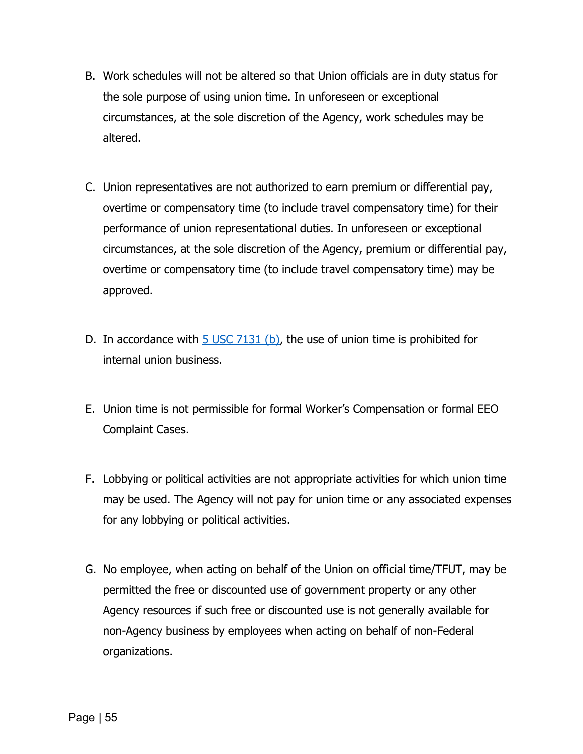B. Work schedules will not be altered so that Union officials are in duty status for the sole purpose of using union time. In unforeseen or exceptional circumstances, at the sole discretion of the Agency, work schedules may be altered.

C. Union representatives are not authorized to earn premium or differential pay, overtime or compensatory time (to include travel compensatory time) for their performance of union representational duties. In unforeseen or exceptional circumstances, at the sole discretion of the Agency, premium or differential pay, overtime or compensatory time (to include travel compensatory time) may be approved.

D. In accordance with 5 USC 7131 (b), the use of union time is prohibited for internal union business.

E. Union time is not permissible for formal Worker's Compensation or formal EEO Complaint Cases.

F. Lobbying or political activities are not appropriate activities for which union time may be used. The Agency will not pay for union time or any associated expenses for any lobbying or political activities.

G. No employee, when acting on behalf of the Union on official time/TFUT, may be permitted the free or discounted use of government property or any other Agency resources if such free or discounted use is not generally available for non-Agency business by employees when acting on behalf of non-Federal organizations.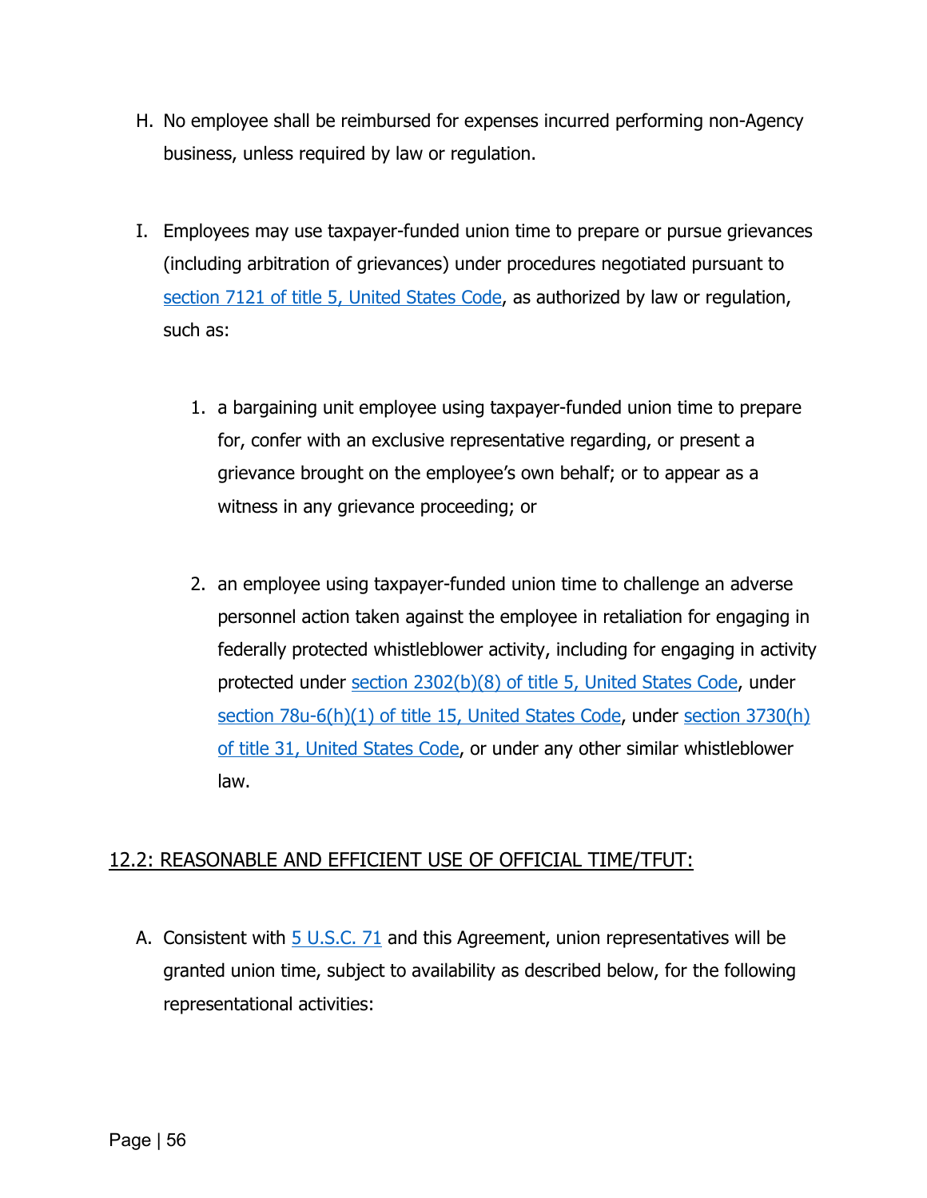H. No employee shall be reimbursed for expenses incurred performing non-Agency business, unless required by law or regulation.

I. Employees may use taxpayer-funded union time to prepare or pursue grievances (including arbitration of grievances) under procedures negotiated pursuant to section 7121 of title 5, United States Code, as authorized by law or regulation, such as:

   1. a bargaining unit employee using taxpayer-funded union time to prepare for, confer with an exclusive representative regarding, or present a grievance brought on the employee's own behalf; or to appear as a witness in any grievance proceeding; or

   2. an employee using taxpayer-funded union time to challenge an adverse personnel action taken against the employee in retaliation for engaging in federally protected whistleblower activity, including for engaging in activity protected under section 2302(b)(8) of title 5, United States Code, under section 78u-6(h)(1) of title 15, United States Code, under section 3730(h) of title 31, United States Code, or under any other similar whistleblower law.

## 12.2: REASONABLE AND EFFICIENT USE OF OFFICIAL TIME/TFUT:

A. Consistent with 5 U.S.C. 71 and this Agreement, union representatives will be granted union time, subject to availability as described below, for the following representational activities: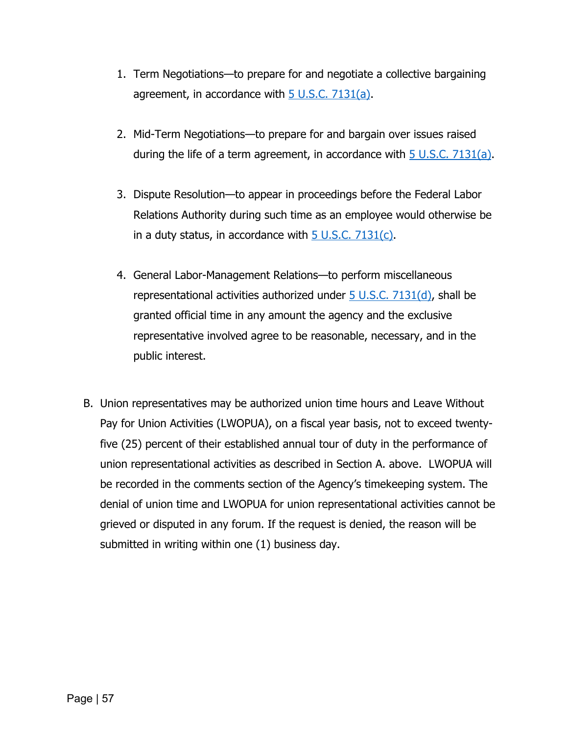1. Term Negotiations—to prepare for and negotiate a collective bargaining agreement, in accordance with [5 U.S.C. 7131(a)](#).

2. Mid-Term Negotiations—to prepare for and bargain over issues raised during the life of a term agreement, in accordance with [5 U.S.C. 7131(a)](#).

3. Dispute Resolution—to appear in proceedings before the Federal Labor Relations Authority during such time as an employee would otherwise be in a duty status, in accordance with [5 U.S.C. 7131(c)](#).

4. General Labor-Management Relations—to perform miscellaneous representational activities authorized under [5 U.S.C. 7131(d)](#), shall be granted official time in any amount the agency and the exclusive representative involved agree to be reasonable, necessary, and in the public interest.

B. Union representatives may be authorized union time hours and Leave Without Pay for Union Activities (LWOPUA), on a fiscal year basis, not to exceed twenty-five (25) percent of their established annual tour of duty in the performance of union representational activities as described in Section A. above. LWOPUA will be recorded in the comments section of the Agency's timekeeping system. The denial of union time and LWOPUA for union representational activities cannot be grieved or disputed in any forum. If the request is denied, the reason will be submitted in writing within one (1) business day.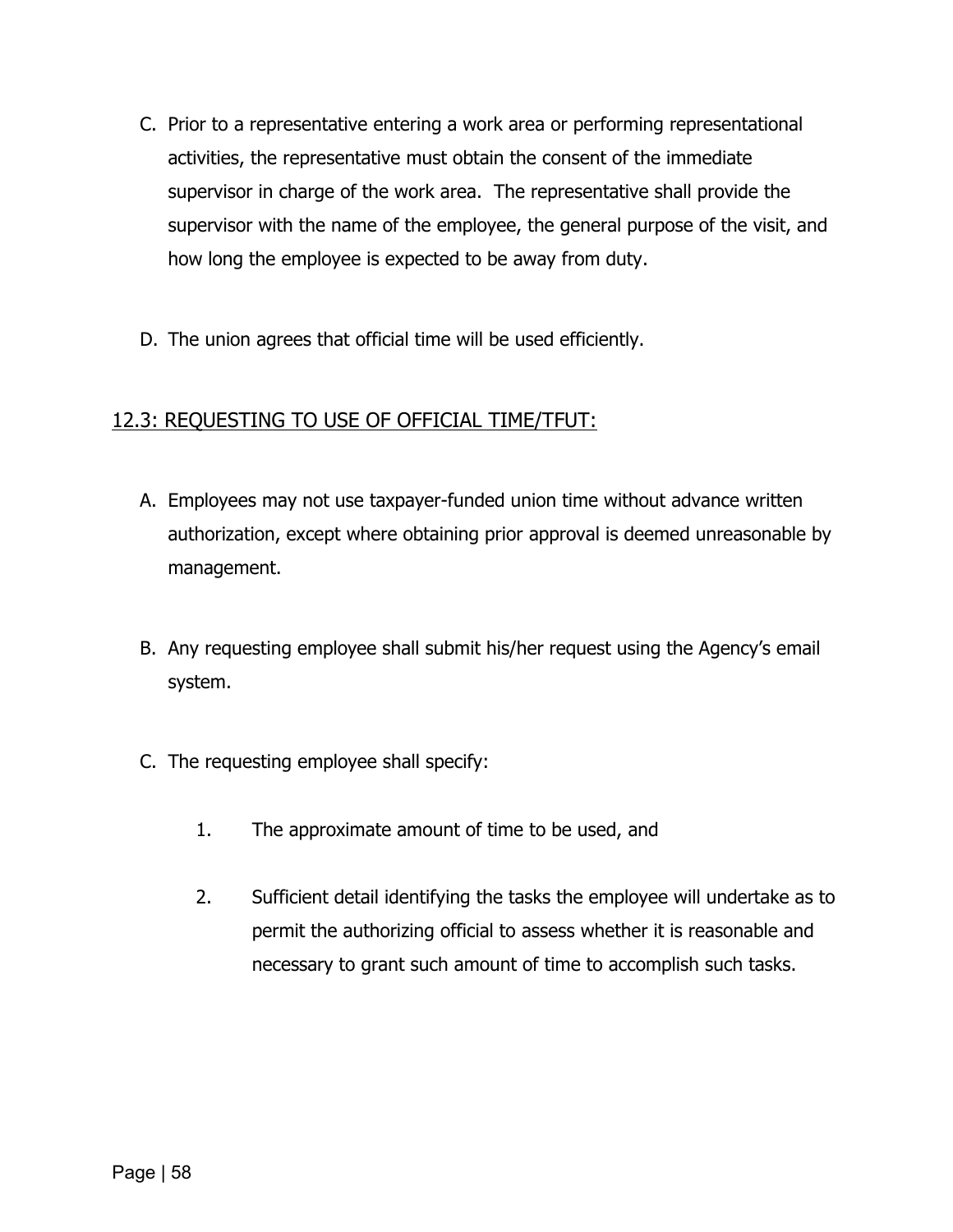C. Prior to a representative entering a work area or performing representational activities, the representative must obtain the consent of the immediate supervisor in charge of the work area. The representative shall provide the supervisor with the name of the employee, the general purpose of the visit, and how long the employee is expected to be away from duty.

D. The union agrees that official time will be used efficiently.

## 12.3: REQUESTING TO USE OF OFFICIAL TIME/TFUT:

A. Employees may not use taxpayer-funded union time without advance written authorization, except where obtaining prior approval is deemed unreasonable by management.

B. Any requesting employee shall submit his/her request using the Agency's email system.

C. The requesting employee shall specify:

1. The approximate amount of time to be used, and

2. Sufficient detail identifying the tasks the employee will undertake as to permit the authorizing official to assess whether it is reasonable and necessary to grant such amount of time to accomplish such tasks.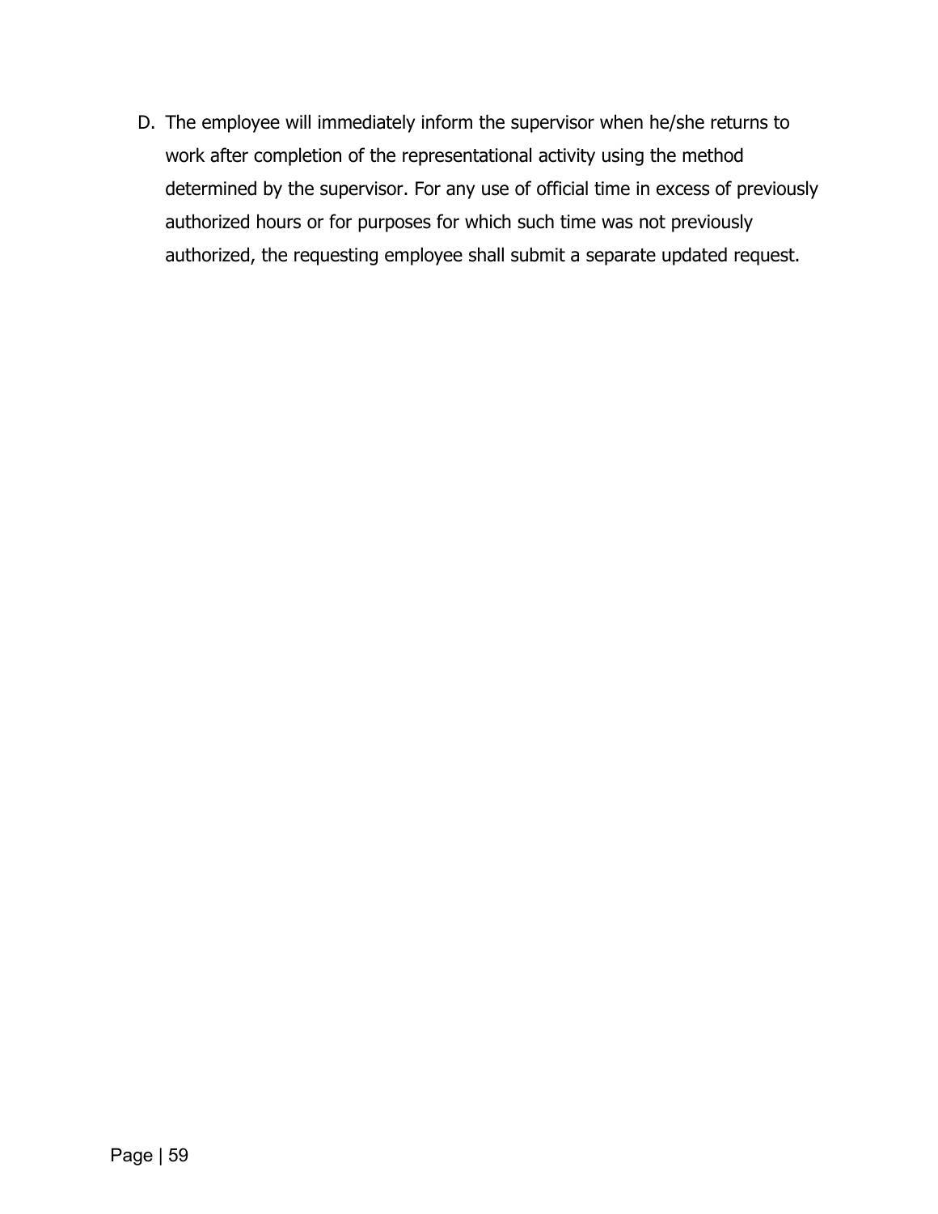D. The employee will immediately inform the supervisor when he/she returns to work after completion of the representational activity using the method determined by the supervisor. For any use of official time in excess of previously authorized hours or for purposes for which such time was not previously authorized, the requesting employee shall submit a separate updated request.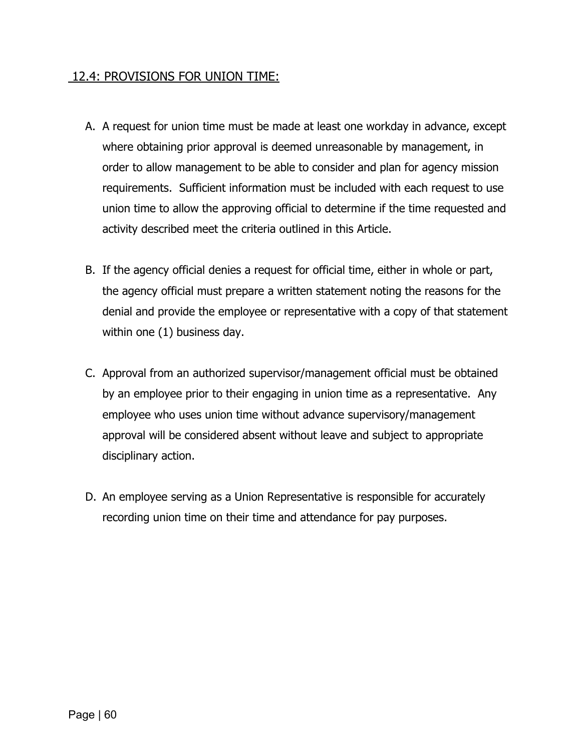## 12.4: PROVISIONS FOR UNION TIME:

A. A request for union time must be made at least one workday in advance, except where obtaining prior approval is deemed unreasonable by management, in order to allow management to be able to consider and plan for agency mission requirements. Sufficient information must be included with each request to use union time to allow the approving official to determine if the time requested and activity described meet the criteria outlined in this Article.

B. If the agency official denies a request for official time, either in whole or part, the agency official must prepare a written statement noting the reasons for the denial and provide the employee or representative with a copy of that statement within one (1) business day.

C. Approval from an authorized supervisor/management official must be obtained by an employee prior to their engaging in union time as a representative. Any employee who uses union time without advance supervisory/management approval will be considered absent without leave and subject to appropriate disciplinary action.

D. An employee serving as a Union Representative is responsible for accurately recording union time on their time and attendance for pay purposes.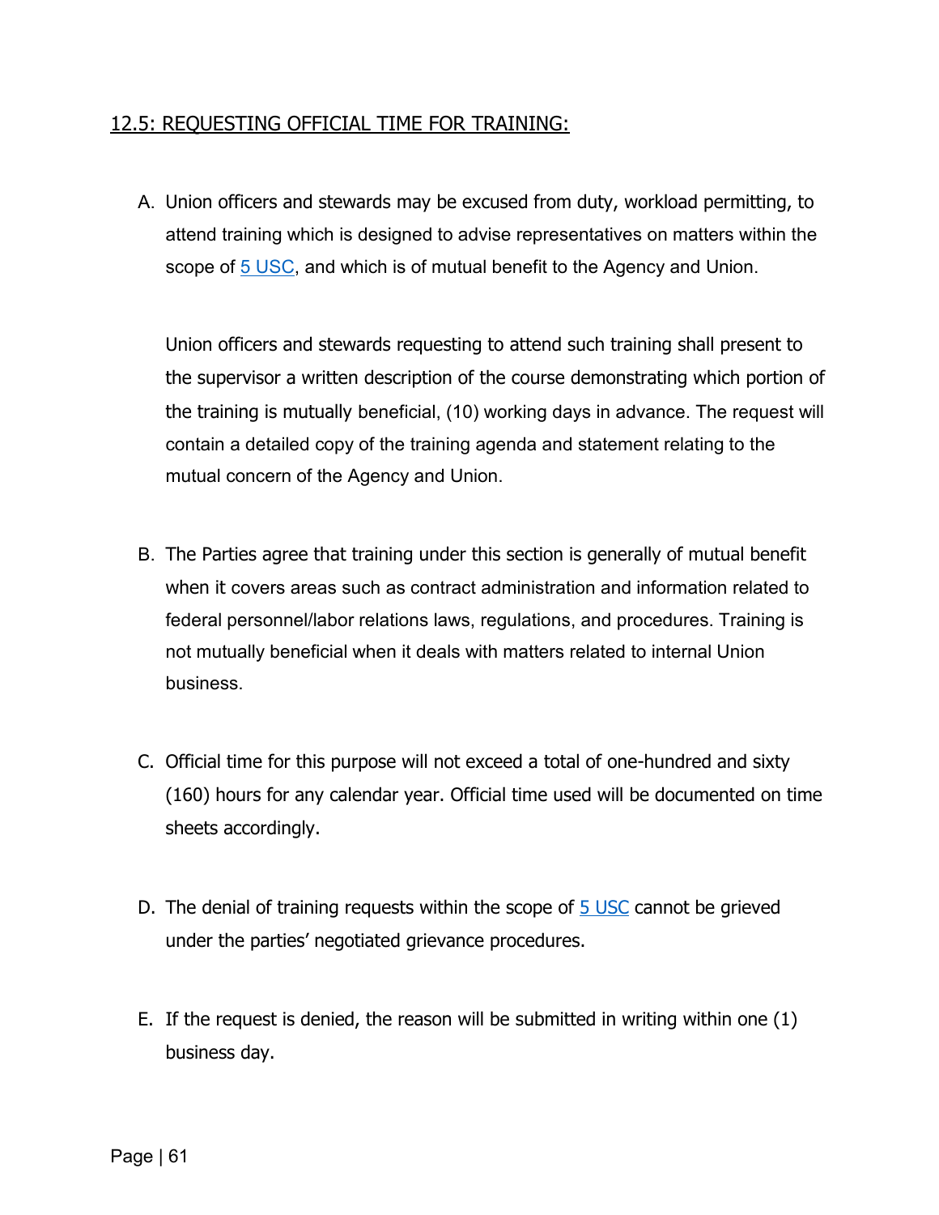## 12.5: REQUESTING OFFICIAL TIME FOR TRAINING:

A. Union officers and stewards may be excused from duty, workload permitting, to attend training which is designed to advise representatives on matters within the scope of 5 USC, and which is of mutual benefit to the Agency and Union.

   Union officers and stewards requesting to attend such training shall present to the supervisor a written description of the course demonstrating which portion of the training is mutually beneficial, (10) working days in advance. The request will contain a detailed copy of the training agenda and statement relating to the mutual concern of the Agency and Union.

B. The Parties agree that training under this section is generally of mutual benefit when it covers areas such as contract administration and information related to federal personnel/labor relations laws, regulations, and procedures. Training is not mutually beneficial when it deals with matters related to internal Union business.

C. Official time for this purpose will not exceed a total of one-hundred and sixty (160) hours for any calendar year. Official time used will be documented on time sheets accordingly.

D. The denial of training requests within the scope of 5 USC cannot be grieved under the parties' negotiated grievance procedures.

E. If the request is denied, the reason will be submitted in writing within one (1) business day.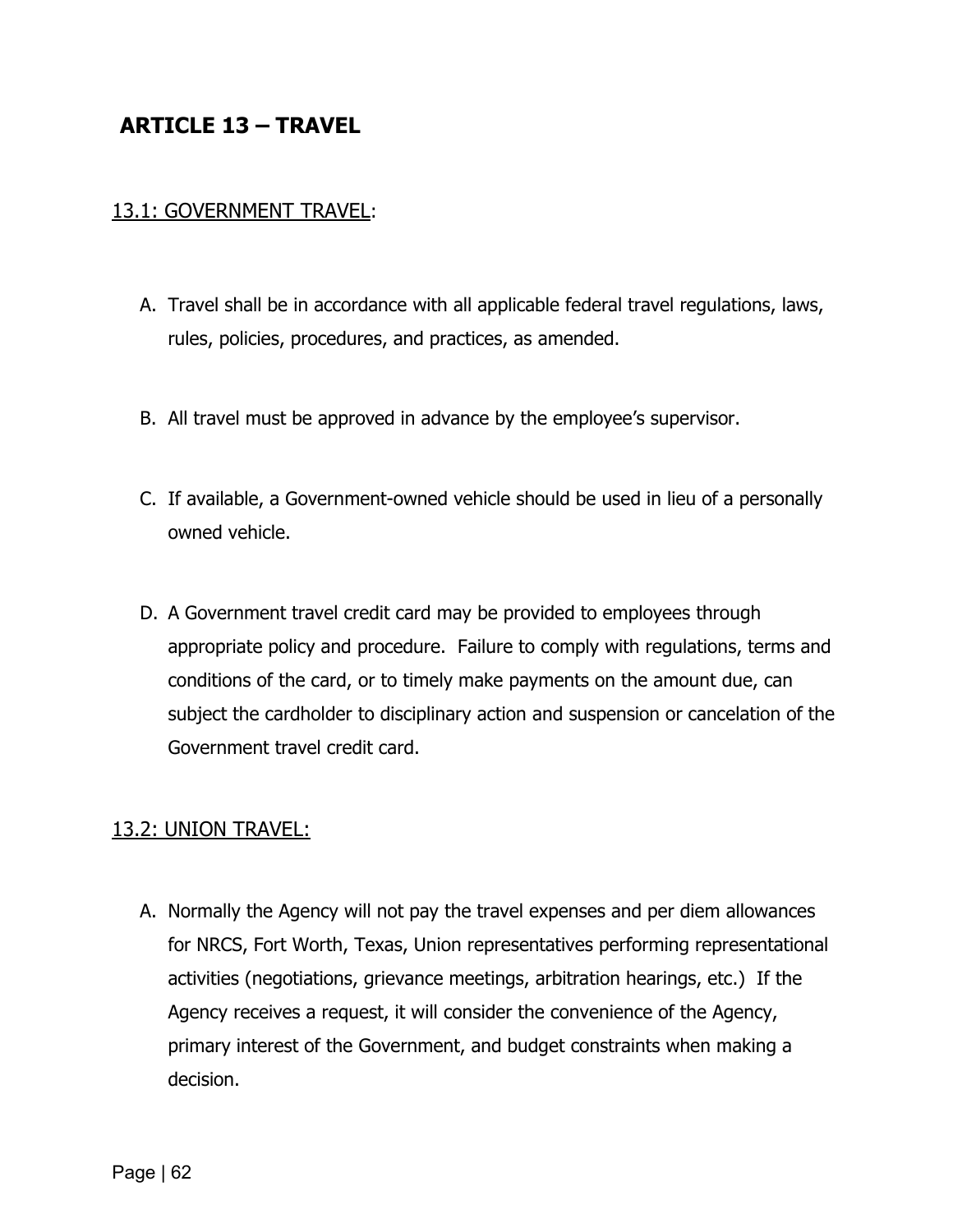# ARTICLE 13 – TRAVEL

13.1: GOVERNMENT TRAVEL:

A. Travel shall be in accordance with all applicable federal travel regulations, laws, rules, policies, procedures, and practices, as amended.

B. All travel must be approved in advance by the employee's supervisor.

C. If available, a Government-owned vehicle should be used in lieu of a personally owned vehicle.

D. A Government travel credit card may be provided to employees through appropriate policy and procedure. Failure to comply with regulations, terms and conditions of the card, or to timely make payments on the amount due, can subject the cardholder to disciplinary action and suspension or cancelation of the Government travel credit card.

13.2: UNION TRAVEL:

A. Normally the Agency will not pay the travel expenses and per diem allowances for NRCS, Fort Worth, Texas, Union representatives performing representational activities (negotiations, grievance meetings, arbitration hearings, etc.) If the Agency receives a request, it will consider the convenience of the Agency, primary interest of the Government, and budget constraints when making a decision.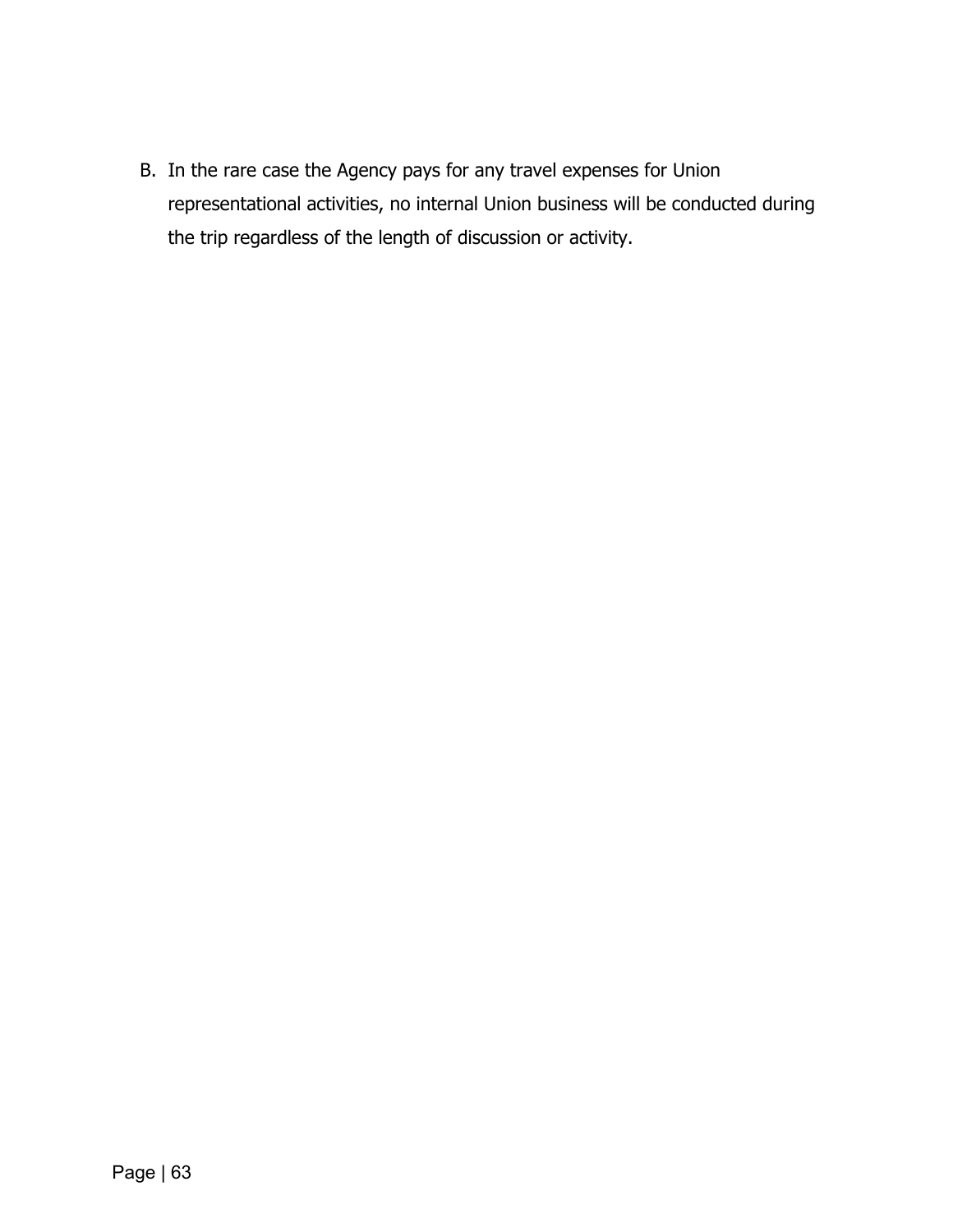B. In the rare case the Agency pays for any travel expenses for Union representational activities, no internal Union business will be conducted during the trip regardless of the length of discussion or activity.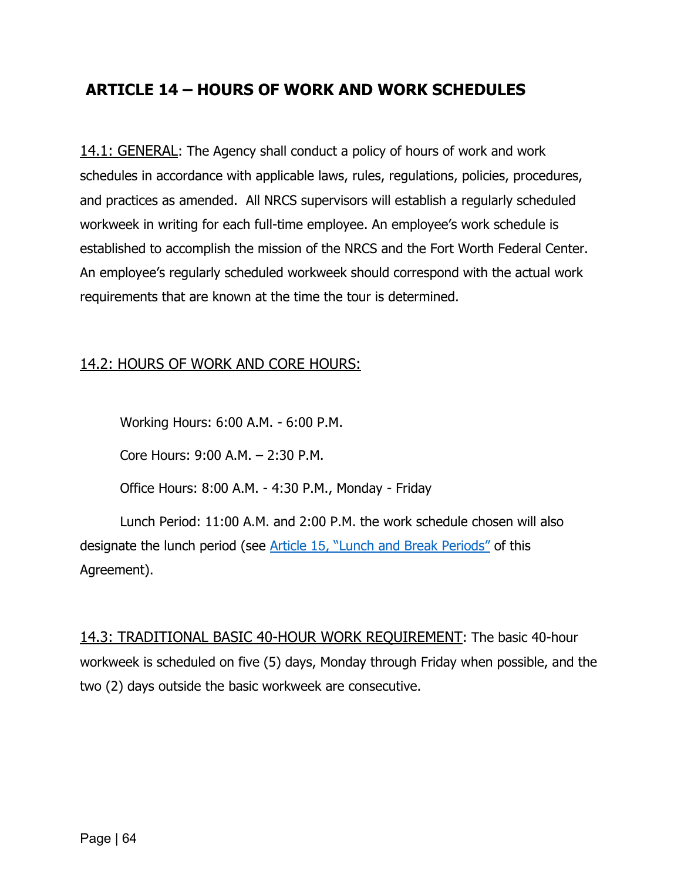## ARTICLE 14 – HOURS OF WORK AND WORK SCHEDULES

<u>14.1: GENERAL</u>: The Agency shall conduct a policy of hours of work and work schedules in accordance with applicable laws, rules, regulations, policies, procedures, and practices as amended. All NRCS supervisors will establish a regularly scheduled workweek in writing for each full-time employee. An employee's work schedule is established to accomplish the mission of the NRCS and the Fort Worth Federal Center. An employee's regularly scheduled workweek should correspond with the actual work requirements that are known at the time the tour is determined.

<u>14.2: HOURS OF WORK AND CORE HOURS:</u>

Working Hours: 6:00 A.M. - 6:00 P.M.

Core Hours: 9:00 A.M. – 2:30 P.M.

Office Hours: 8:00 A.M. - 4:30 P.M., Monday - Friday

Lunch Period: 11:00 A.M. and 2:00 P.M. the work schedule chosen will also designate the lunch period (see Article 15, "Lunch and Break Periods" of this Agreement).

<u>14.3: TRADITIONAL BASIC 40-HOUR WORK REQUIREMENT</u>: The basic 40-hour workweek is scheduled on five (5) days, Monday through Friday when possible, and the two (2) days outside the basic workweek are consecutive.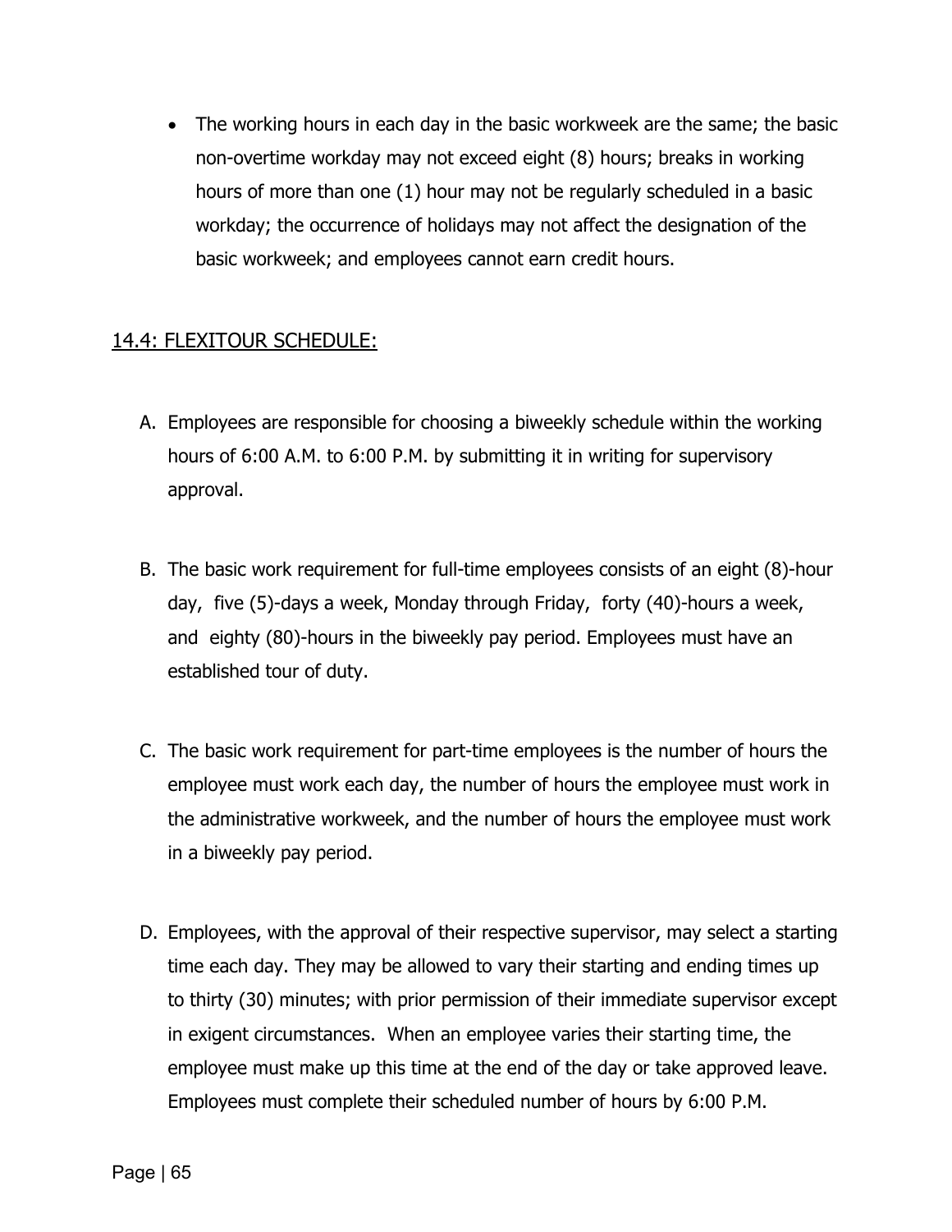- The working hours in each day in the basic workweek are the same; the basic non-overtime workday may not exceed eight (8) hours; breaks in working hours of more than one (1) hour may not be regularly scheduled in a basic workday; the occurrence of holidays may not affect the designation of the basic workweek; and employees cannot earn credit hours.

## 14.4: FLEXITOUR SCHEDULE:

A. Employees are responsible for choosing a biweekly schedule within the working hours of 6:00 A.M. to 6:00 P.M. by submitting it in writing for supervisory approval.

B. The basic work requirement for full-time employees consists of an eight (8)-hour day, five (5)-days a week, Monday through Friday, forty (40)-hours a week, and eighty (80)-hours in the biweekly pay period. Employees must have an established tour of duty.

C. The basic work requirement for part-time employees is the number of hours the employee must work each day, the number of hours the employee must work in the administrative workweek, and the number of hours the employee must work in a biweekly pay period.

D. Employees, with the approval of their respective supervisor, may select a starting time each day. They may be allowed to vary their starting and ending times up to thirty (30) minutes; with prior permission of their immediate supervisor except in exigent circumstances. When an employee varies their starting time, the employee must make up this time at the end of the day or take approved leave. Employees must complete their scheduled number of hours by 6:00 P.M.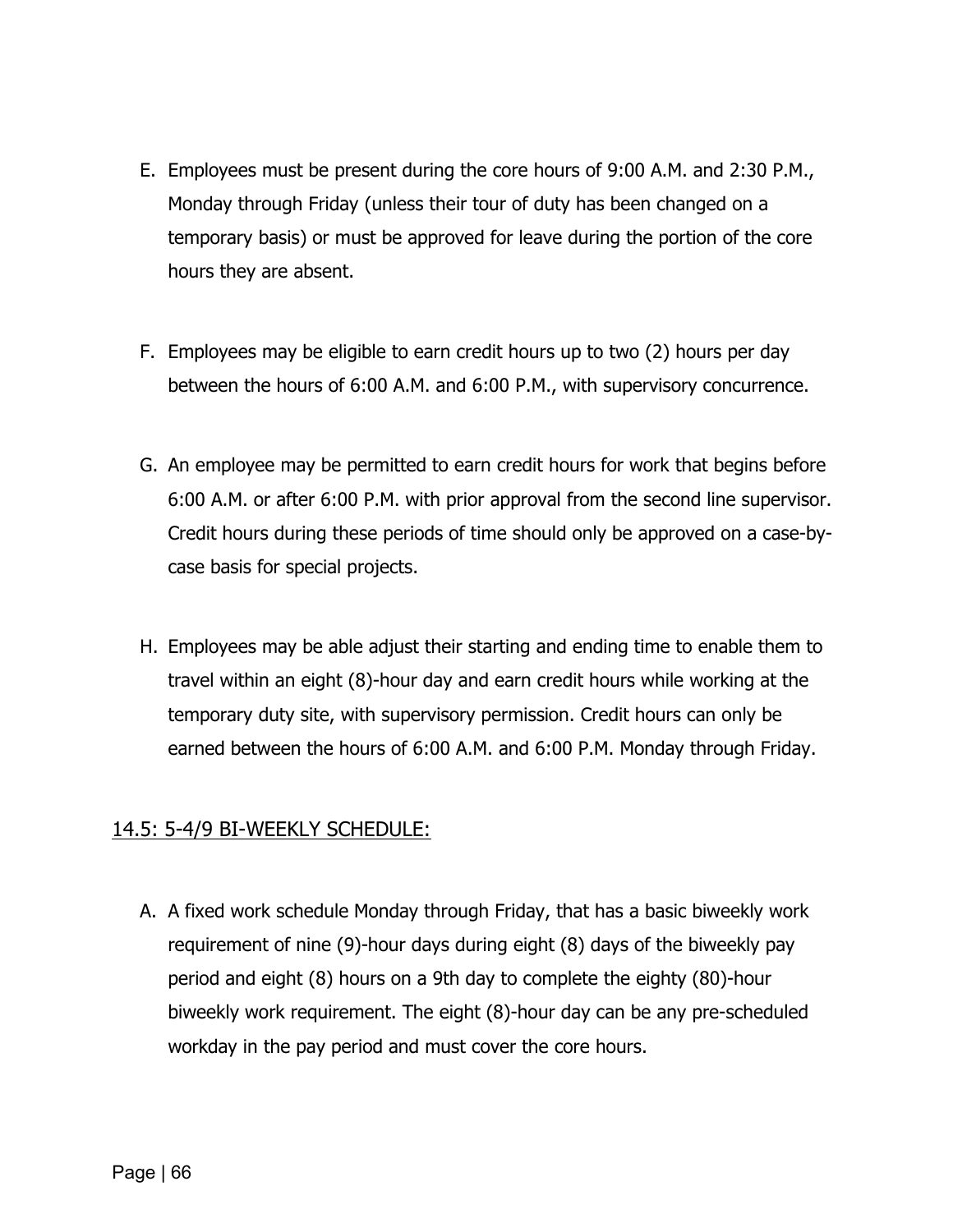E. Employees must be present during the core hours of 9:00 A.M. and 2:30 P.M., Monday through Friday (unless their tour of duty has been changed on a temporary basis) or must be approved for leave during the portion of the core hours they are absent.

F. Employees may be eligible to earn credit hours up to two (2) hours per day between the hours of 6:00 A.M. and 6:00 P.M., with supervisory concurrence.

G. An employee may be permitted to earn credit hours for work that begins before 6:00 A.M. or after 6:00 P.M. with prior approval from the second line supervisor. Credit hours during these periods of time should only be approved on a case-by-case basis for special projects.

H. Employees may be able adjust their starting and ending time to enable them to travel within an eight (8)-hour day and earn credit hours while working at the temporary duty site, with supervisory permission. Credit hours can only be earned between the hours of 6:00 A.M. and 6:00 P.M. Monday through Friday.

## 14.5: 5-4/9 BI-WEEKLY SCHEDULE:

A. A fixed work schedule Monday through Friday, that has a basic biweekly work requirement of nine (9)-hour days during eight (8) days of the biweekly pay period and eight (8) hours on a 9th day to complete the eighty (80)-hour biweekly work requirement. The eight (8)-hour day can be any pre-scheduled workday in the pay period and must cover the core hours.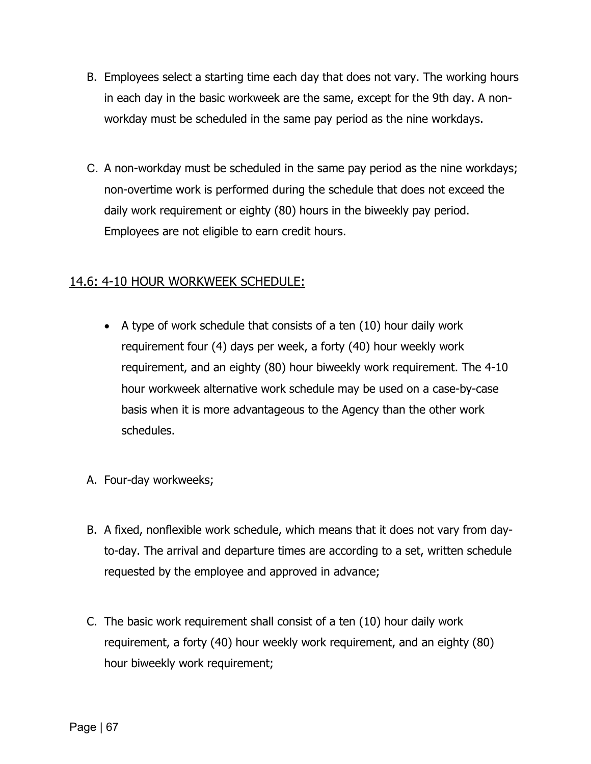B. Employees select a starting time each day that does not vary. The working hours in each day in the basic workweek are the same, except for the 9th day. A non-workday must be scheduled in the same pay period as the nine workdays.

C. A non-workday must be scheduled in the same pay period as the nine workdays; non-overtime work is performed during the schedule that does not exceed the daily work requirement or eighty (80) hours in the biweekly pay period. Employees are not eligible to earn credit hours.

## 14.6: 4-10 HOUR WORKWEEK SCHEDULE:

- A type of work schedule that consists of a ten (10) hour daily work requirement four (4) days per week, a forty (40) hour weekly work requirement, and an eighty (80) hour biweekly work requirement. The 4-10 hour workweek alternative work schedule may be used on a case-by-case basis when it is more advantageous to the Agency than the other work schedules.

A. Four-day workweeks;

B. A fixed, nonflexible work schedule, which means that it does not vary from day-to-day. The arrival and departure times are according to a set, written schedule requested by the employee and approved in advance;

C. The basic work requirement shall consist of a ten (10) hour daily work requirement, a forty (40) hour weekly work requirement, and an eighty (80) hour biweekly work requirement;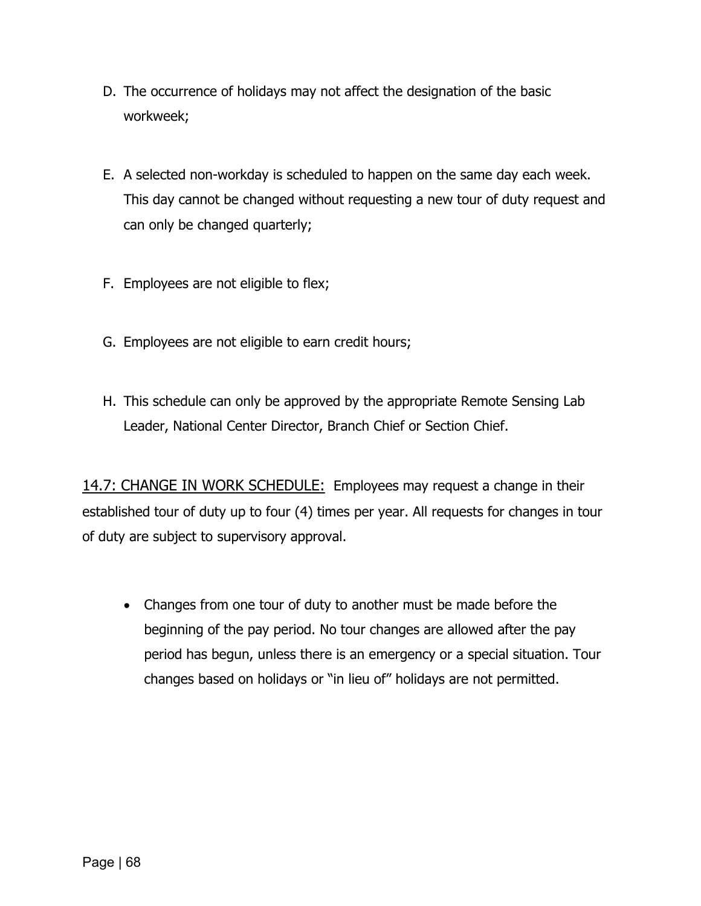D. The occurrence of holidays may not affect the designation of the basic workweek;

E. A selected non-workday is scheduled to happen on the same day each week. This day cannot be changed without requesting a new tour of duty request and can only be changed quarterly;

F. Employees are not eligible to flex;

G. Employees are not eligible to earn credit hours;

H. This schedule can only be approved by the appropriate Remote Sensing Lab Leader, National Center Director, Branch Chief or Section Chief.

<u>14.7: CHANGE IN WORK SCHEDULE:</u> Employees may request a change in their established tour of duty up to four (4) times per year. All requests for changes in tour of duty are subject to supervisory approval.

- Changes from one tour of duty to another must be made before the beginning of the pay period. No tour changes are allowed after the pay period has begun, unless there is an emergency or a special situation. Tour changes based on holidays or "in lieu of" holidays are not permitted.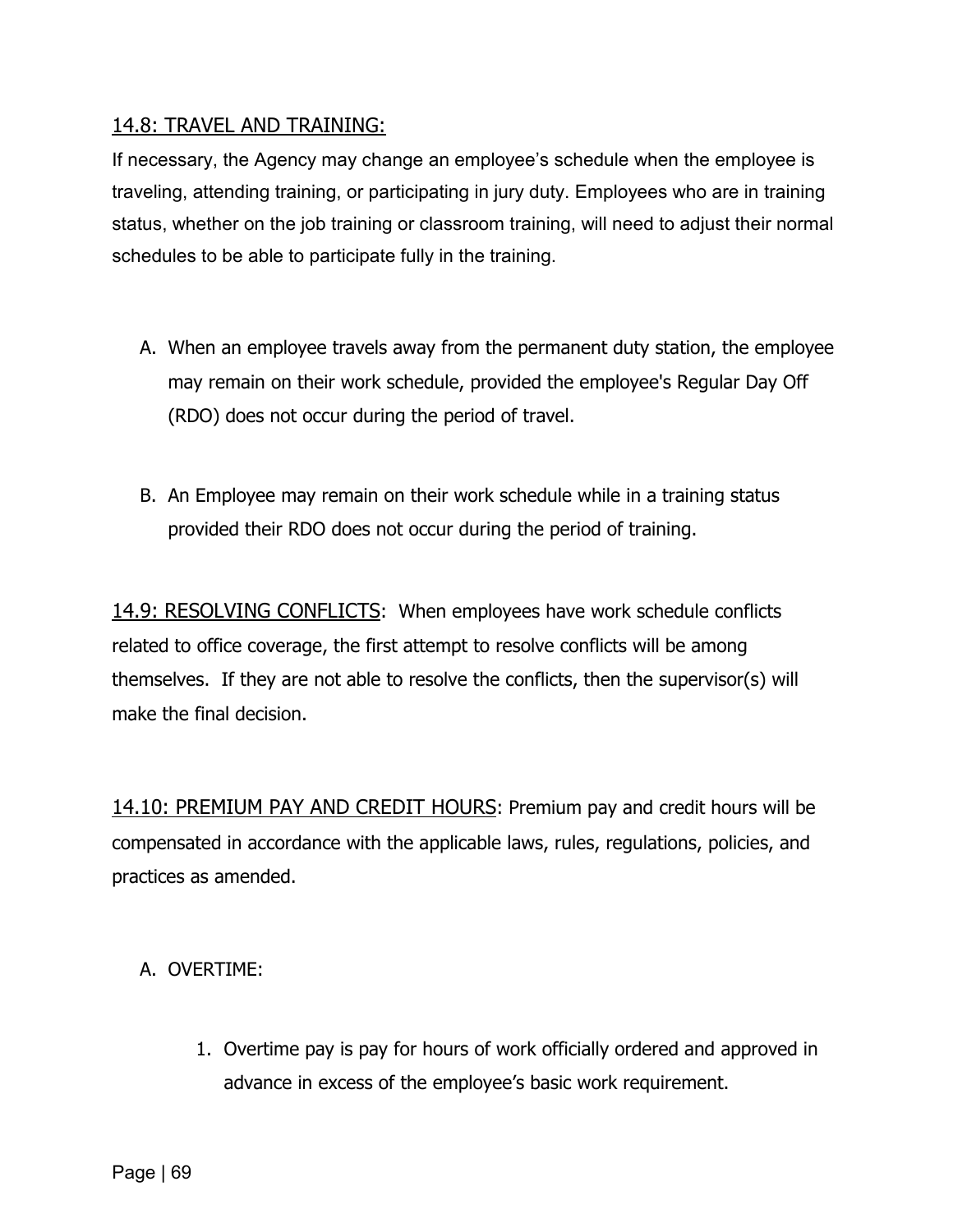## 14.8: TRAVEL AND TRAINING:

If necessary, the Agency may change an employee's schedule when the employee is traveling, attending training, or participating in jury duty. Employees who are in training status, whether on the job training or classroom training, will need to adjust their normal schedules to be able to participate fully in the training.

A. When an employee travels away from the permanent duty station, the employee may remain on their work schedule, provided the employee's Regular Day Off (RDO) does not occur during the period of travel.

B. An Employee may remain on their work schedule while in a training status provided their RDO does not occur during the period of training.

**14.9: RESOLVING CONFLICTS**: When employees have work schedule conflicts related to office coverage, the first attempt to resolve conflicts will be among themselves. If they are not able to resolve the conflicts, then the supervisor(s) will make the final decision.

**14.10: PREMIUM PAY AND CREDIT HOURS**: Premium pay and credit hours will be compensated in accordance with the applicable laws, rules, regulations, policies, and practices as amended.

A. OVERTIME:

1. Overtime pay is pay for hours of work officially ordered and approved in advance in excess of the employee's basic work requirement.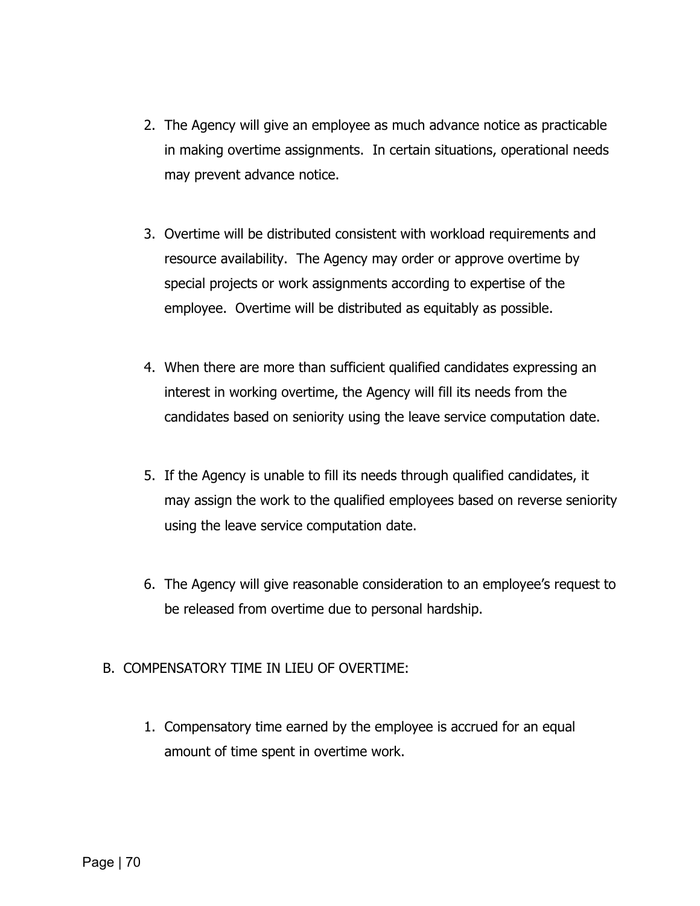2. The Agency will give an employee as much advance notice as practicable in making overtime assignments. In certain situations, operational needs may prevent advance notice.

3. Overtime will be distributed consistent with workload requirements and resource availability. The Agency may order or approve overtime by special projects or work assignments according to expertise of the employee. Overtime will be distributed as equitably as possible.

4. When there are more than sufficient qualified candidates expressing an interest in working overtime, the Agency will fill its needs from the candidates based on seniority using the leave service computation date.

5. If the Agency is unable to fill its needs through qualified candidates, it may assign the work to the qualified employees based on reverse seniority using the leave service computation date.

6. The Agency will give reasonable consideration to an employee's request to be released from overtime due to personal hardship.

B. COMPENSATORY TIME IN LIEU OF OVERTIME:

1. Compensatory time earned by the employee is accrued for an equal amount of time spent in overtime work.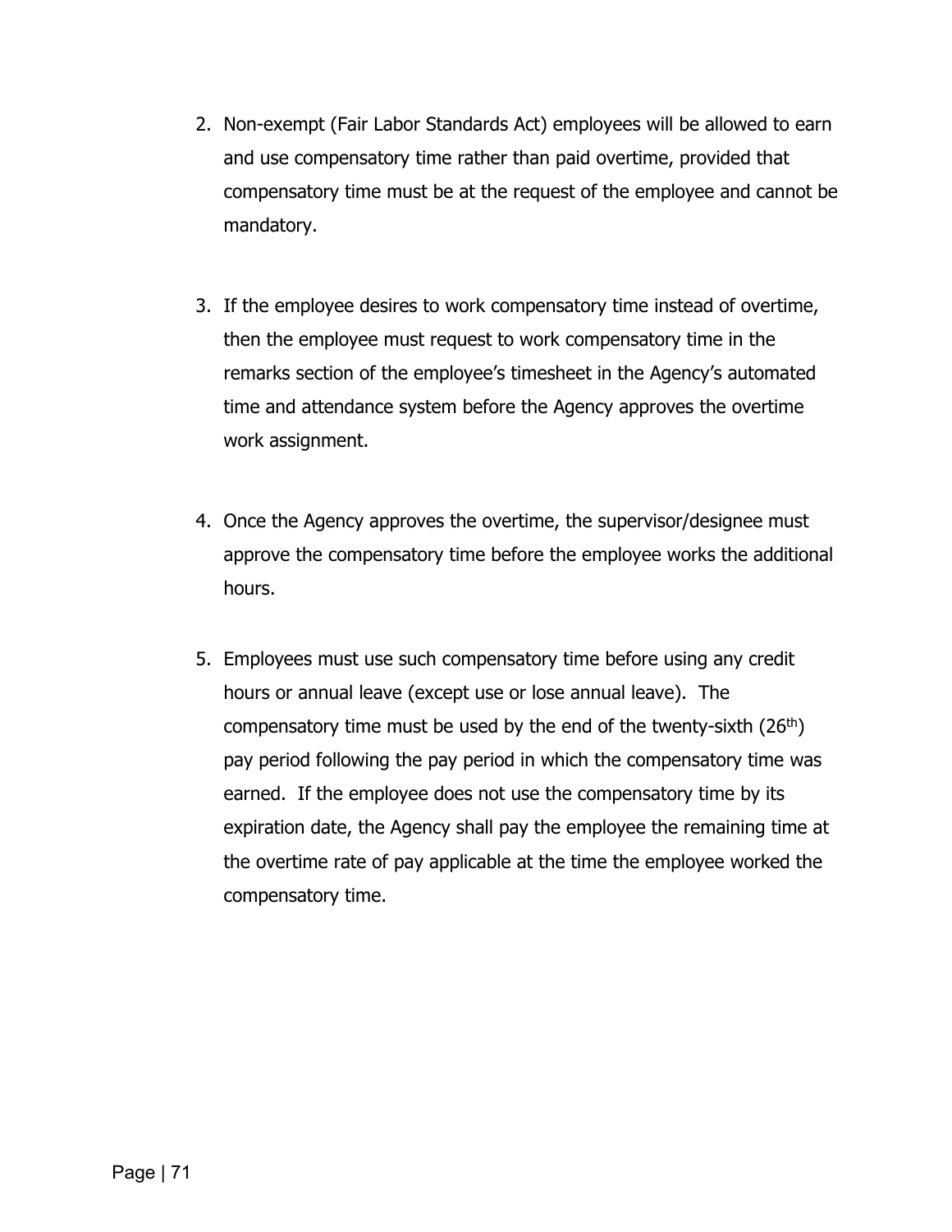2. Non-exempt (Fair Labor Standards Act) employees will be allowed to earn and use compensatory time rather than paid overtime, provided that compensatory time must be at the request of the employee and cannot be mandatory.

3. If the employee desires to work compensatory time instead of overtime, then the employee must request to work compensatory time in the remarks section of the employee's timesheet in the Agency's automated time and attendance system before the Agency approves the overtime work assignment.

4. Once the Agency approves the overtime, the supervisor/designee must approve the compensatory time before the employee works the additional hours.

5. Employees must use such compensatory time before using any credit hours or annual leave (except use or lose annual leave). The compensatory time must be used by the end of the twenty-sixth (26th) pay period following the pay period in which the compensatory time was earned. If the employee does not use the compensatory time by its expiration date, the Agency shall pay the employee the remaining time at the overtime rate of pay applicable at the time the employee worked the compensatory time.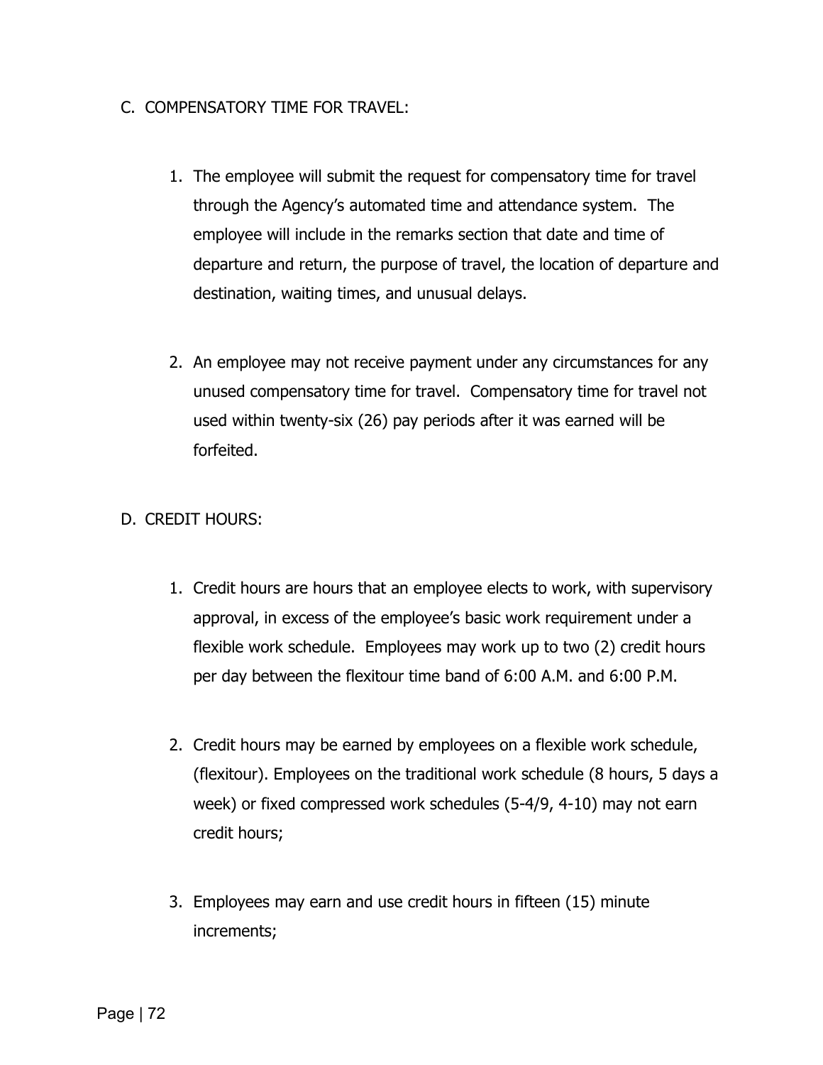C. COMPENSATORY TIME FOR TRAVEL:

1. The employee will submit the request for compensatory time for travel through the Agency's automated time and attendance system. The employee will include in the remarks section that date and time of departure and return, the purpose of travel, the location of departure and destination, waiting times, and unusual delays.

2. An employee may not receive payment under any circumstances for any unused compensatory time for travel. Compensatory time for travel not used within twenty-six (26) pay periods after it was earned will be forfeited.

D. CREDIT HOURS:

1. Credit hours are hours that an employee elects to work, with supervisory approval, in excess of the employee's basic work requirement under a flexible work schedule. Employees may work up to two (2) credit hours per day between the flexitour time band of 6:00 A.M. and 6:00 P.M.

2. Credit hours may be earned by employees on a flexible work schedule, (flexitour). Employees on the traditional work schedule (8 hours, 5 days a week) or fixed compressed work schedules (5-4/9, 4-10) may not earn credit hours;

3. Employees may earn and use credit hours in fifteen (15) minute increments;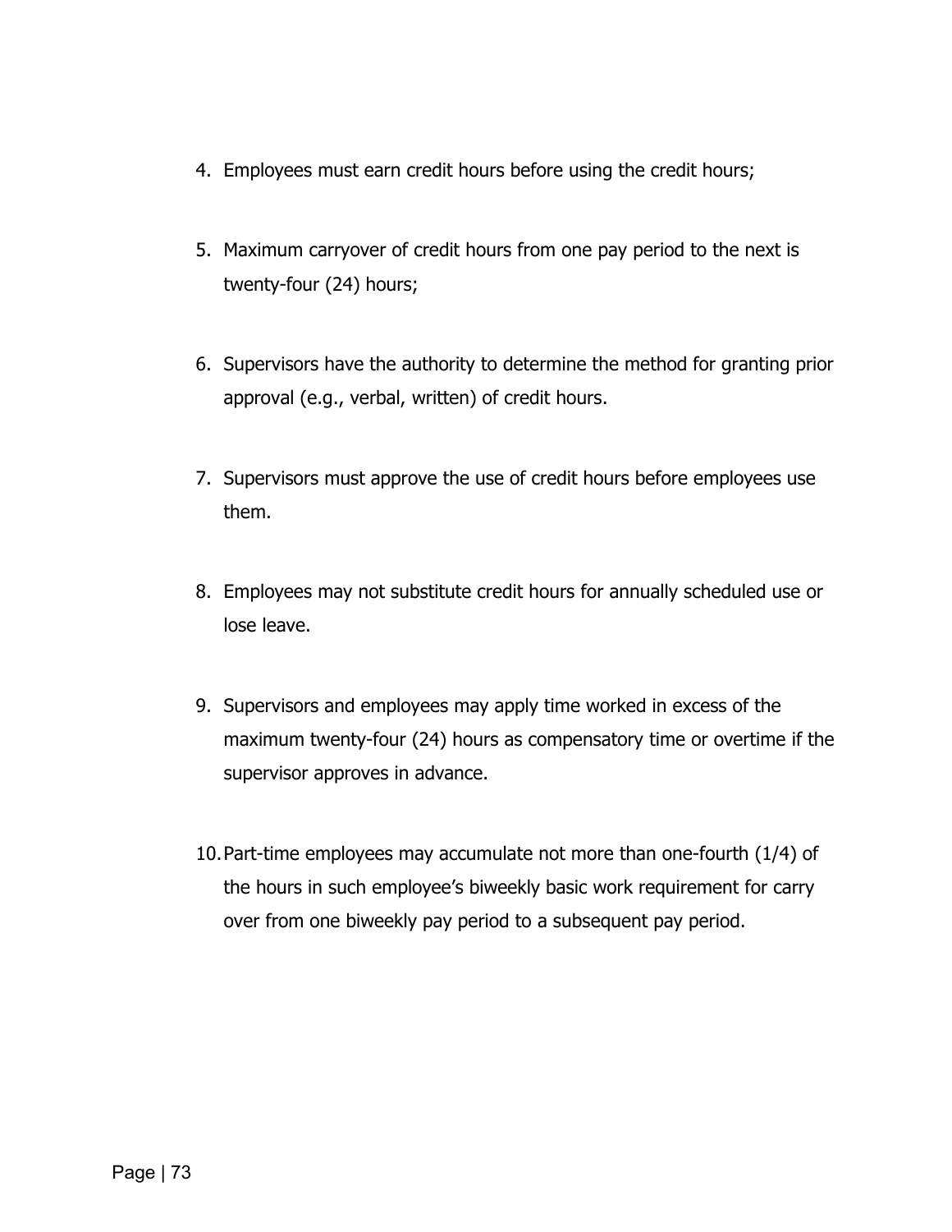4. Employees must earn credit hours before using the credit hours;

5. Maximum carryover of credit hours from one pay period to the next is twenty-four (24) hours;

6. Supervisors have the authority to determine the method for granting prior approval (e.g., verbal, written) of credit hours.

7. Supervisors must approve the use of credit hours before employees use them.

8. Employees may not substitute credit hours for annually scheduled use or lose leave.

9. Supervisors and employees may apply time worked in excess of the maximum twenty-four (24) hours as compensatory time or overtime if the supervisor approves in advance.

10. Part-time employees may accumulate not more than one-fourth (1/4) of the hours in such employee's biweekly basic work requirement for carry over from one biweekly pay period to a subsequent pay period.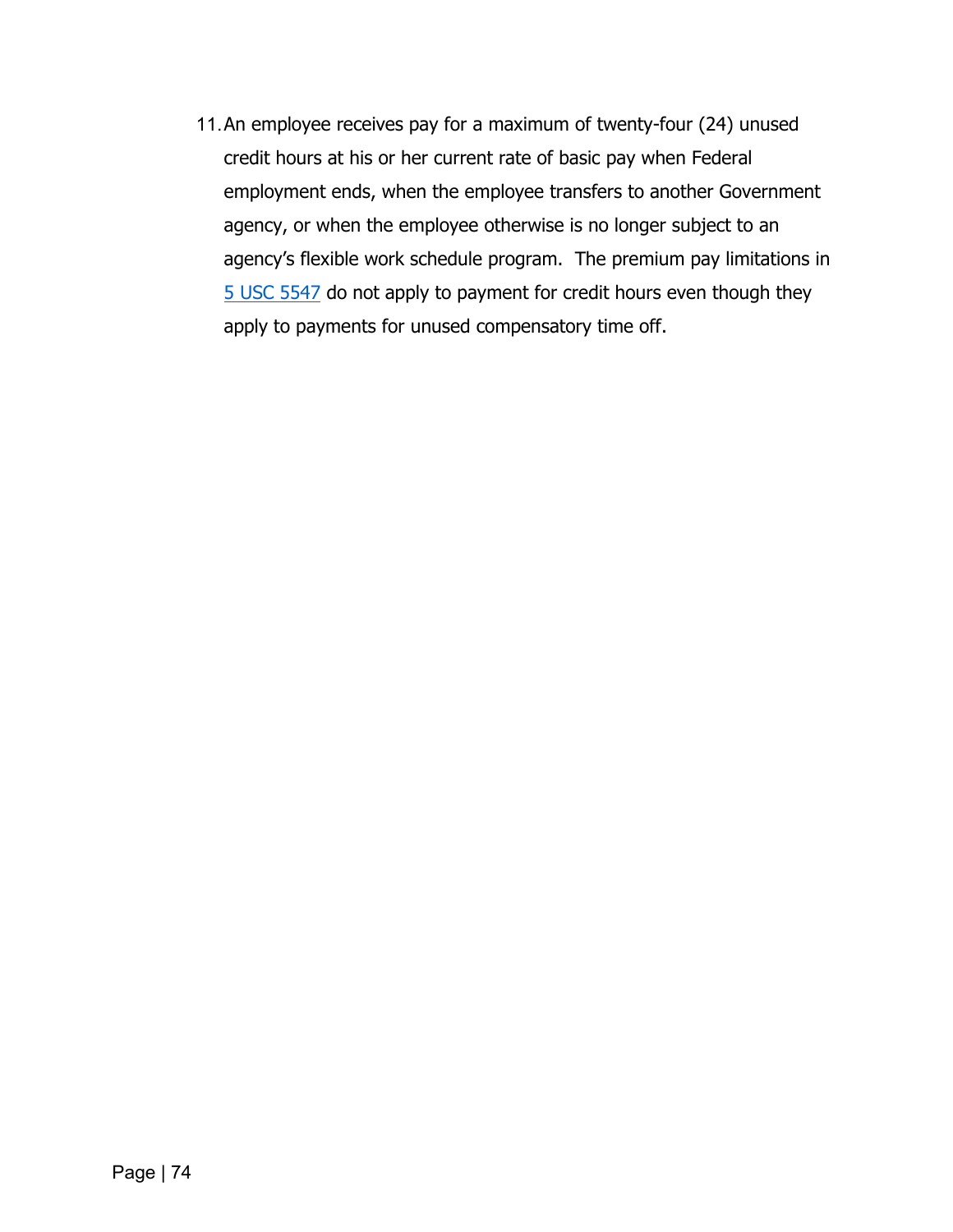11. An employee receives pay for a maximum of twenty-four (24) unused credit hours at his or her current rate of basic pay when Federal employment ends, when the employee transfers to another Government agency, or when the employee otherwise is no longer subject to an agency's flexible work schedule program.  The premium pay limitations in 5 USC 5547 do not apply to payment for credit hours even though they apply to payments for unused compensatory time off.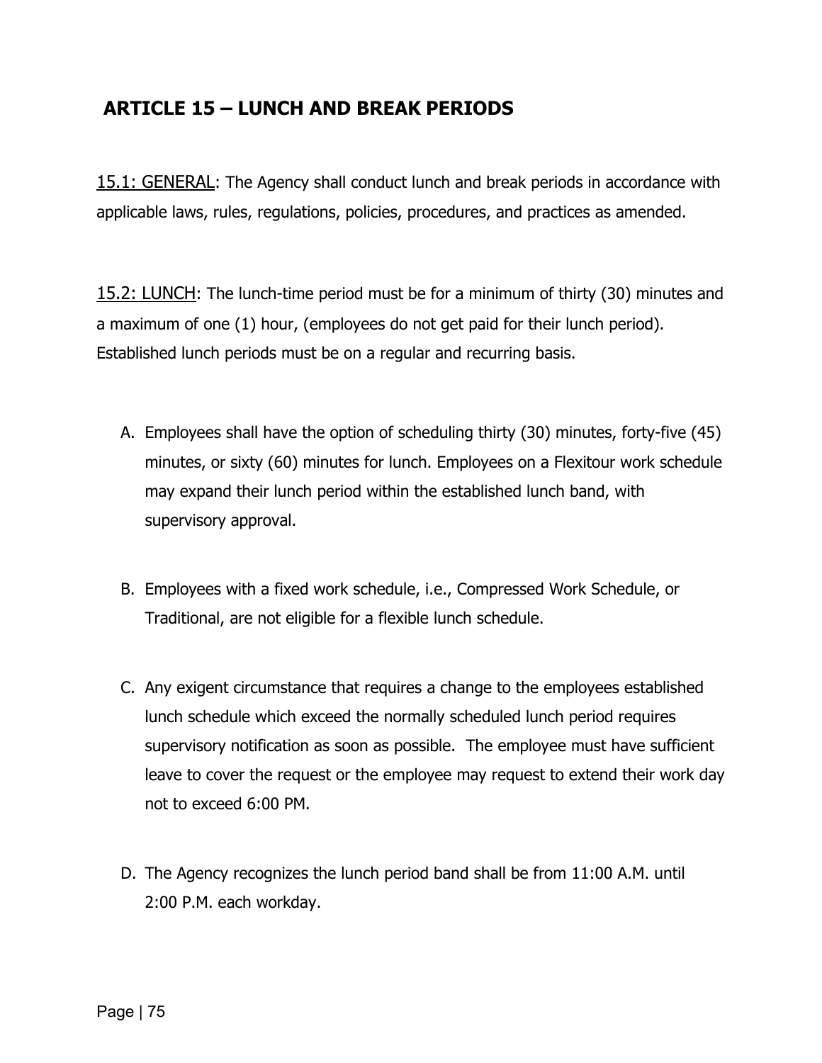## ARTICLE 15 – LUNCH AND BREAK PERIODS

15.1: GENERAL: The Agency shall conduct lunch and break periods in accordance with applicable laws, rules, regulations, policies, procedures, and practices as amended.

15.2: LUNCH: The lunch-time period must be for a minimum of thirty (30) minutes and a maximum of one (1) hour, (employees do not get paid for their lunch period). Established lunch periods must be on a regular and recurring basis.

A. Employees shall have the option of scheduling thirty (30) minutes, forty-five (45) minutes, or sixty (60) minutes for lunch. Employees on a Flexitour work schedule may expand their lunch period within the established lunch band, with supervisory approval.

B. Employees with a fixed work schedule, i.e., Compressed Work Schedule, or Traditional, are not eligible for a flexible lunch schedule.

C. Any exigent circumstance that requires a change to the employees established lunch schedule which exceed the normally scheduled lunch period requires supervisory notification as soon as possible. The employee must have sufficient leave to cover the request or the employee may request to extend their work day not to exceed 6:00 PM.

D. The Agency recognizes the lunch period band shall be from 11:00 A.M. until 2:00 P.M. each workday.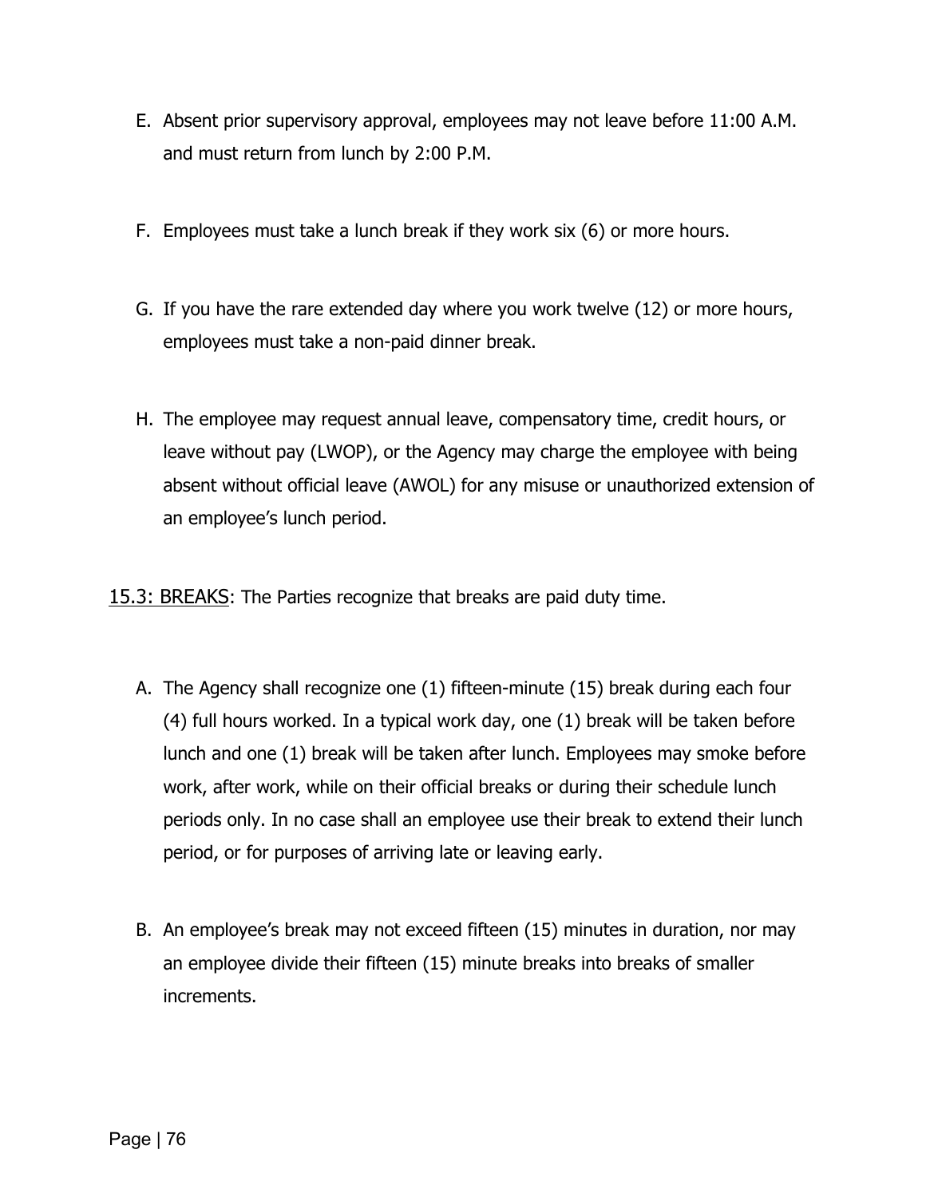E. Absent prior supervisory approval, employees may not leave before 11:00 A.M. and must return from lunch by 2:00 P.M.

F. Employees must take a lunch break if they work six (6) or more hours.

G. If you have the rare extended day where you work twelve (12) or more hours, employees must take a non-paid dinner break.

H. The employee may request annual leave, compensatory time, credit hours, or leave without pay (LWOP), or the Agency may charge the employee with being absent without official leave (AWOL) for any misuse or unauthorized extension of an employee's lunch period.

<u>15.3: BREAKS</u>: The Parties recognize that breaks are paid duty time.

A. The Agency shall recognize one (1) fifteen-minute (15) break during each four (4) full hours worked. In a typical work day, one (1) break will be taken before lunch and one (1) break will be taken after lunch. Employees may smoke before work, after work, while on their official breaks or during their schedule lunch periods only. In no case shall an employee use their break to extend their lunch period, or for purposes of arriving late or leaving early.

B. An employee's break may not exceed fifteen (15) minutes in duration, nor may an employee divide their fifteen (15) minute breaks into breaks of smaller increments.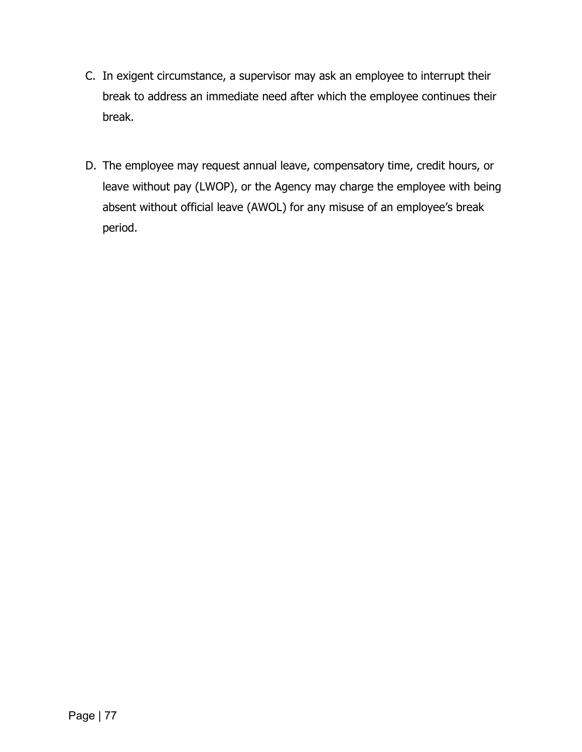C. In exigent circumstance, a supervisor may ask an employee to interrupt their break to address an immediate need after which the employee continues their break.

D. The employee may request annual leave, compensatory time, credit hours, or leave without pay (LWOP), or the Agency may charge the employee with being absent without official leave (AWOL) for any misuse of an employee's break period.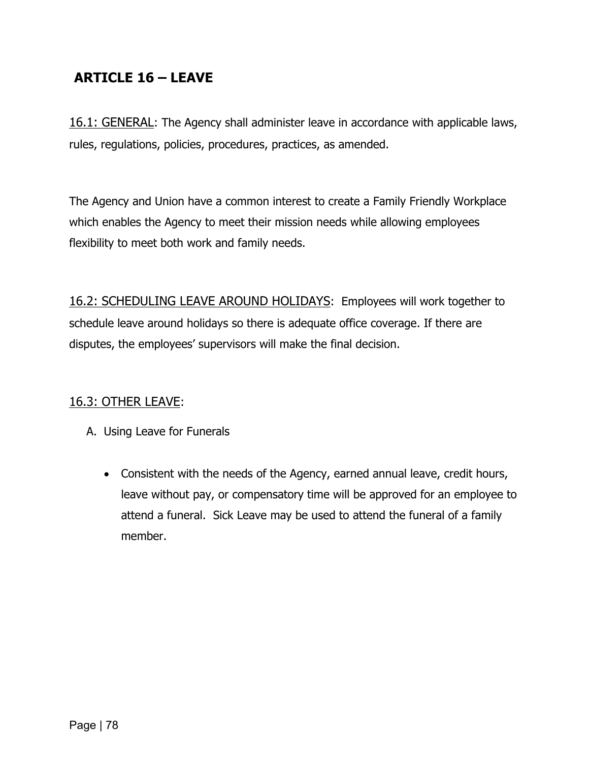## ARTICLE 16 – LEAVE

16.1: GENERAL: The Agency shall administer leave in accordance with applicable laws, rules, regulations, policies, procedures, practices, as amended.

The Agency and Union have a common interest to create a Family Friendly Workplace which enables the Agency to meet their mission needs while allowing employees flexibility to meet both work and family needs.

16.2: SCHEDULING LEAVE AROUND HOLIDAYS: Employees will work together to schedule leave around holidays so there is adequate office coverage. If there are disputes, the employees' supervisors will make the final decision.

16.3: OTHER LEAVE:

A. Using Leave for Funerals

- Consistent with the needs of the Agency, earned annual leave, credit hours, leave without pay, or compensatory time will be approved for an employee to attend a funeral. Sick Leave may be used to attend the funeral of a family member.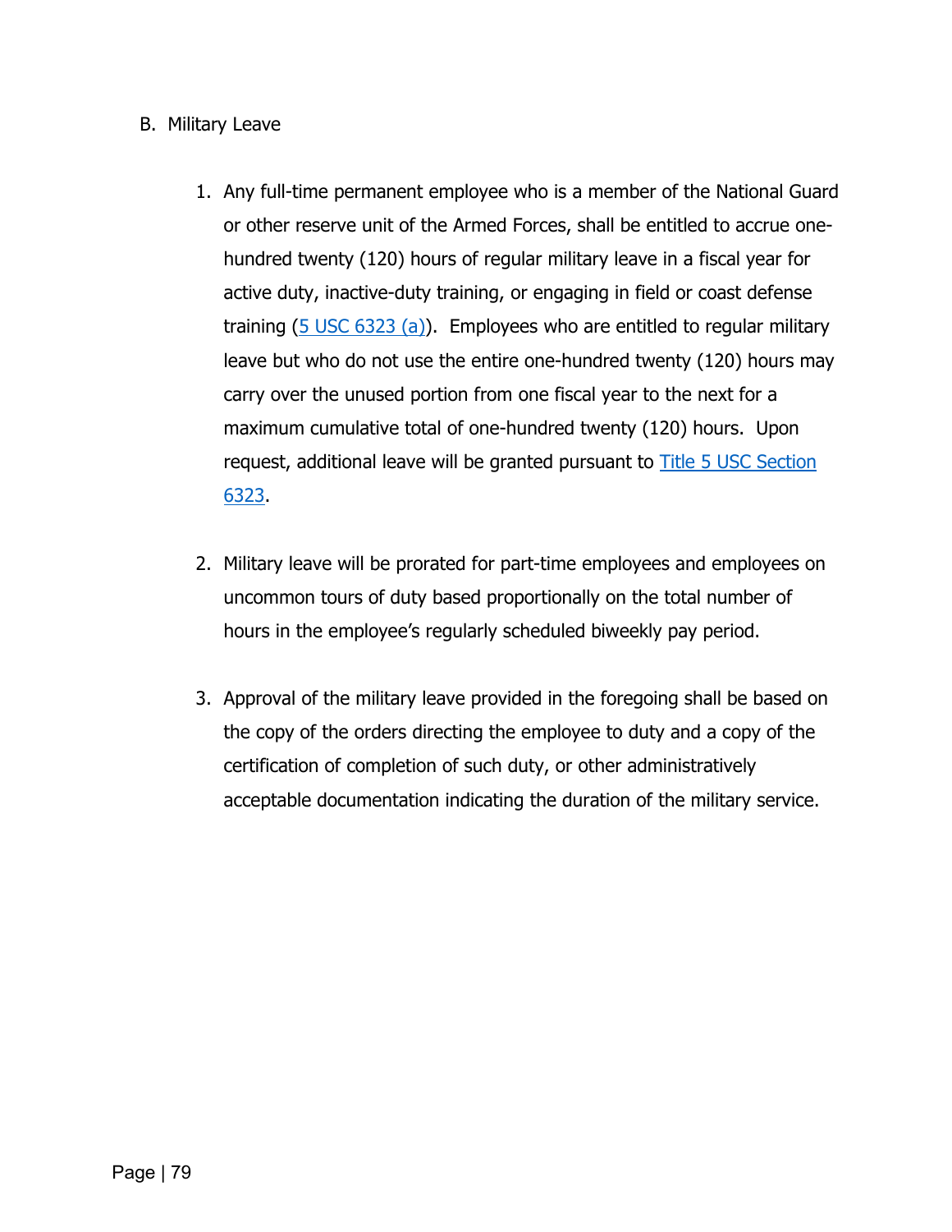B. Military Leave

1. Any full-time permanent employee who is a member of the National Guard or other reserve unit of the Armed Forces, shall be entitled to accrue one-hundred twenty (120) hours of regular military leave in a fiscal year for active duty, inactive-duty training, or engaging in field or coast defense training (5 USC 6323 (a)). Employees who are entitled to regular military leave but who do not use the entire one-hundred twenty (120) hours may carry over the unused portion from one fiscal year to the next for a maximum cumulative total of one-hundred twenty (120) hours. Upon request, additional leave will be granted pursuant to Title 5 USC Section 6323.

2. Military leave will be prorated for part-time employees and employees on uncommon tours of duty based proportionally on the total number of hours in the employee's regularly scheduled biweekly pay period.

3. Approval of the military leave provided in the foregoing shall be based on the copy of the orders directing the employee to duty and a copy of the certification of completion of such duty, or other administratively acceptable documentation indicating the duration of the military service.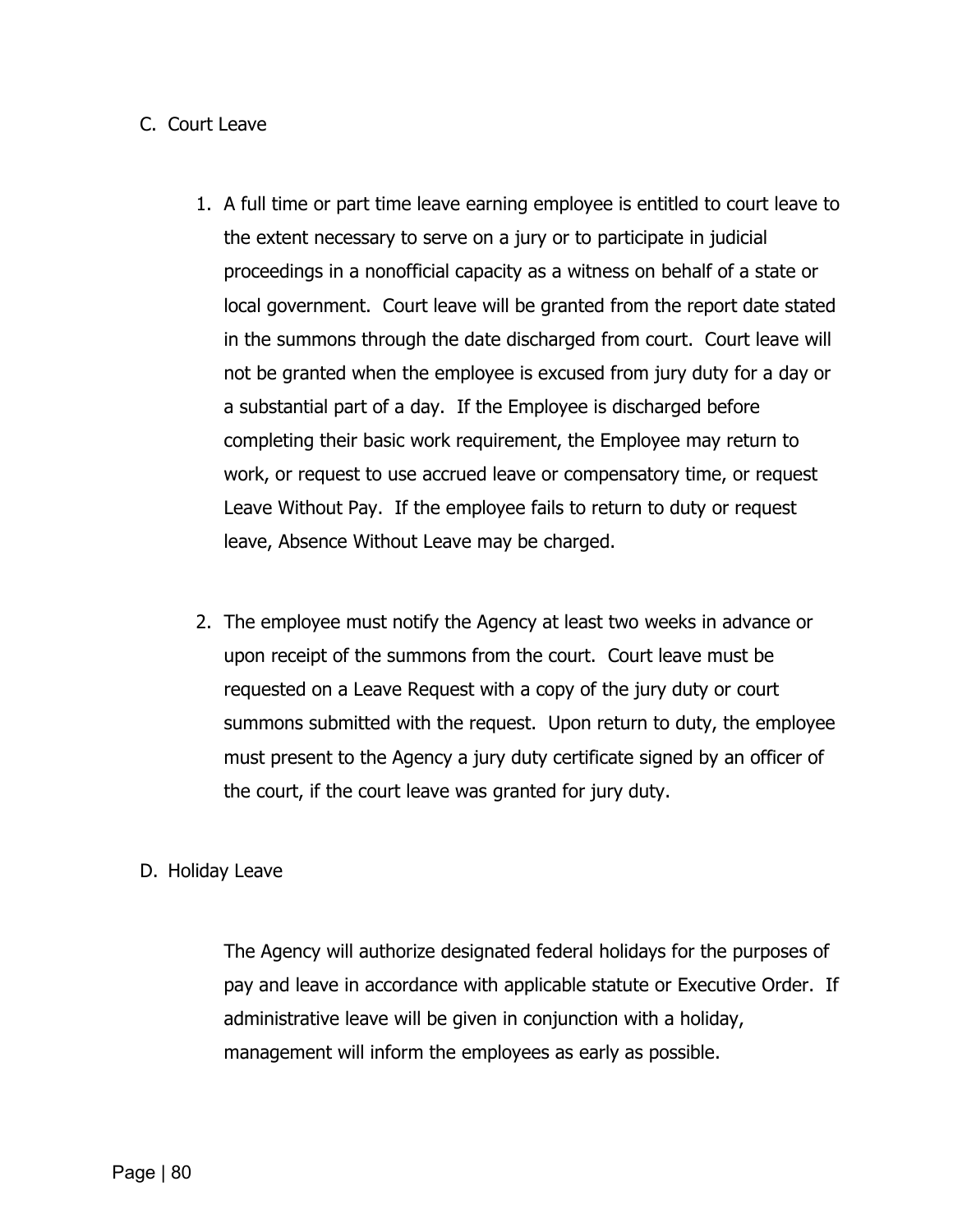C. Court Leave

1. A full time or part time leave earning employee is entitled to court leave to the extent necessary to serve on a jury or to participate in judicial proceedings in a nonofficial capacity as a witness on behalf of a state or local government. Court leave will be granted from the report date stated in the summons through the date discharged from court. Court leave will not be granted when the employee is excused from jury duty for a day or a substantial part of a day. If the Employee is discharged before completing their basic work requirement, the Employee may return to work, or request to use accrued leave or compensatory time, or request Leave Without Pay. If the employee fails to return to duty or request leave, Absence Without Leave may be charged.

2. The employee must notify the Agency at least two weeks in advance or upon receipt of the summons from the court. Court leave must be requested on a Leave Request with a copy of the jury duty or court summons submitted with the request. Upon return to duty, the employee must present to the Agency a jury duty certificate signed by an officer of the court, if the court leave was granted for jury duty.

D. Holiday Leave

The Agency will authorize designated federal holidays for the purposes of pay and leave in accordance with applicable statute or Executive Order. If administrative leave will be given in conjunction with a holiday, management will inform the employees as early as possible.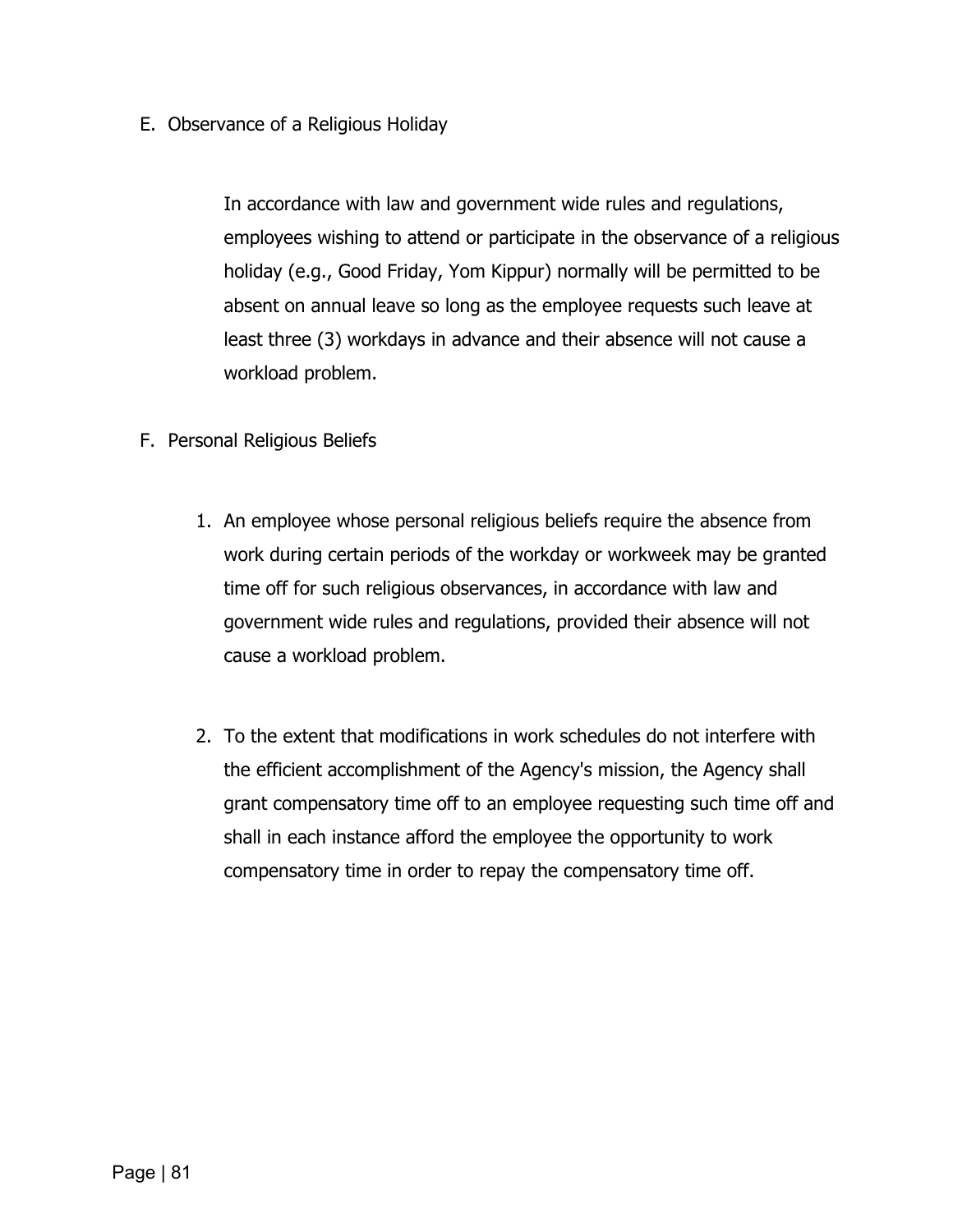E. Observance of a Religious Holiday

In accordance with law and government wide rules and regulations, employees wishing to attend or participate in the observance of a religious holiday (e.g., Good Friday, Yom Kippur) normally will be permitted to be absent on annual leave so long as the employee requests such leave at least three (3) workdays in advance and their absence will not cause a workload problem.

F. Personal Religious Beliefs

1. An employee whose personal religious beliefs require the absence from work during certain periods of the workday or workweek may be granted time off for such religious observances, in accordance with law and government wide rules and regulations, provided their absence will not cause a workload problem.

2. To the extent that modifications in work schedules do not interfere with the efficient accomplishment of the Agency's mission, the Agency shall grant compensatory time off to an employee requesting such time off and shall in each instance afford the employee the opportunity to work compensatory time in order to repay the compensatory time off.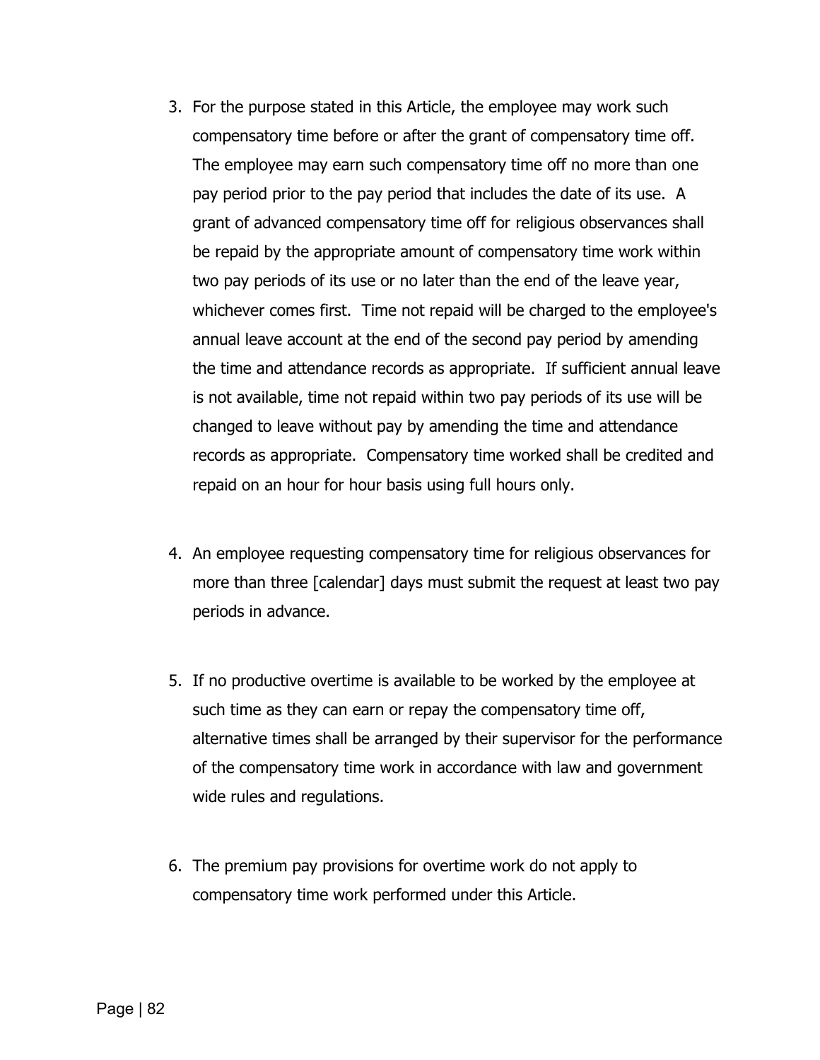3. For the purpose stated in this Article, the employee may work such compensatory time before or after the grant of compensatory time off. The employee may earn such compensatory time off no more than one pay period prior to the pay period that includes the date of its use. A grant of advanced compensatory time off for religious observances shall be repaid by the appropriate amount of compensatory time work within two pay periods of its use or no later than the end of the leave year, whichever comes first. Time not repaid will be charged to the employee's annual leave account at the end of the second pay period by amending the time and attendance records as appropriate. If sufficient annual leave is not available, time not repaid within two pay periods of its use will be changed to leave without pay by amending the time and attendance records as appropriate. Compensatory time worked shall be credited and repaid on an hour for hour basis using full hours only.

4. An employee requesting compensatory time for religious observances for more than three [calendar] days must submit the request at least two pay periods in advance.

5. If no productive overtime is available to be worked by the employee at such time as they can earn or repay the compensatory time off, alternative times shall be arranged by their supervisor for the performance of the compensatory time work in accordance with law and government wide rules and regulations.

6. The premium pay provisions for overtime work do not apply to compensatory time work performed under this Article.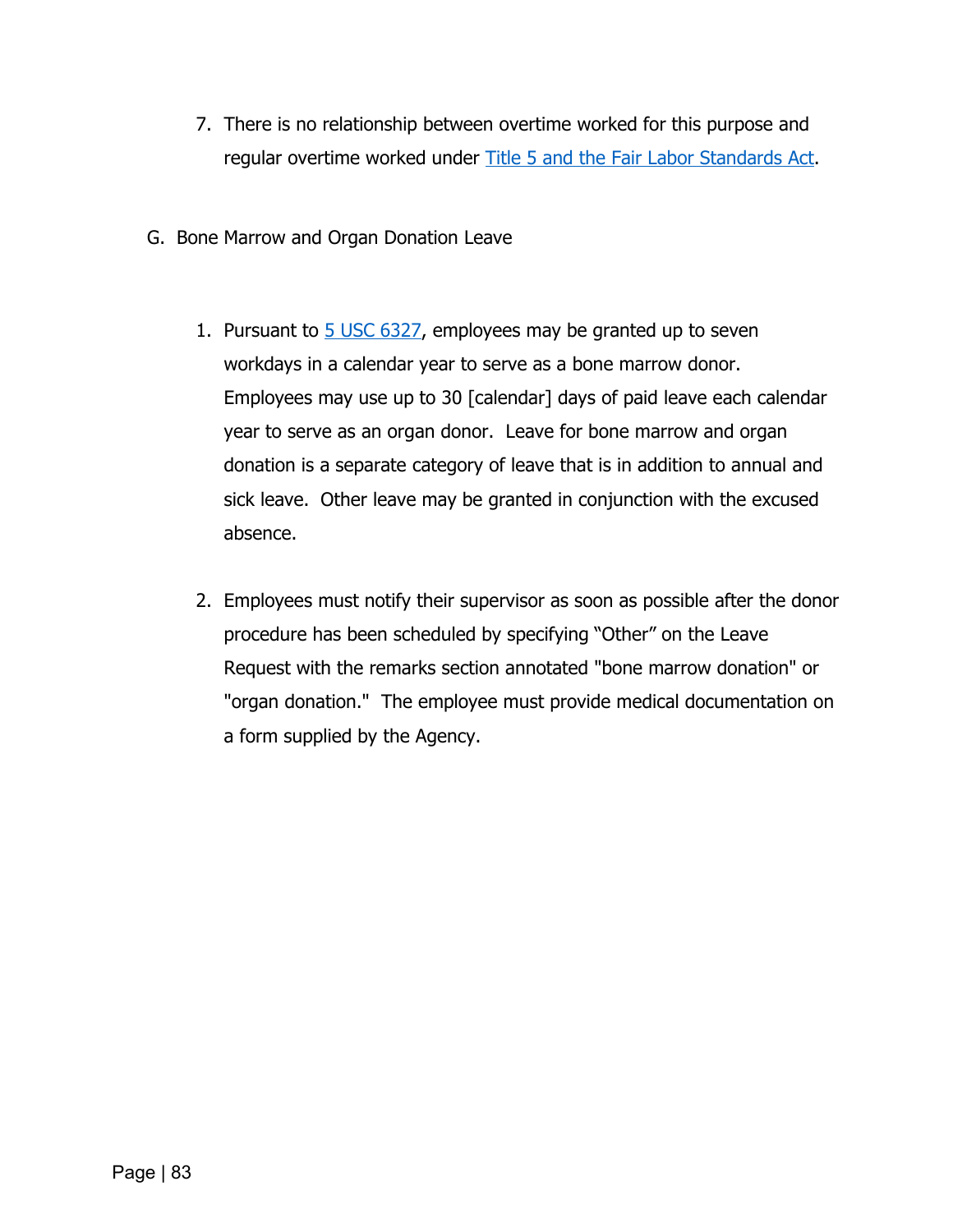7. There is no relationship between overtime worked for this purpose and regular overtime worked under [Title 5 and the Fair Labor Standards Act](#).

G. Bone Marrow and Organ Donation Leave

1. Pursuant to [5 USC 6327](#), employees may be granted up to seven workdays in a calendar year to serve as a bone marrow donor. Employees may use up to 30 [calendar] days of paid leave each calendar year to serve as an organ donor. Leave for bone marrow and organ donation is a separate category of leave that is in addition to annual and sick leave. Other leave may be granted in conjunction with the excused absence.

2. Employees must notify their supervisor as soon as possible after the donor procedure has been scheduled by specifying "Other" on the Leave Request with the remarks section annotated "bone marrow donation" or "organ donation." The employee must provide medical documentation on a form supplied by the Agency.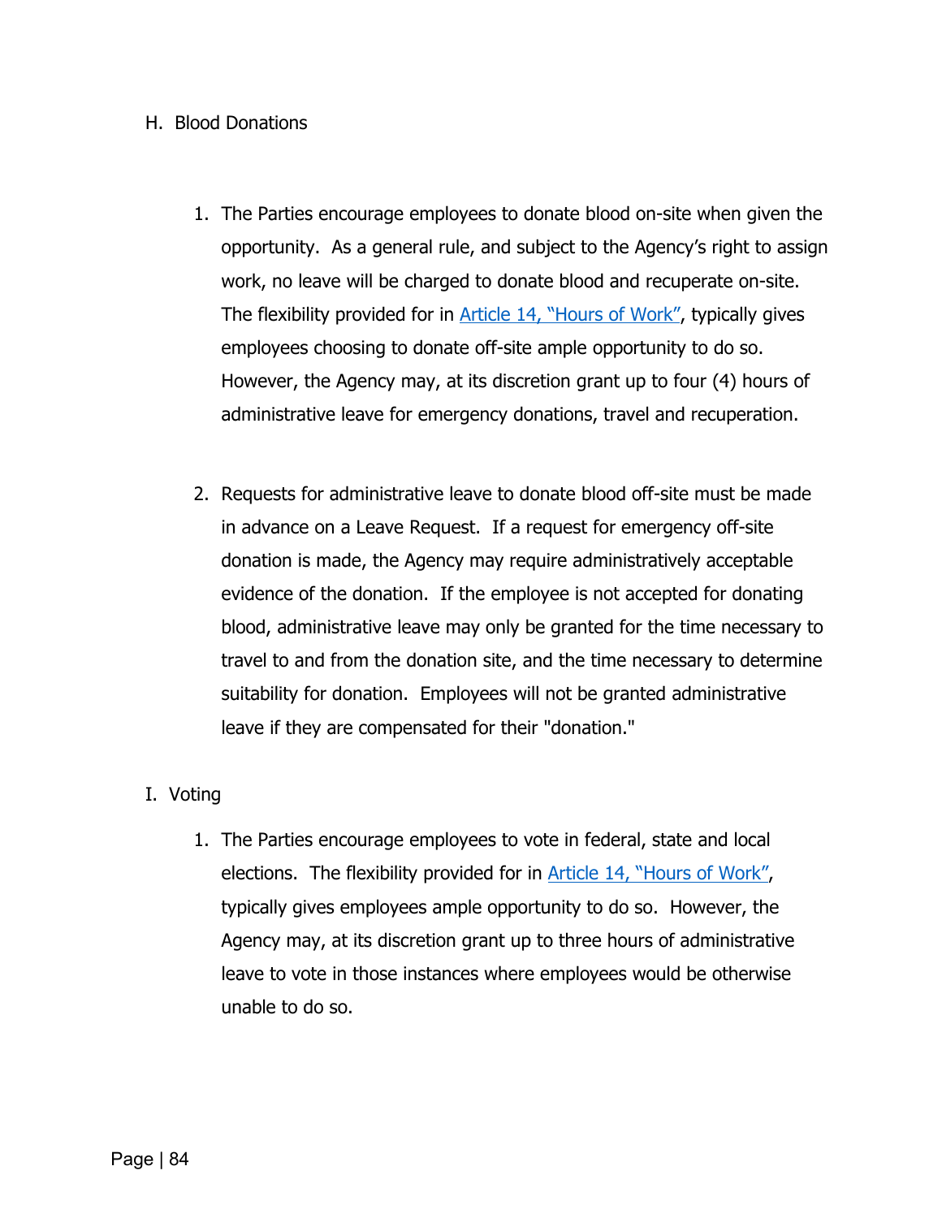H. Blood Donations

1. The Parties encourage employees to donate blood on-site when given the opportunity. As a general rule, and subject to the Agency's right to assign work, no leave will be charged to donate blood and recuperate on-site. The flexibility provided for in Article 14, "Hours of Work", typically gives employees choosing to donate off-site ample opportunity to do so. However, the Agency may, at its discretion grant up to four (4) hours of administrative leave for emergency donations, travel and recuperation.

2. Requests for administrative leave to donate blood off-site must be made in advance on a Leave Request. If a request for emergency off-site donation is made, the Agency may require administratively acceptable evidence of the donation. If the employee is not accepted for donating blood, administrative leave may only be granted for the time necessary to travel to and from the donation site, and the time necessary to determine suitability for donation. Employees will not be granted administrative leave if they are compensated for their "donation."

I. Voting

1. The Parties encourage employees to vote in federal, state and local elections. The flexibility provided for in Article 14, "Hours of Work", typically gives employees ample opportunity to do so. However, the Agency may, at its discretion grant up to three hours of administrative leave to vote in those instances where employees would be otherwise unable to do so.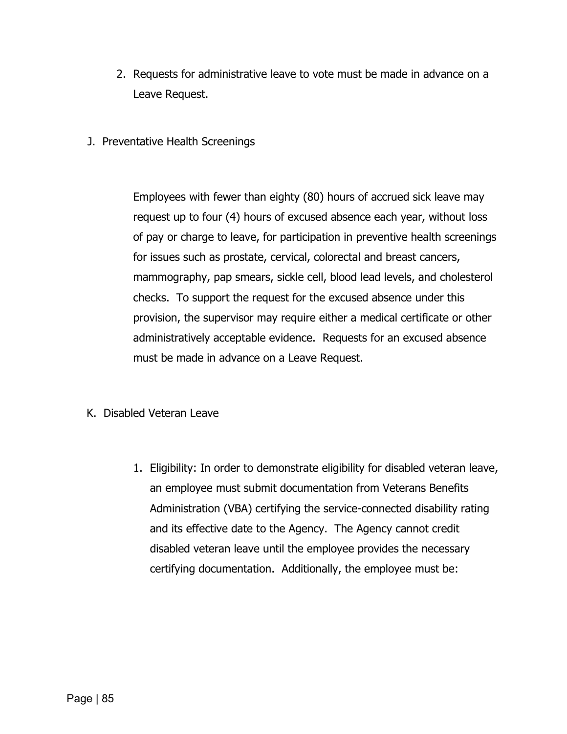2. Requests for administrative leave to vote must be made in advance on a Leave Request.

J. Preventative Health Screenings

Employees with fewer than eighty (80) hours of accrued sick leave may request up to four (4) hours of excused absence each year, without loss of pay or charge to leave, for participation in preventive health screenings for issues such as prostate, cervical, colorectal and breast cancers, mammography, pap smears, sickle cell, blood lead levels, and cholesterol checks. To support the request for the excused absence under this provision, the supervisor may require either a medical certificate or other administratively acceptable evidence. Requests for an excused absence must be made in advance on a Leave Request.

K. Disabled Veteran Leave

1. Eligibility: In order to demonstrate eligibility for disabled veteran leave, an employee must submit documentation from Veterans Benefits Administration (VBA) certifying the service-connected disability rating and its effective date to the Agency. The Agency cannot credit disabled veteran leave until the employee provides the necessary certifying documentation. Additionally, the employee must be: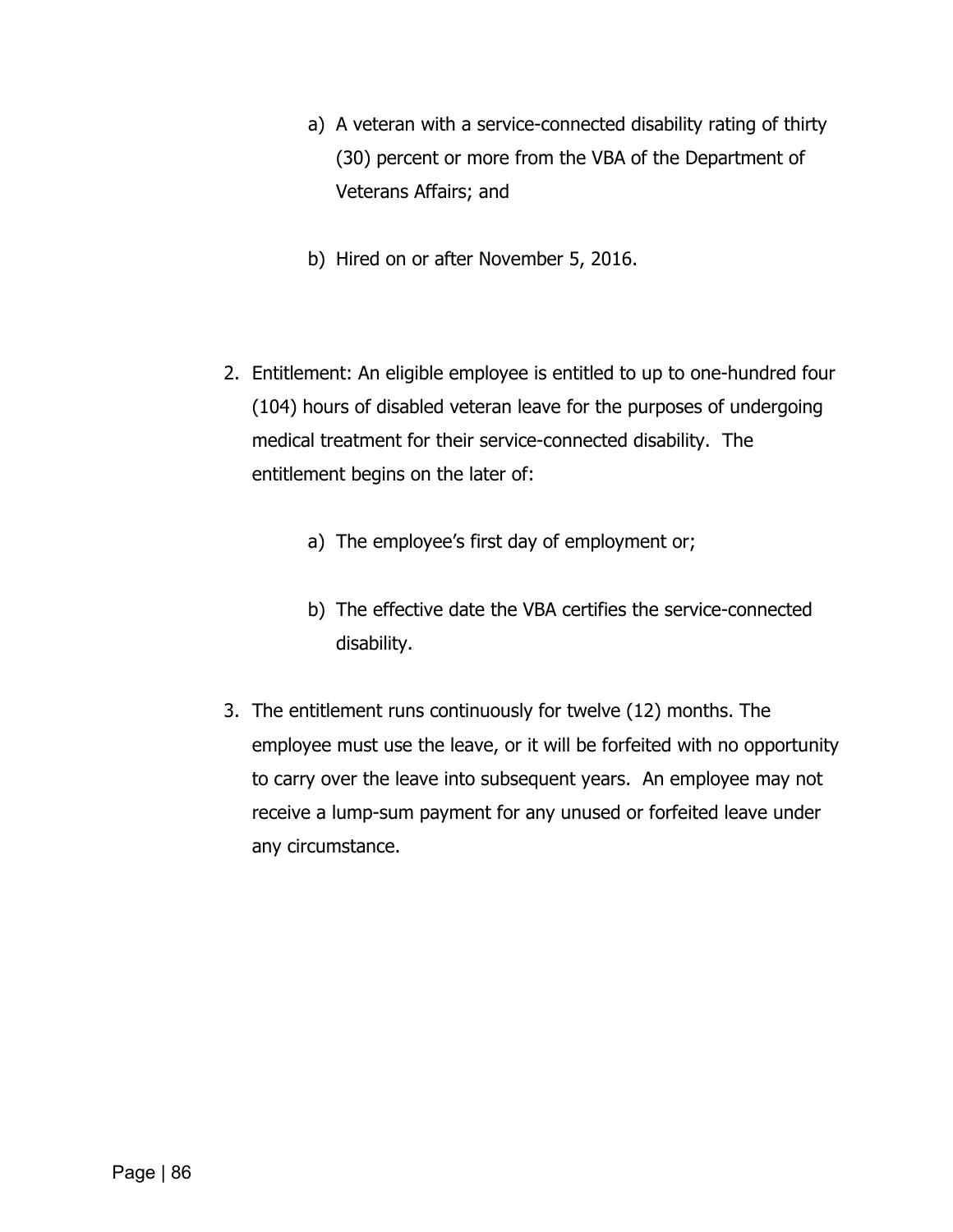a) A veteran with a service-connected disability rating of thirty (30) percent or more from the VBA of the Department of Veterans Affairs; and

b) Hired on or after November 5, 2016.

2. Entitlement: An eligible employee is entitled to up to one-hundred four (104) hours of disabled veteran leave for the purposes of undergoing medical treatment for their service-connected disability. The entitlement begins on the later of:

   a) The employee's first day of employment or;

   b) The effective date the VBA certifies the service-connected disability.

3. The entitlement runs continuously for twelve (12) months. The employee must use the leave, or it will be forfeited with no opportunity to carry over the leave into subsequent years. An employee may not receive a lump-sum payment for any unused or forfeited leave under any circumstance.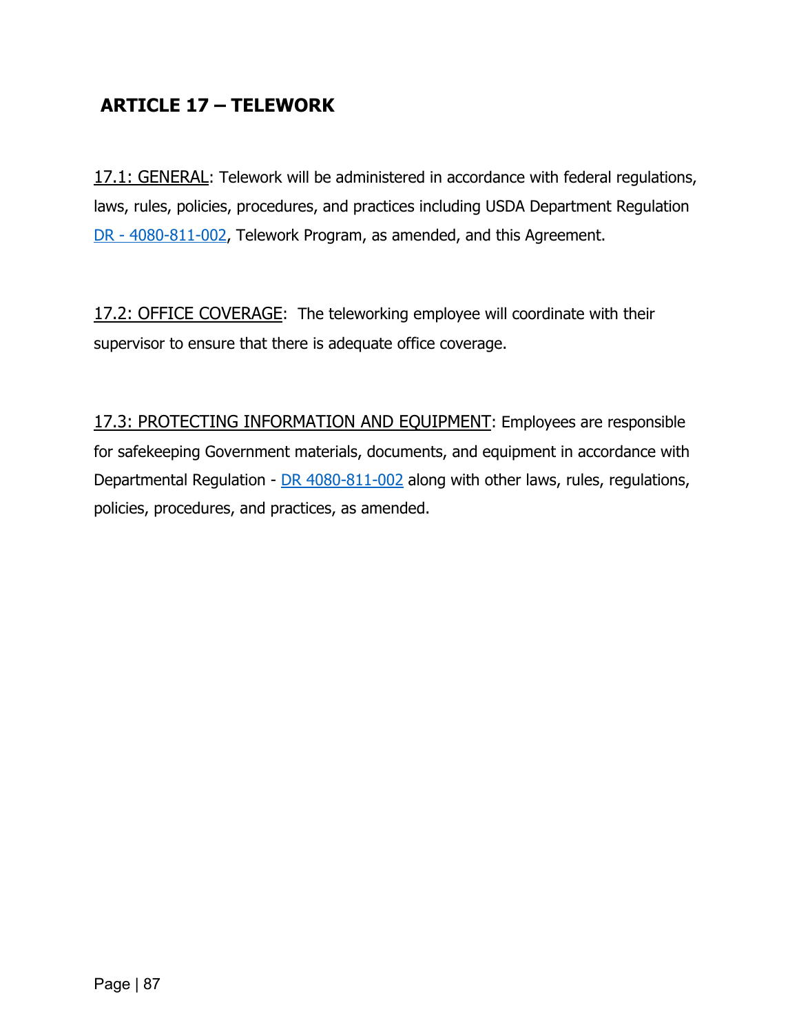## ARTICLE 17 – TELEWORK

17.1: GENERAL: Telework will be administered in accordance with federal regulations, laws, rules, policies, procedures, and practices including USDA Department Regulation DR - 4080-811-002, Telework Program, as amended, and this Agreement.

17.2: OFFICE COVERAGE: The teleworking employee will coordinate with their supervisor to ensure that there is adequate office coverage.

17.3: PROTECTING INFORMATION AND EQUIPMENT: Employees are responsible for safekeeping Government materials, documents, and equipment in accordance with Departmental Regulation - DR 4080-811-002 along with other laws, rules, regulations, policies, procedures, and practices, as amended.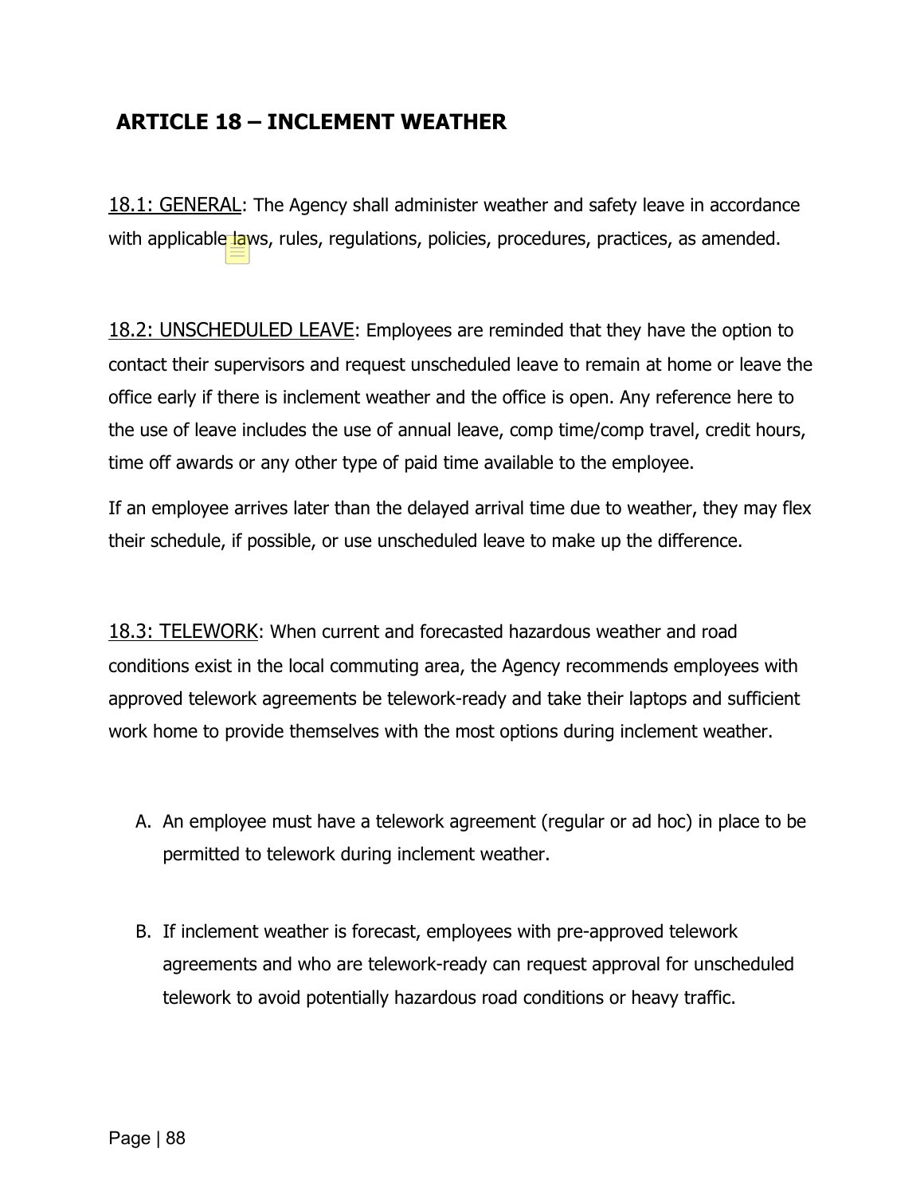## ARTICLE 18 – INCLEMENT WEATHER

<u>18.1: GENERAL</u>: The Agency shall administer weather and safety leave in accordance with applicable laws, rules, regulations, policies, procedures, practices, as amended.

<u>18.2: UNSCHEDULED LEAVE</u>: Employees are reminded that they have the option to contact their supervisors and request unscheduled leave to remain at home or leave the office early if there is inclement weather and the office is open. Any reference here to the use of leave includes the use of annual leave, comp time/comp travel, credit hours, time off awards or any other type of paid time available to the employee.

If an employee arrives later than the delayed arrival time due to weather, they may flex their schedule, if possible, or use unscheduled leave to make up the difference.

<u>18.3: TELEWORK</u>: When current and forecasted hazardous weather and road conditions exist in the local commuting area, the Agency recommends employees with approved telework agreements be telework-ready and take their laptops and sufficient work home to provide themselves with the most options during inclement weather.

A. An employee must have a telework agreement (regular or ad hoc) in place to be permitted to telework during inclement weather.

B. If inclement weather is forecast, employees with pre-approved telework agreements and who are telework-ready can request approval for unscheduled telework to avoid potentially hazardous road conditions or heavy traffic.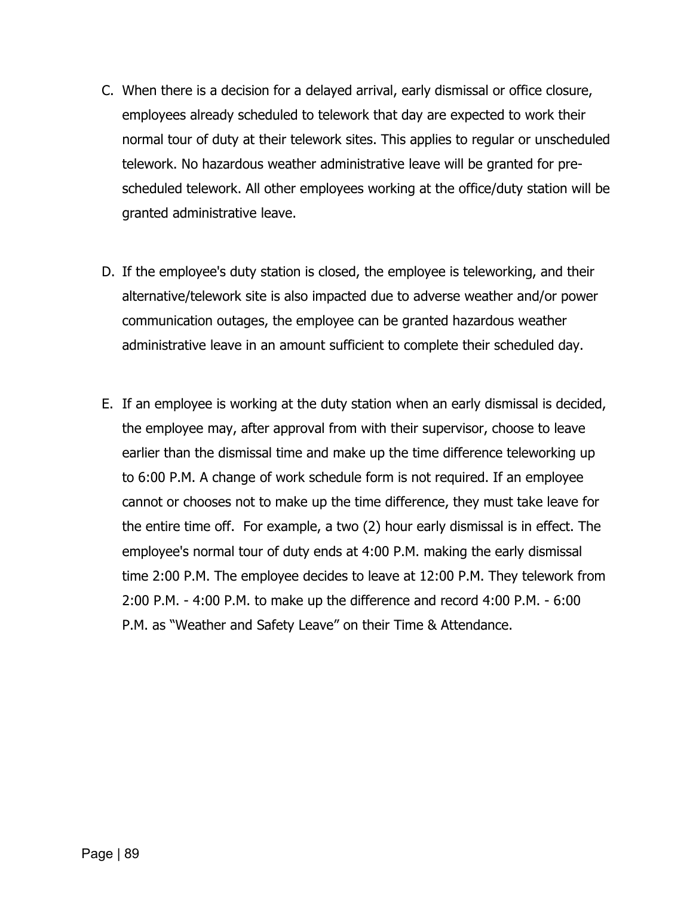C. When there is a decision for a delayed arrival, early dismissal or office closure, employees already scheduled to telework that day are expected to work their normal tour of duty at their telework sites. This applies to regular or unscheduled telework. No hazardous weather administrative leave will be granted for pre-scheduled telework. All other employees working at the office/duty station will be granted administrative leave.

D. If the employee's duty station is closed, the employee is teleworking, and their alternative/telework site is also impacted due to adverse weather and/or power communication outages, the employee can be granted hazardous weather administrative leave in an amount sufficient to complete their scheduled day.

E. If an employee is working at the duty station when an early dismissal is decided, the employee may, after approval from with their supervisor, choose to leave earlier than the dismissal time and make up the time difference teleworking up to 6:00 P.M. A change of work schedule form is not required. If an employee cannot or chooses not to make up the time difference, they must take leave for the entire time off. For example, a two (2) hour early dismissal is in effect. The employee's normal tour of duty ends at 4:00 P.M. making the early dismissal time 2:00 P.M. The employee decides to leave at 12:00 P.M. They telework from 2:00 P.M. - 4:00 P.M. to make up the difference and record 4:00 P.M. - 6:00 P.M. as "Weather and Safety Leave" on their Time & Attendance.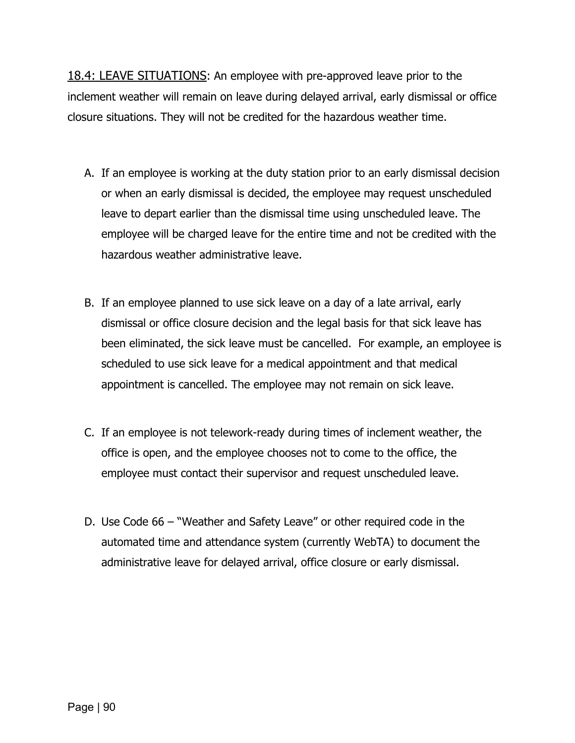<u>18.4: LEAVE SITUATIONS</u>: An employee with pre-approved leave prior to the inclement weather will remain on leave during delayed arrival, early dismissal or office closure situations. They will not be credited for the hazardous weather time.

A. If an employee is working at the duty station prior to an early dismissal decision or when an early dismissal is decided, the employee may request unscheduled leave to depart earlier than the dismissal time using unscheduled leave. The employee will be charged leave for the entire time and not be credited with the hazardous weather administrative leave.

B. If an employee planned to use sick leave on a day of a late arrival, early dismissal or office closure decision and the legal basis for that sick leave has been eliminated, the sick leave must be cancelled. For example, an employee is scheduled to use sick leave for a medical appointment and that medical appointment is cancelled. The employee may not remain on sick leave.

C. If an employee is not telework-ready during times of inclement weather, the office is open, and the employee chooses not to come to the office, the employee must contact their supervisor and request unscheduled leave.

D. Use Code 66 – "Weather and Safety Leave" or other required code in the automated time and attendance system (currently WebTA) to document the administrative leave for delayed arrival, office closure or early dismissal.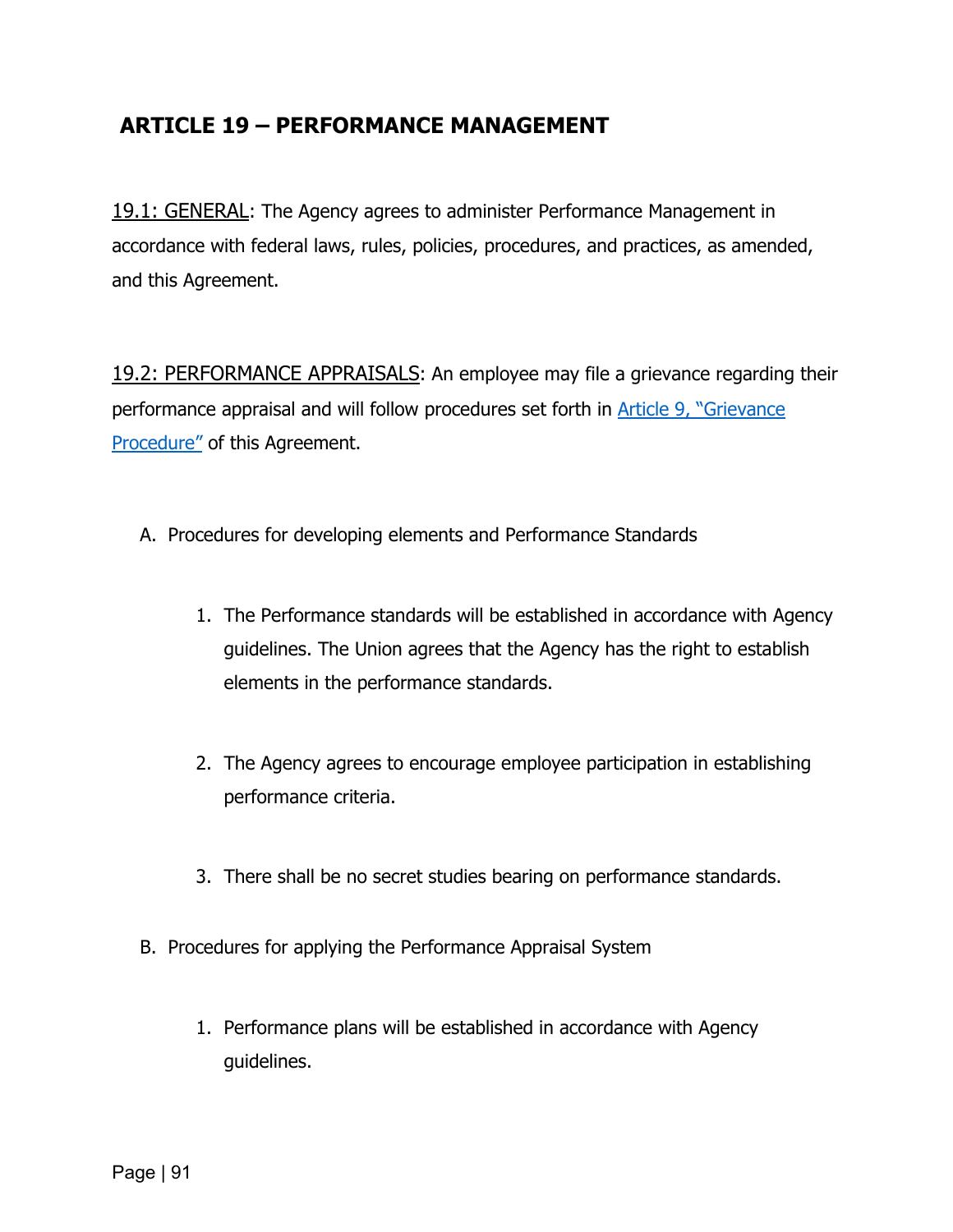## ARTICLE 19 – PERFORMANCE MANAGEMENT

19.1: GENERAL: The Agency agrees to administer Performance Management in accordance with federal laws, rules, policies, procedures, and practices, as amended, and this Agreement.

19.2: PERFORMANCE APPRAISALS: An employee may file a grievance regarding their performance appraisal and will follow procedures set forth in [Article 9, "Grievance Procedure"] of this Agreement.

A. Procedures for developing elements and Performance Standards

   1. The Performance standards will be established in accordance with Agency guidelines. The Union agrees that the Agency has the right to establish elements in the performance standards.

   2. The Agency agrees to encourage employee participation in establishing performance criteria.

   3. There shall be no secret studies bearing on performance standards.

B. Procedures for applying the Performance Appraisal System

   1. Performance plans will be established in accordance with Agency guidelines.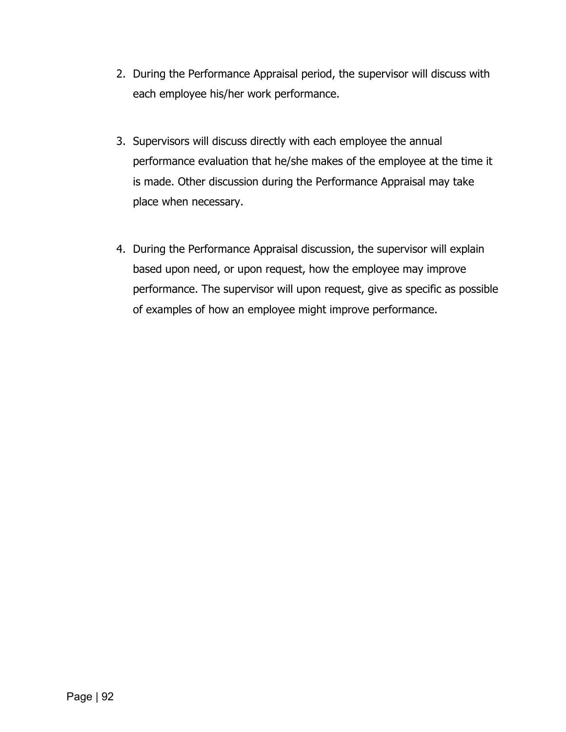2. During the Performance Appraisal period, the supervisor will discuss with each employee his/her work performance.

3. Supervisors will discuss directly with each employee the annual performance evaluation that he/she makes of the employee at the time it is made. Other discussion during the Performance Appraisal may take place when necessary.

4. During the Performance Appraisal discussion, the supervisor will explain based upon need, or upon request, how the employee may improve performance. The supervisor will upon request, give as specific as possible of examples of how an employee might improve performance.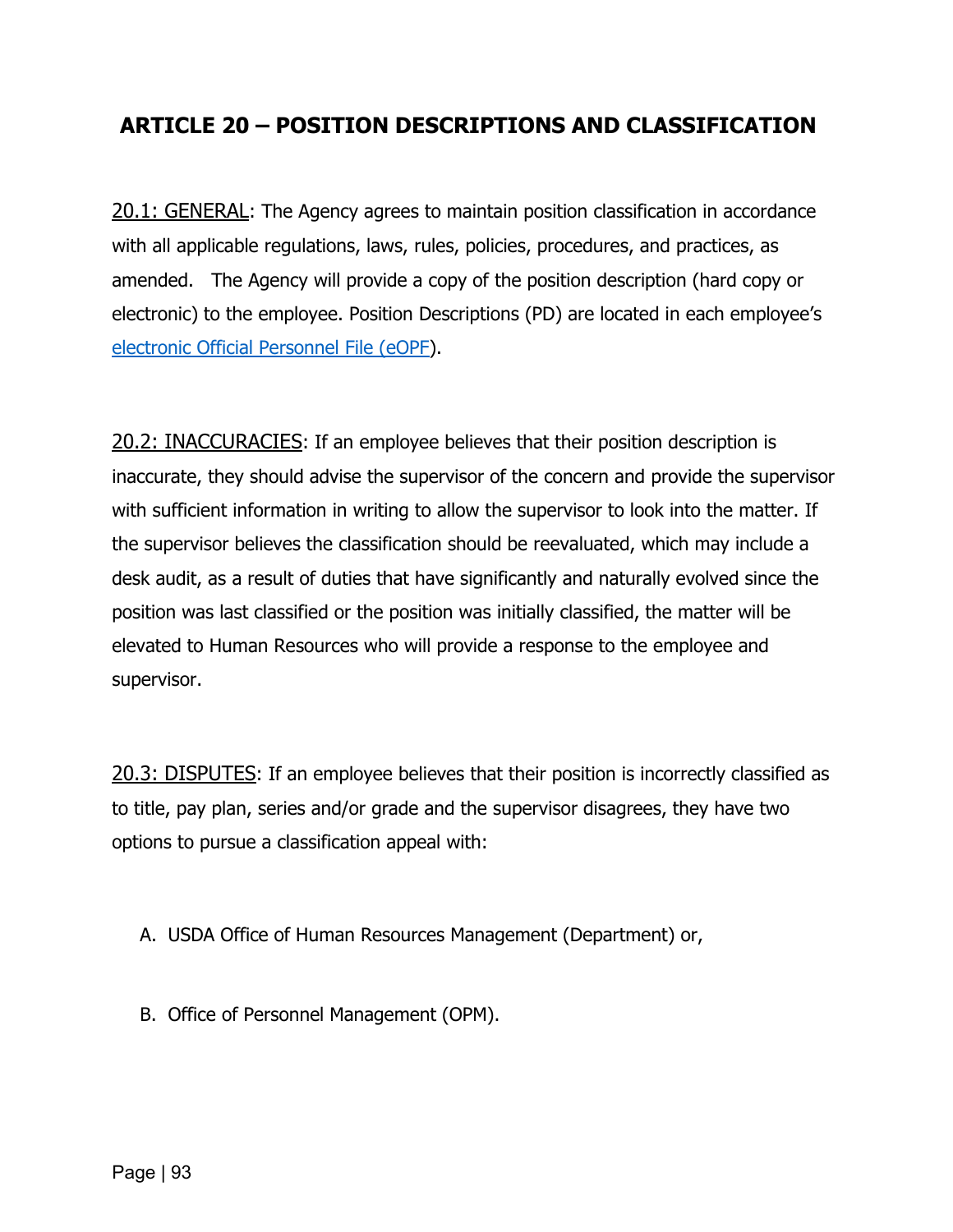# ARTICLE 20 – POSITION DESCRIPTIONS AND CLASSIFICATION

20.1: GENERAL: The Agency agrees to maintain position classification in accordance with all applicable regulations, laws, rules, policies, procedures, and practices, as amended. The Agency will provide a copy of the position description (hard copy or electronic) to the employee. Position Descriptions (PD) are located in each employee's electronic Official Personnel File (eOPF).

20.2: INACCURACIES: If an employee believes that their position description is inaccurate, they should advise the supervisor of the concern and provide the supervisor with sufficient information in writing to allow the supervisor to look into the matter. If the supervisor believes the classification should be reevaluated, which may include a desk audit, as a result of duties that have significantly and naturally evolved since the position was last classified or the position was initially classified, the matter will be elevated to Human Resources who will provide a response to the employee and supervisor.

20.3: DISPUTES: If an employee believes that their position is incorrectly classified as to title, pay plan, series and/or grade and the supervisor disagrees, they have two options to pursue a classification appeal with:

A. USDA Office of Human Resources Management (Department) or,

B. Office of Personnel Management (OPM).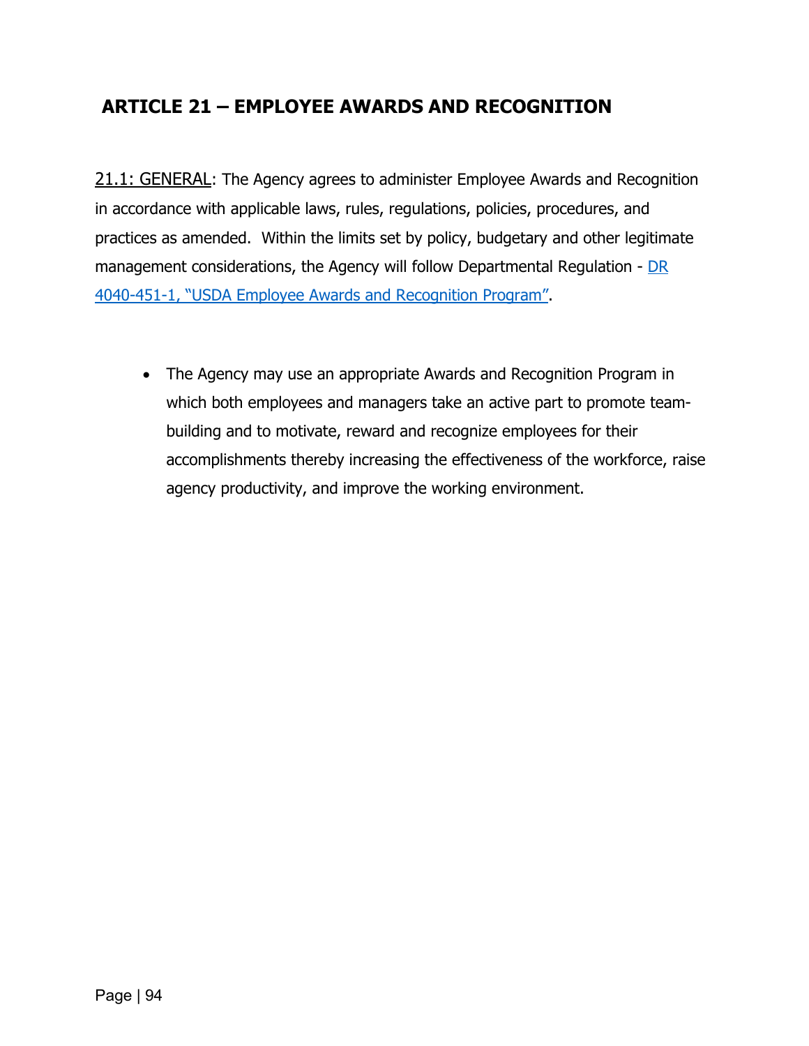## ARTICLE 21 – EMPLOYEE AWARDS AND RECOGNITION

21.1: GENERAL: The Agency agrees to administer Employee Awards and Recognition in accordance with applicable laws, rules, regulations, policies, procedures, and practices as amended. Within the limits set by policy, budgetary and other legitimate management considerations, the Agency will follow Departmental Regulation - DR 4040-451-1, "USDA Employee Awards and Recognition Program".

- The Agency may use an appropriate Awards and Recognition Program in which both employees and managers take an active part to promote team-building and to motivate, reward and recognize employees for their accomplishments thereby increasing the effectiveness of the workforce, raise agency productivity, and improve the working environment.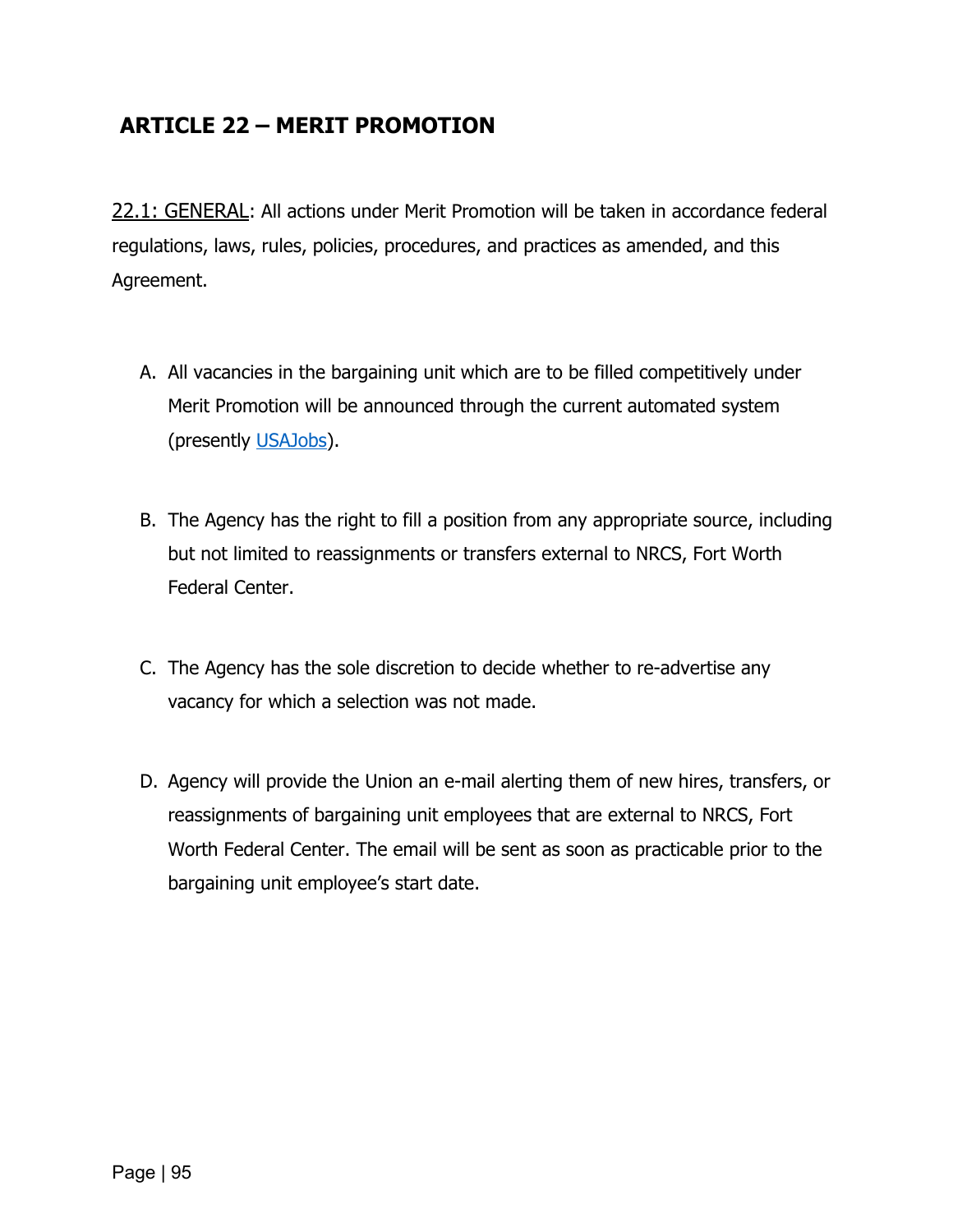## ARTICLE 22 – MERIT PROMOTION

<u>22.1: GENERAL</u>: All actions under Merit Promotion will be taken in accordance federal regulations, laws, rules, policies, procedures, and practices as amended, and this Agreement.

A. All vacancies in the bargaining unit which are to be filled competitively under Merit Promotion will be announced through the current automated system (presently USAJobs).

B. The Agency has the right to fill a position from any appropriate source, including but not limited to reassignments or transfers external to NRCS, Fort Worth Federal Center.

C. The Agency has the sole discretion to decide whether to re-advertise any vacancy for which a selection was not made.

D. Agency will provide the Union an e-mail alerting them of new hires, transfers, or reassignments of bargaining unit employees that are external to NRCS, Fort Worth Federal Center. The email will be sent as soon as practicable prior to the bargaining unit employee's start date.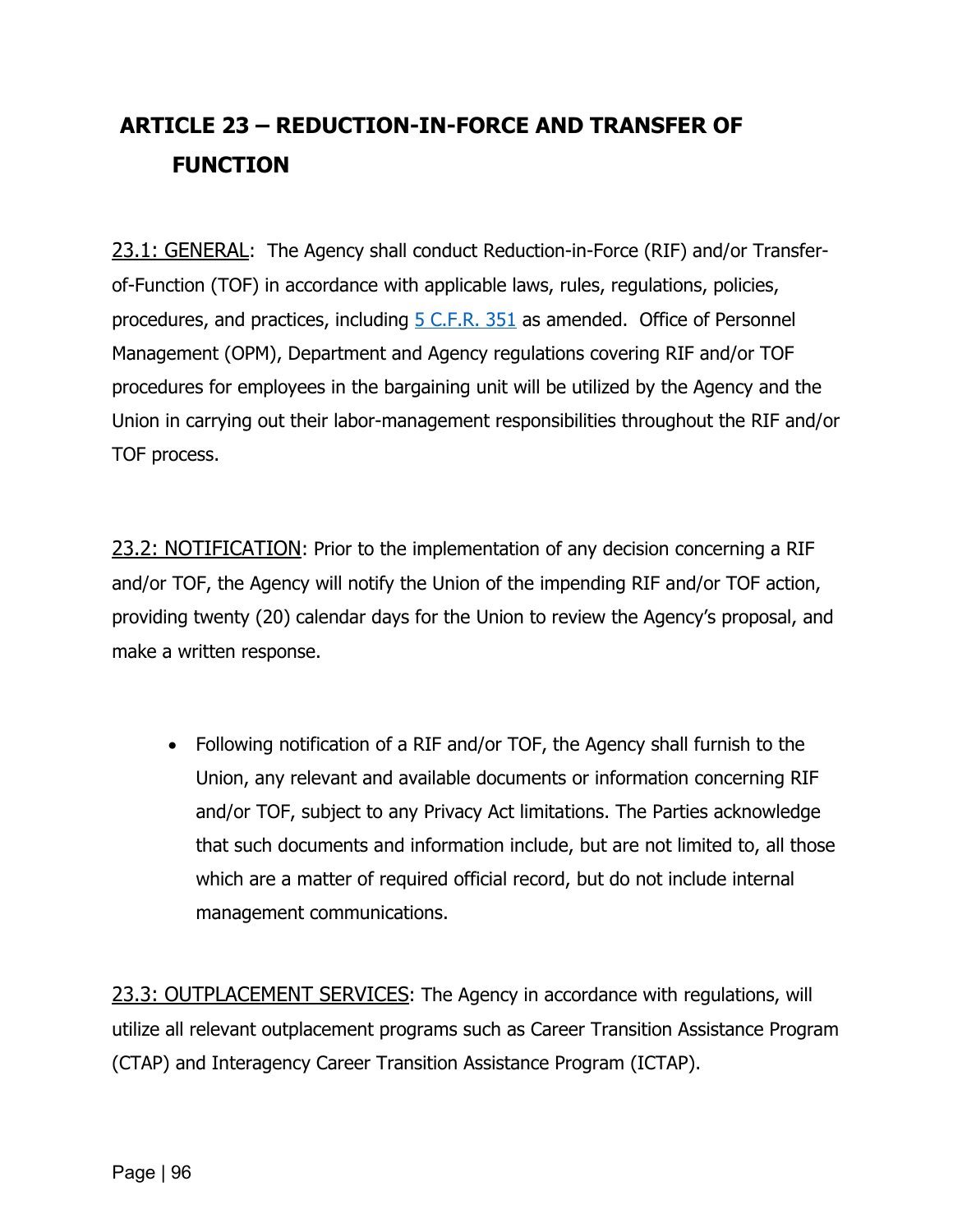## ARTICLE 23 – REDUCTION-IN-FORCE AND TRANSFER OF FUNCTION

23.1: GENERAL: The Agency shall conduct Reduction-in-Force (RIF) and/or Transfer-of-Function (TOF) in accordance with applicable laws, rules, regulations, policies, procedures, and practices, including [5 C.F.R. 351] as amended. Office of Personnel Management (OPM), Department and Agency regulations covering RIF and/or TOF procedures for employees in the bargaining unit will be utilized by the Agency and the Union in carrying out their labor-management responsibilities throughout the RIF and/or TOF process.

23.2: NOTIFICATION: Prior to the implementation of any decision concerning a RIF and/or TOF, the Agency will notify the Union of the impending RIF and/or TOF action, providing twenty (20) calendar days for the Union to review the Agency's proposal, and make a written response.

- Following notification of a RIF and/or TOF, the Agency shall furnish to the Union, any relevant and available documents or information concerning RIF and/or TOF, subject to any Privacy Act limitations. The Parties acknowledge that such documents and information include, but are not limited to, all those which are a matter of required official record, but do not include internal management communications.

23.3: OUTPLACEMENT SERVICES: The Agency in accordance with regulations, will utilize all relevant outplacement programs such as Career Transition Assistance Program (CTAP) and Interagency Career Transition Assistance Program (ICTAP).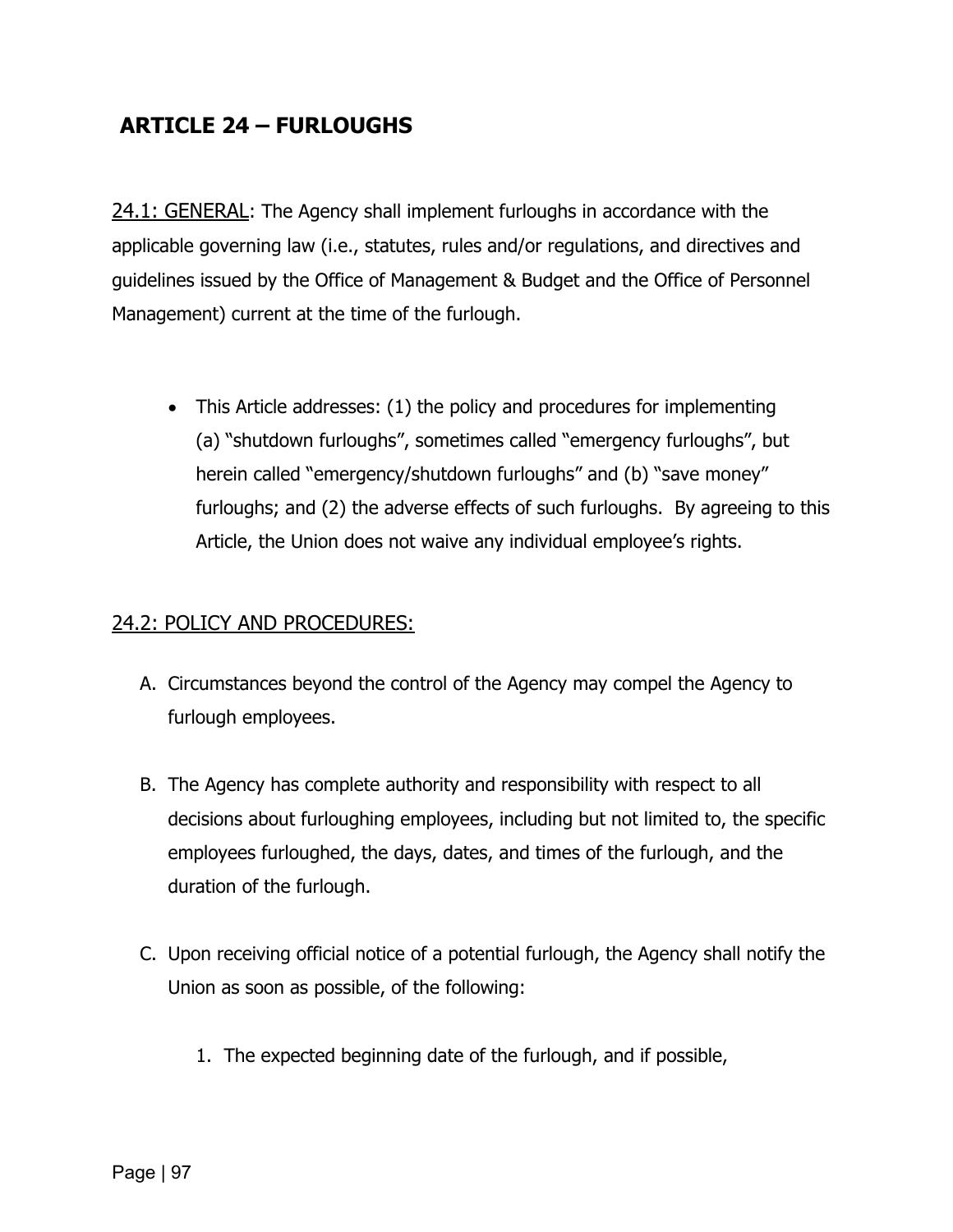# ARTICLE 24 – FURLOUGHS

<u>24.1: GENERAL</u>: The Agency shall implement furloughs in accordance with the applicable governing law (i.e., statutes, rules and/or regulations, and directives and guidelines issued by the Office of Management & Budget and the Office of Personnel Management) current at the time of the furlough.

- This Article addresses: (1) the policy and procedures for implementing (a) "shutdown furloughs", sometimes called "emergency furloughs", but herein called "emergency/shutdown furloughs" and (b) "save money" furloughs; and (2) the adverse effects of such furloughs. By agreeing to this Article, the Union does not waive any individual employee's rights.

## <u>24.2: POLICY AND PROCEDURES:</u>

A. Circumstances beyond the control of the Agency may compel the Agency to furlough employees.

B. The Agency has complete authority and responsibility with respect to all decisions about furloughing employees, including but not limited to, the specific employees furloughed, the days, dates, and times of the furlough, and the duration of the furlough.

C. Upon receiving official notice of a potential furlough, the Agency shall notify the Union as soon as possible, of the following:

   1. The expected beginning date of the furlough, and if possible,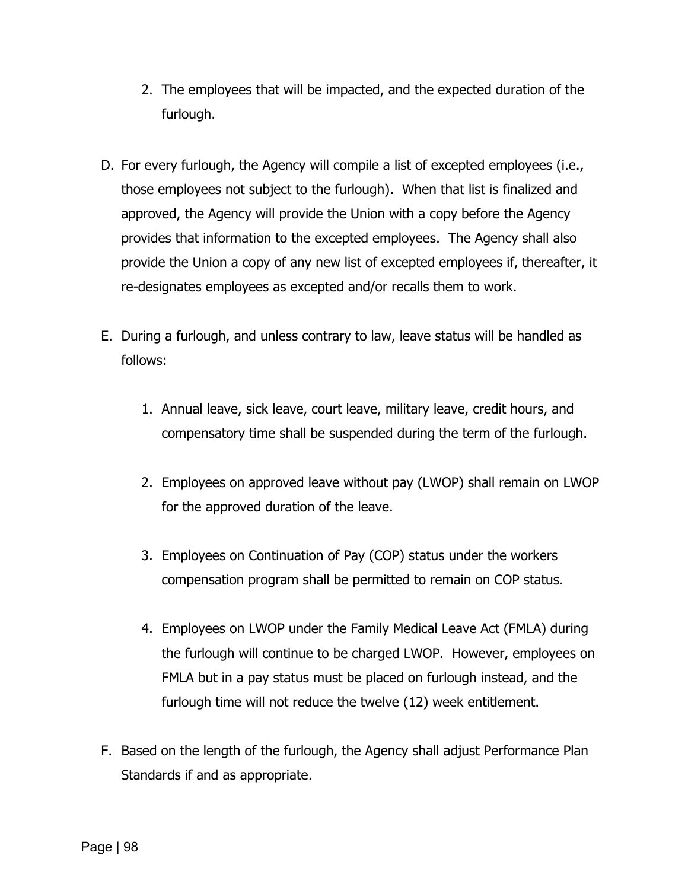2. The employees that will be impacted, and the expected duration of the furlough.

D. For every furlough, the Agency will compile a list of excepted employees (i.e., those employees not subject to the furlough). When that list is finalized and approved, the Agency will provide the Union with a copy before the Agency provides that information to the excepted employees. The Agency shall also provide the Union a copy of any new list of excepted employees if, thereafter, it re-designates employees as excepted and/or recalls them to work.

E. During a furlough, and unless contrary to law, leave status will be handled as follows:

   1. Annual leave, sick leave, court leave, military leave, credit hours, and compensatory time shall be suspended during the term of the furlough.

   2. Employees on approved leave without pay (LWOP) shall remain on LWOP for the approved duration of the leave.

   3. Employees on Continuation of Pay (COP) status under the workers compensation program shall be permitted to remain on COP status.

   4. Employees on LWOP under the Family Medical Leave Act (FMLA) during the furlough will continue to be charged LWOP. However, employees on FMLA but in a pay status must be placed on furlough instead, and the furlough time will not reduce the twelve (12) week entitlement.

F. Based on the length of the furlough, the Agency shall adjust Performance Plan Standards if and as appropriate.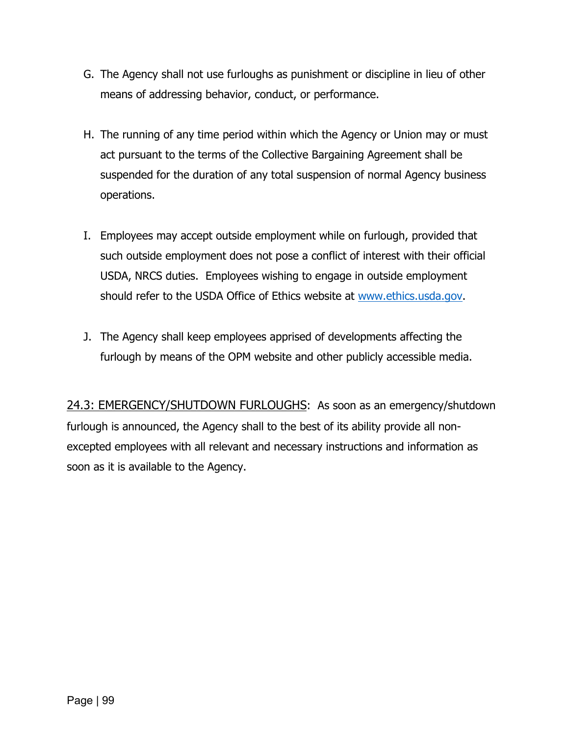G. The Agency shall not use furloughs as punishment or discipline in lieu of other means of addressing behavior, conduct, or performance.

H. The running of any time period within which the Agency or Union may or must act pursuant to the terms of the Collective Bargaining Agreement shall be suspended for the duration of any total suspension of normal Agency business operations.

I. Employees may accept outside employment while on furlough, provided that such outside employment does not pose a conflict of interest with their official USDA, NRCS duties. Employees wishing to engage in outside employment should refer to the USDA Office of Ethics website at www.ethics.usda.gov.

J. The Agency shall keep employees apprised of developments affecting the furlough by means of the OPM website and other publicly accessible media.

24.3: EMERGENCY/SHUTDOWN FURLOUGHS: As soon as an emergency/shutdown furlough is announced, the Agency shall to the best of its ability provide all non-excepted employees with all relevant and necessary instructions and information as soon as it is available to the Agency.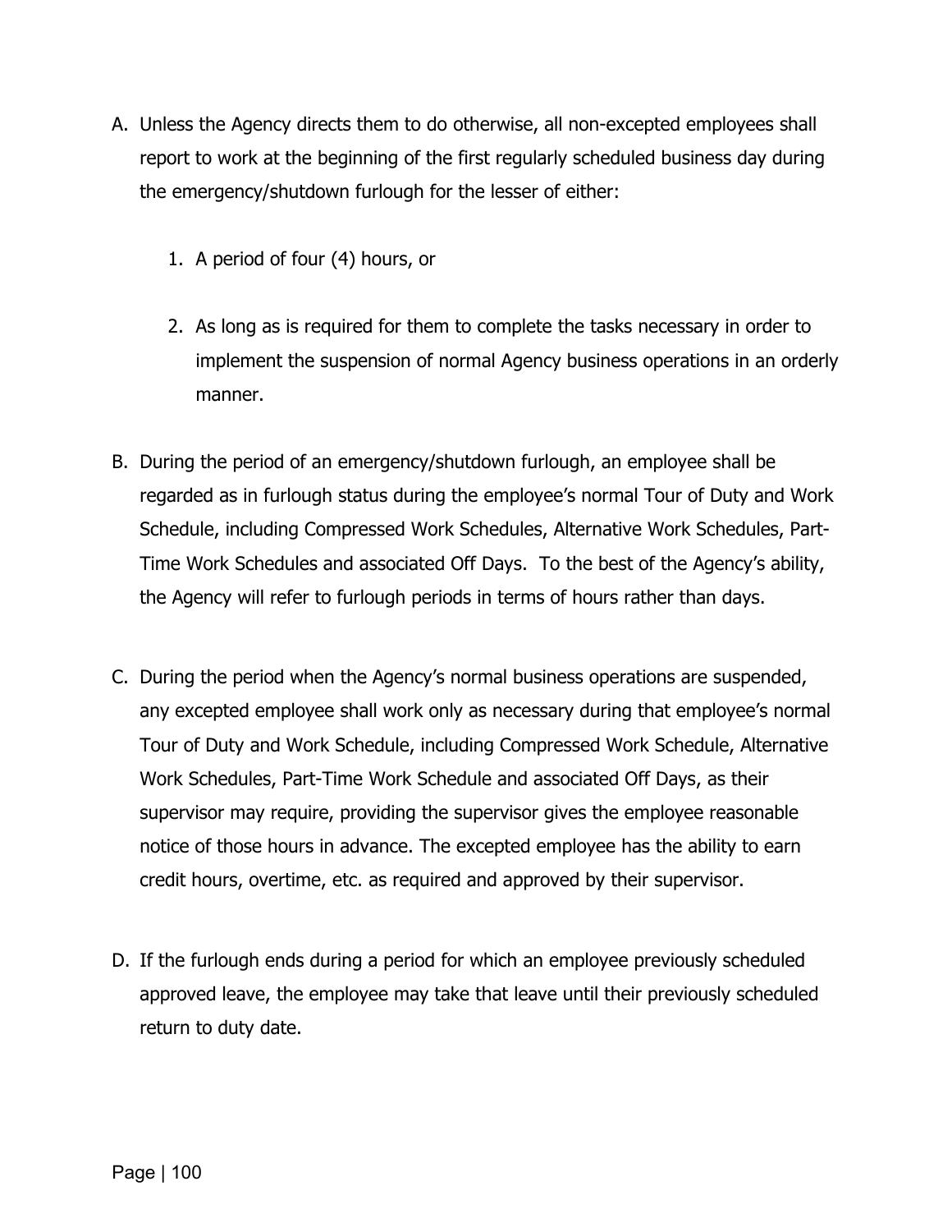A. Unless the Agency directs them to do otherwise, all non-excepted employees shall report to work at the beginning of the first regularly scheduled business day during the emergency/shutdown furlough for the lesser of either:

    1. A period of four (4) hours, or

    2. As long as is required for them to complete the tasks necessary in order to implement the suspension of normal Agency business operations in an orderly manner.

B. During the period of an emergency/shutdown furlough, an employee shall be regarded as in furlough status during the employee's normal Tour of Duty and Work Schedule, including Compressed Work Schedules, Alternative Work Schedules, Part-Time Work Schedules and associated Off Days. To the best of the Agency's ability, the Agency will refer to furlough periods in terms of hours rather than days.

C. During the period when the Agency's normal business operations are suspended, any excepted employee shall work only as necessary during that employee's normal Tour of Duty and Work Schedule, including Compressed Work Schedule, Alternative Work Schedules, Part-Time Work Schedule and associated Off Days, as their supervisor may require, providing the supervisor gives the employee reasonable notice of those hours in advance. The excepted employee has the ability to earn credit hours, overtime, etc. as required and approved by their supervisor.

D. If the furlough ends during a period for which an employee previously scheduled approved leave, the employee may take that leave until their previously scheduled return to duty date.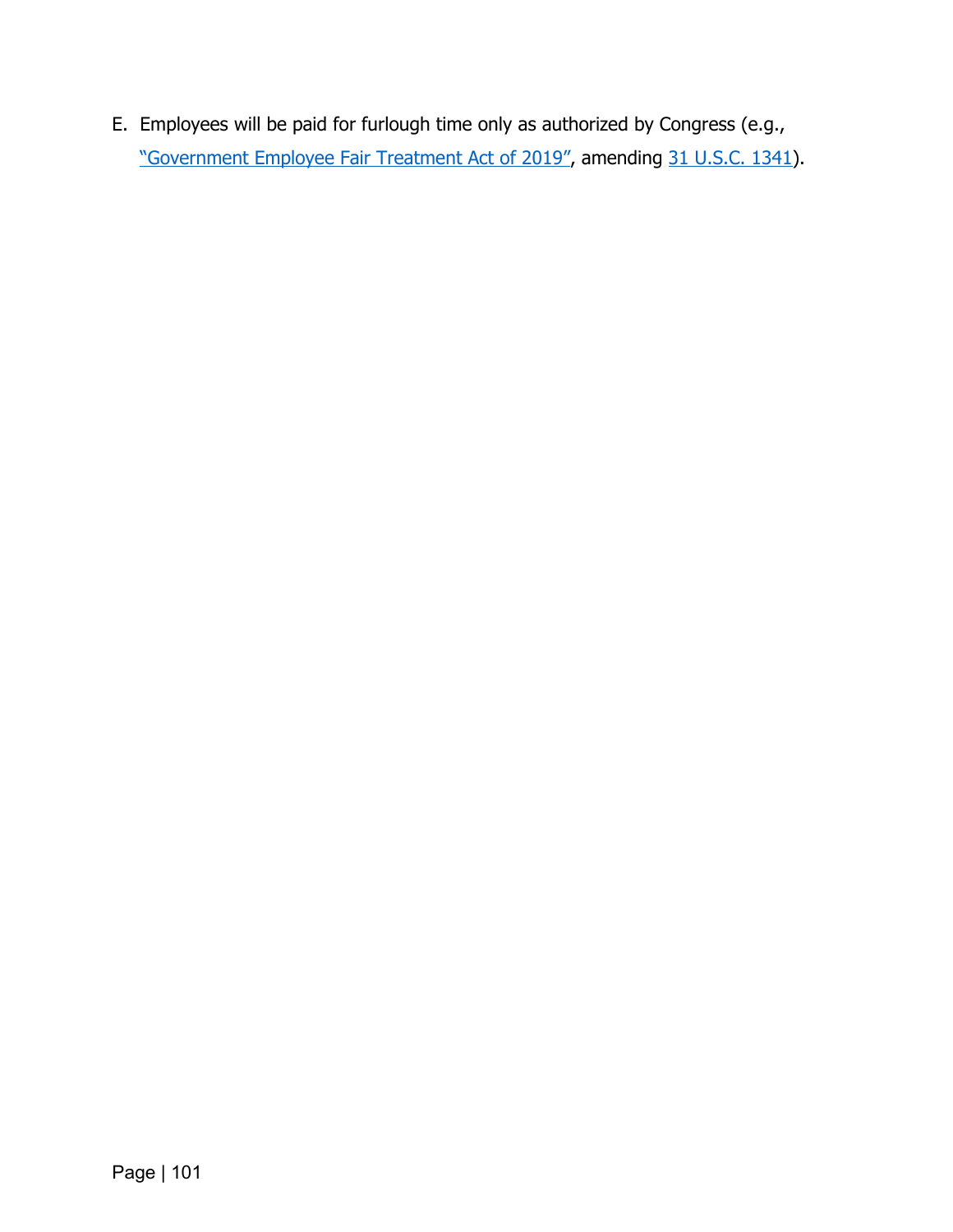E. Employees will be paid for furlough time only as authorized by Congress (e.g., "Government Employee Fair Treatment Act of 2019", amending 31 U.S.C. 1341).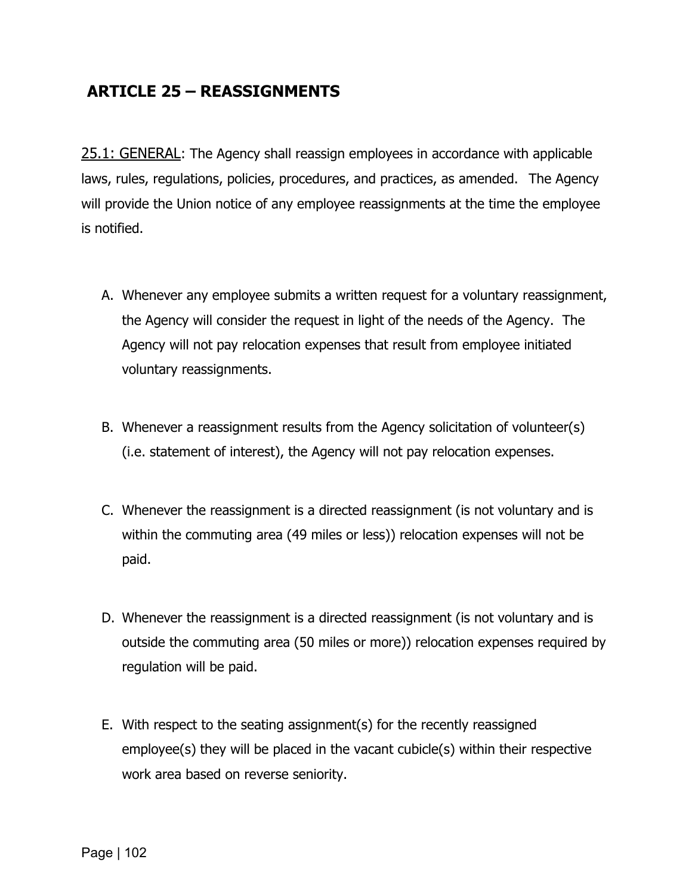## ARTICLE 25 – REASSIGNMENTS

<u>25.1: GENERAL</u>: The Agency shall reassign employees in accordance with applicable laws, rules, regulations, policies, procedures, and practices, as amended. The Agency will provide the Union notice of any employee reassignments at the time the employee is notified.

A. Whenever any employee submits a written request for a voluntary reassignment, the Agency will consider the request in light of the needs of the Agency. The Agency will not pay relocation expenses that result from employee initiated voluntary reassignments.

B. Whenever a reassignment results from the Agency solicitation of volunteer(s) (i.e. statement of interest), the Agency will not pay relocation expenses.

C. Whenever the reassignment is a directed reassignment (is not voluntary and is within the commuting area (49 miles or less)) relocation expenses will not be paid.

D. Whenever the reassignment is a directed reassignment (is not voluntary and is outside the commuting area (50 miles or more)) relocation expenses required by regulation will be paid.

E. With respect to the seating assignment(s) for the recently reassigned employee(s) they will be placed in the vacant cubicle(s) within their respective work area based on reverse seniority.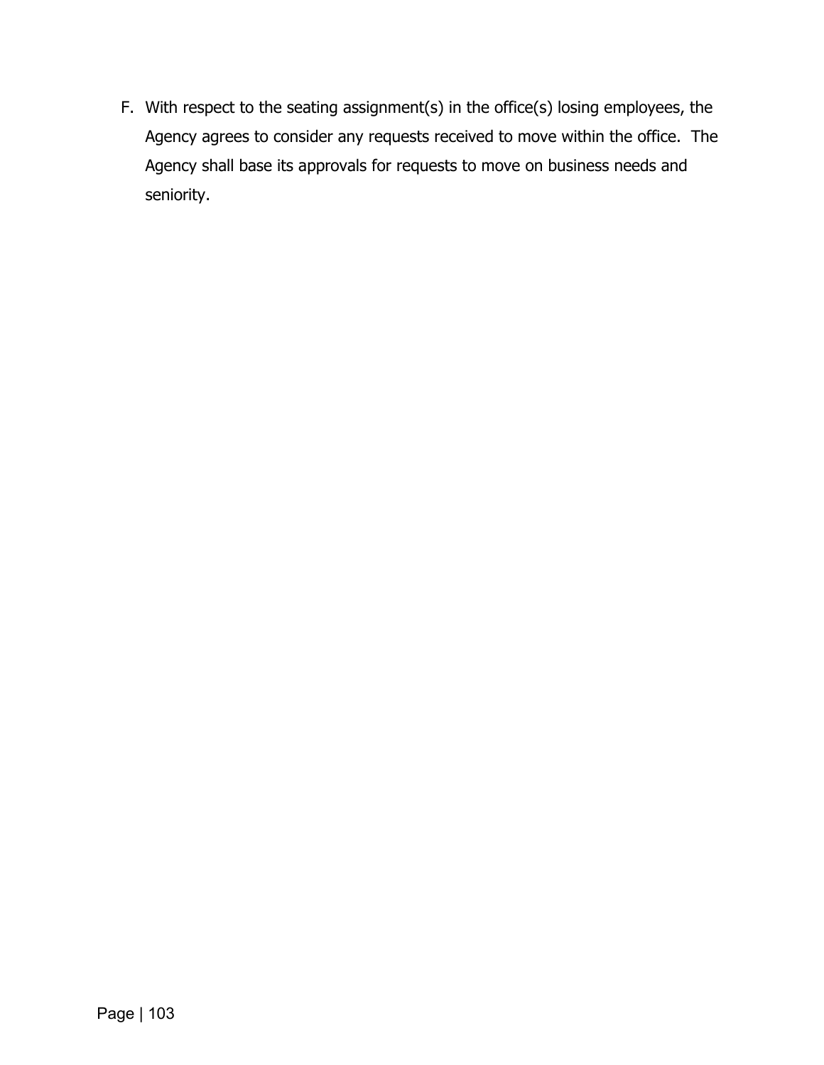F. With respect to the seating assignment(s) in the office(s) losing employees, the Agency agrees to consider any requests received to move within the office. The Agency shall base its approvals for requests to move on business needs and seniority.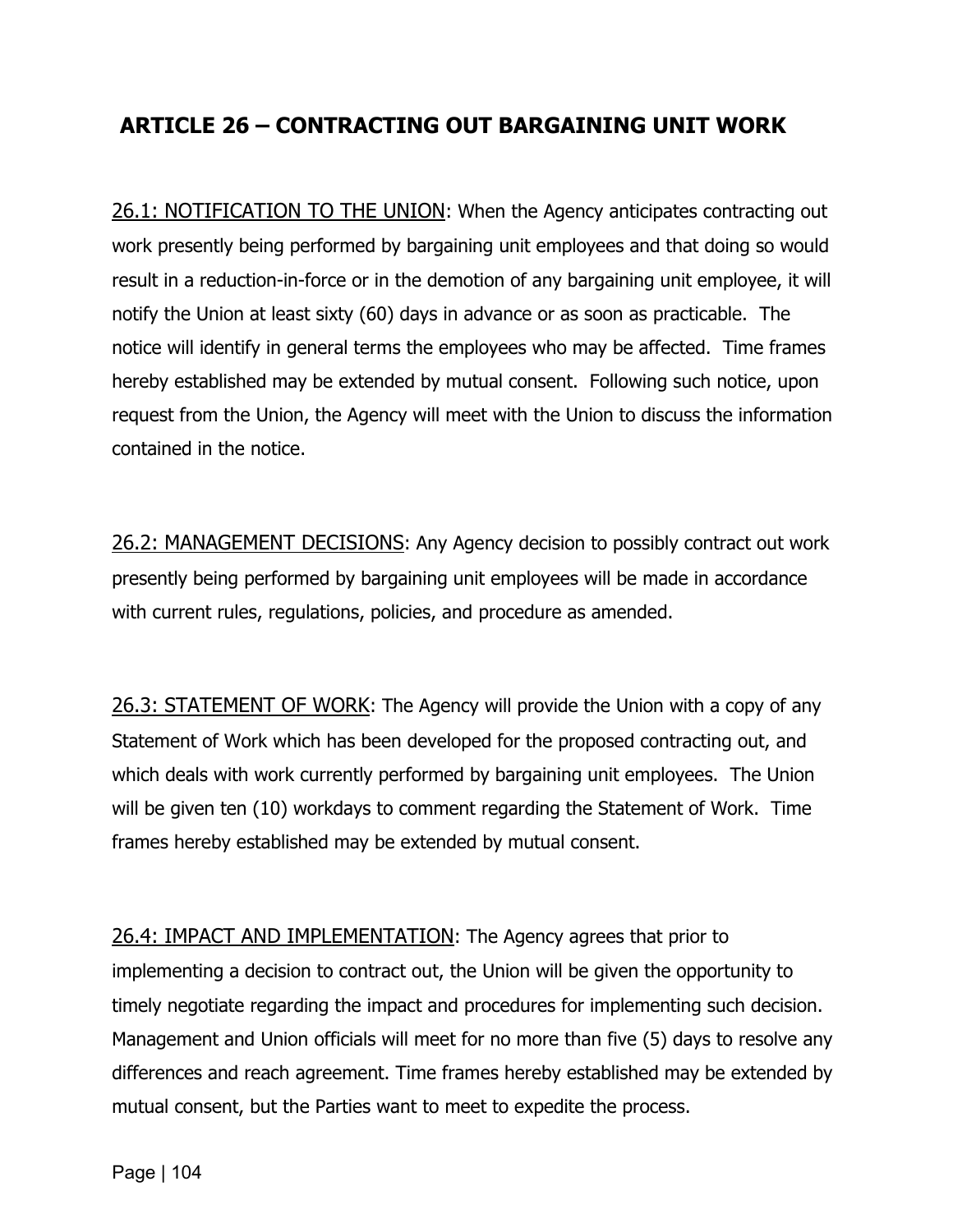## ARTICLE 26 – CONTRACTING OUT BARGAINING UNIT WORK

26.1: NOTIFICATION TO THE UNION: When the Agency anticipates contracting out work presently being performed by bargaining unit employees and that doing so would result in a reduction-in-force or in the demotion of any bargaining unit employee, it will notify the Union at least sixty (60) days in advance or as soon as practicable. The notice will identify in general terms the employees who may be affected. Time frames hereby established may be extended by mutual consent. Following such notice, upon request from the Union, the Agency will meet with the Union to discuss the information contained in the notice.

26.2: MANAGEMENT DECISIONS: Any Agency decision to possibly contract out work presently being performed by bargaining unit employees will be made in accordance with current rules, regulations, policies, and procedure as amended.

26.3: STATEMENT OF WORK: The Agency will provide the Union with a copy of any Statement of Work which has been developed for the proposed contracting out, and which deals with work currently performed by bargaining unit employees. The Union will be given ten (10) workdays to comment regarding the Statement of Work. Time frames hereby established may be extended by mutual consent.

26.4: IMPACT AND IMPLEMENTATION: The Agency agrees that prior to implementing a decision to contract out, the Union will be given the opportunity to timely negotiate regarding the impact and procedures for implementing such decision. Management and Union officials will meet for no more than five (5) days to resolve any differences and reach agreement. Time frames hereby established may be extended by mutual consent, but the Parties want to meet to expedite the process.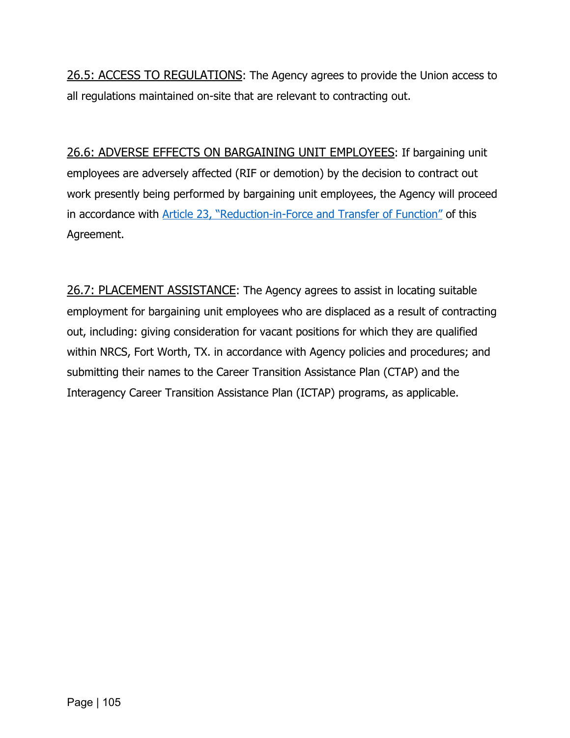<u>26.5: ACCESS TO REGULATIONS</u>: The Agency agrees to provide the Union access to all regulations maintained on-site that are relevant to contracting out.

<u>26.6: ADVERSE EFFECTS ON BARGAINING UNIT EMPLOYEES</u>: If bargaining unit employees are adversely affected (RIF or demotion) by the decision to contract out work presently being performed by bargaining unit employees, the Agency will proceed in accordance with [Article 23, "Reduction-in-Force and Transfer of Function"] of this Agreement.

<u>26.7: PLACEMENT ASSISTANCE</u>: The Agency agrees to assist in locating suitable employment for bargaining unit employees who are displaced as a result of contracting out, including: giving consideration for vacant positions for which they are qualified within NRCS, Fort Worth, TX. in accordance with Agency policies and procedures; and submitting their names to the Career Transition Assistance Plan (CTAP) and the Interagency Career Transition Assistance Plan (ICTAP) programs, as applicable.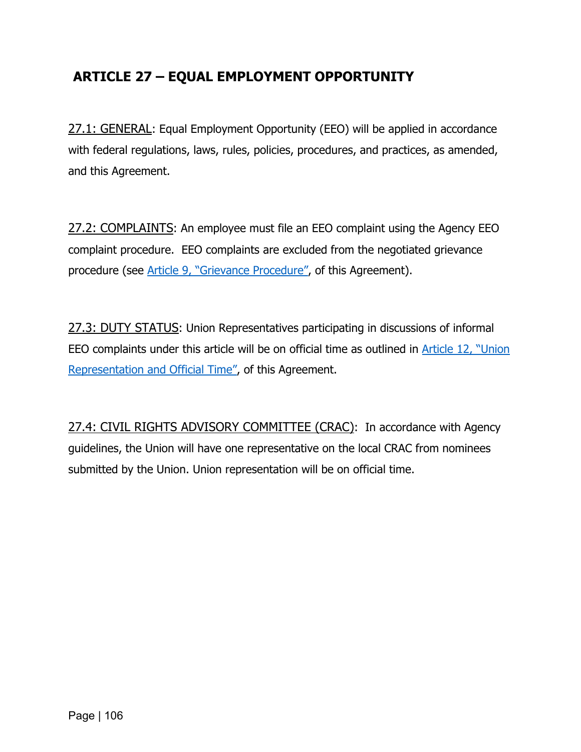## ARTICLE 27 – EQUAL EMPLOYMENT OPPORTUNITY

<u>27.1: GENERAL</u>: Equal Employment Opportunity (EEO) will be applied in accordance with federal regulations, laws, rules, policies, procedures, and practices, as amended, and this Agreement.

<u>27.2: COMPLAINTS</u>: An employee must file an EEO complaint using the Agency EEO complaint procedure. EEO complaints are excluded from the negotiated grievance procedure (see Article 9, "Grievance Procedure", of this Agreement).

<u>27.3: DUTY STATUS</u>: Union Representatives participating in discussions of informal EEO complaints under this article will be on official time as outlined in Article 12, "Union Representation and Official Time", of this Agreement.

<u>27.4: CIVIL RIGHTS ADVISORY COMMITTEE (CRAC)</u>: In accordance with Agency guidelines, the Union will have one representative on the local CRAC from nominees submitted by the Union. Union representation will be on official time.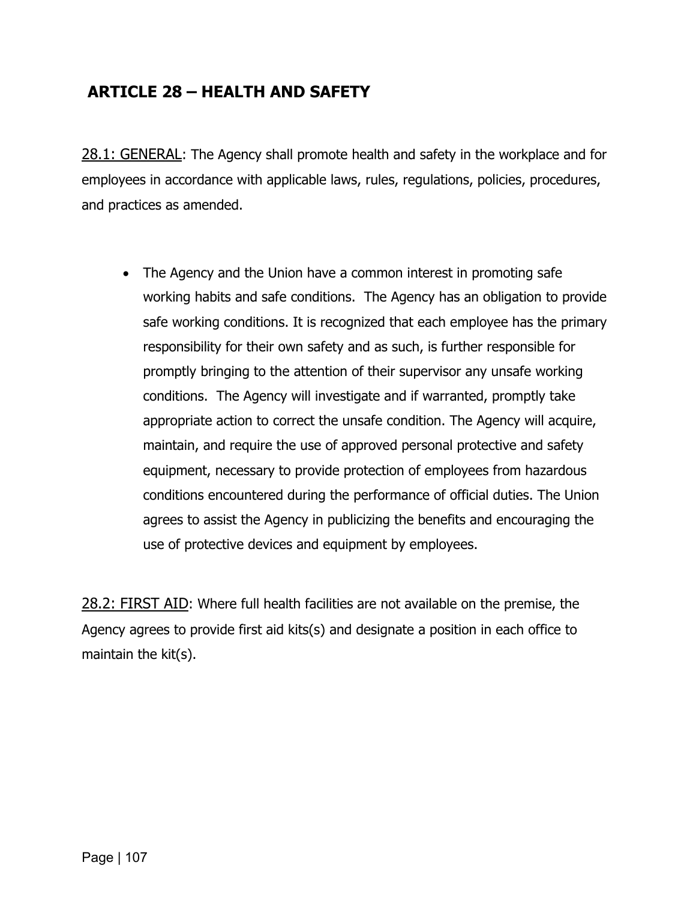## ARTICLE 28 – HEALTH AND SAFETY

<u>28.1: GENERAL</u>: The Agency shall promote health and safety in the workplace and for employees in accordance with applicable laws, rules, regulations, policies, procedures, and practices as amended.

- The Agency and the Union have a common interest in promoting safe working habits and safe conditions. The Agency has an obligation to provide safe working conditions. It is recognized that each employee has the primary responsibility for their own safety and as such, is further responsible for promptly bringing to the attention of their supervisor any unsafe working conditions. The Agency will investigate and if warranted, promptly take appropriate action to correct the unsafe condition. The Agency will acquire, maintain, and require the use of approved personal protective and safety equipment, necessary to provide protection of employees from hazardous conditions encountered during the performance of official duties. The Union agrees to assist the Agency in publicizing the benefits and encouraging the use of protective devices and equipment by employees.

<u>28.2: FIRST AID</u>: Where full health facilities are not available on the premise, the Agency agrees to provide first aid kits(s) and designate a position in each office to maintain the kit(s).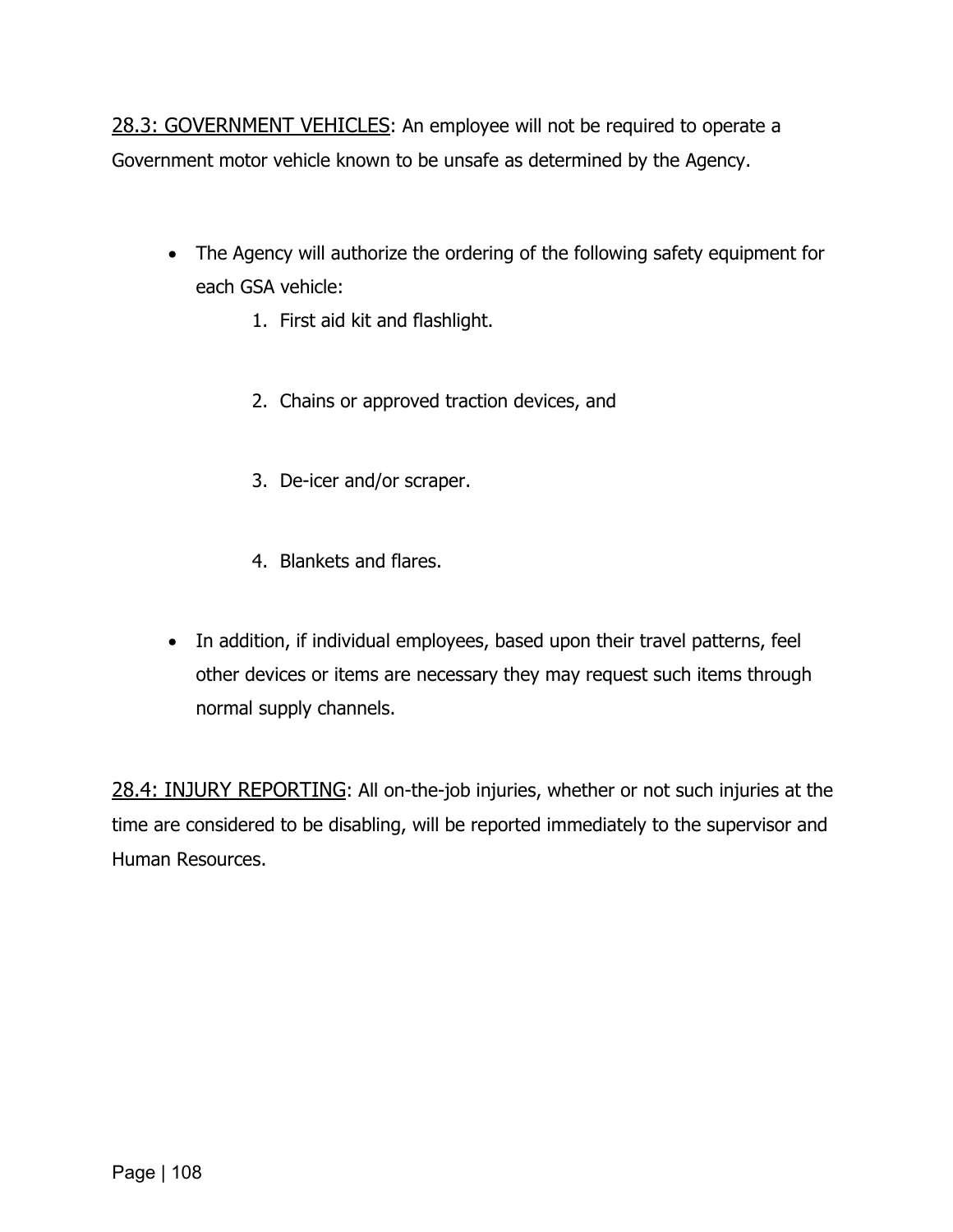28.3: GOVERNMENT VEHICLES: An employee will not be required to operate a Government motor vehicle known to be unsafe as determined by the Agency.

- The Agency will authorize the ordering of the following safety equipment for each GSA vehicle:
    1. First aid kit and flashlight.
    2. Chains or approved traction devices, and
    3. De-icer and/or scraper.
    4. Blankets and flares.
- In addition, if individual employees, based upon their travel patterns, feel other devices or items are necessary they may request such items through normal supply channels.

28.4: INJURY REPORTING: All on-the-job injuries, whether or not such injuries at the time are considered to be disabling, will be reported immediately to the supervisor and Human Resources.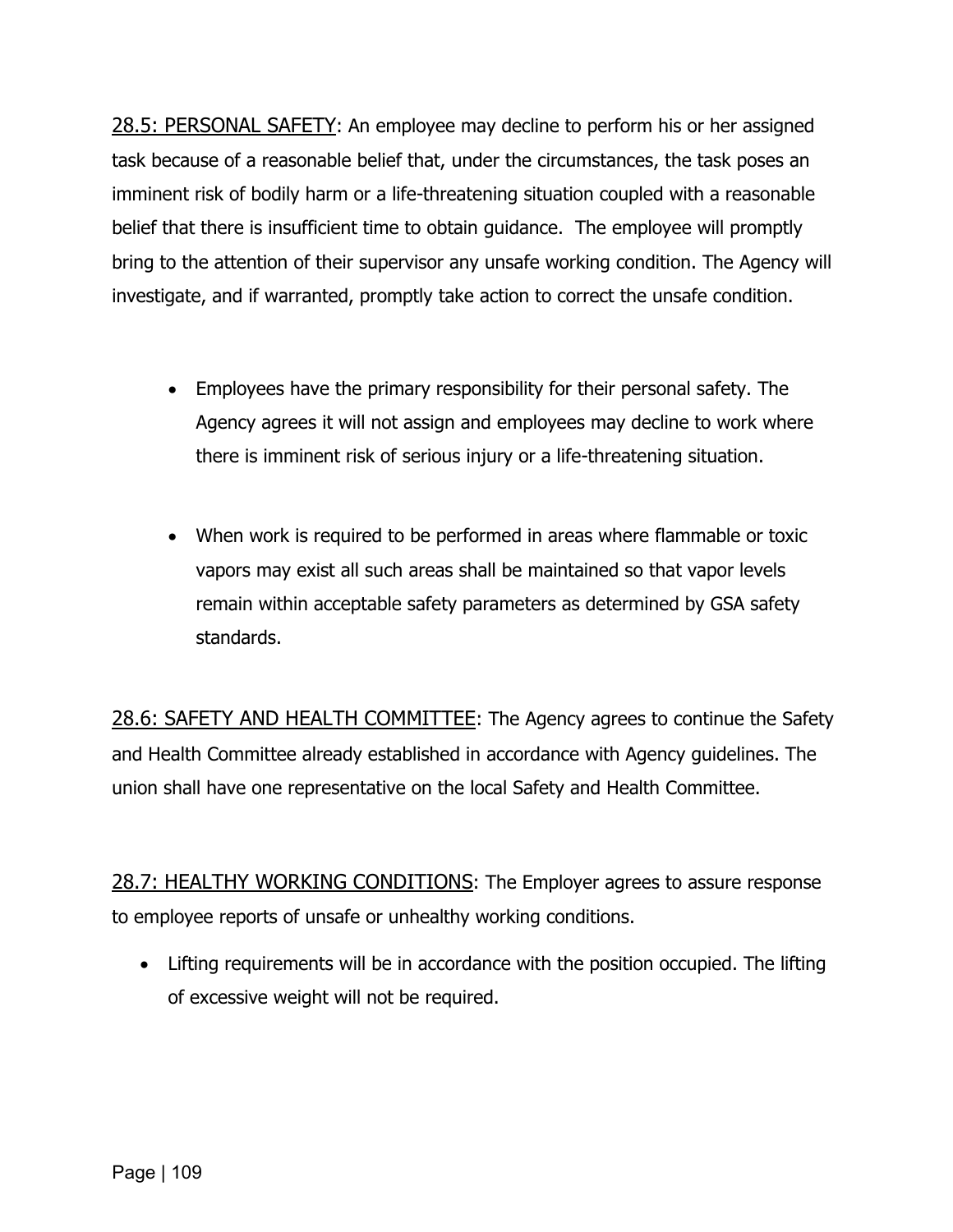<u>28.5: PERSONAL SAFETY</u>: An employee may decline to perform his or her assigned task because of a reasonable belief that, under the circumstances, the task poses an imminent risk of bodily harm or a life-threatening situation coupled with a reasonable belief that there is insufficient time to obtain guidance. The employee will promptly bring to the attention of their supervisor any unsafe working condition. The Agency will investigate, and if warranted, promptly take action to correct the unsafe condition.

- Employees have the primary responsibility for their personal safety. The Agency agrees it will not assign and employees may decline to work where there is imminent risk of serious injury or a life-threatening situation.

- When work is required to be performed in areas where flammable or toxic vapors may exist all such areas shall be maintained so that vapor levels remain within acceptable safety parameters as determined by GSA safety standards.

<u>28.6: SAFETY AND HEALTH COMMITTEE</u>: The Agency agrees to continue the Safety and Health Committee already established in accordance with Agency guidelines. The union shall have one representative on the local Safety and Health Committee.

<u>28.7: HEALTHY WORKING CONDITIONS</u>: The Employer agrees to assure response to employee reports of unsafe or unhealthy working conditions.

- Lifting requirements will be in accordance with the position occupied. The lifting of excessive weight will not be required.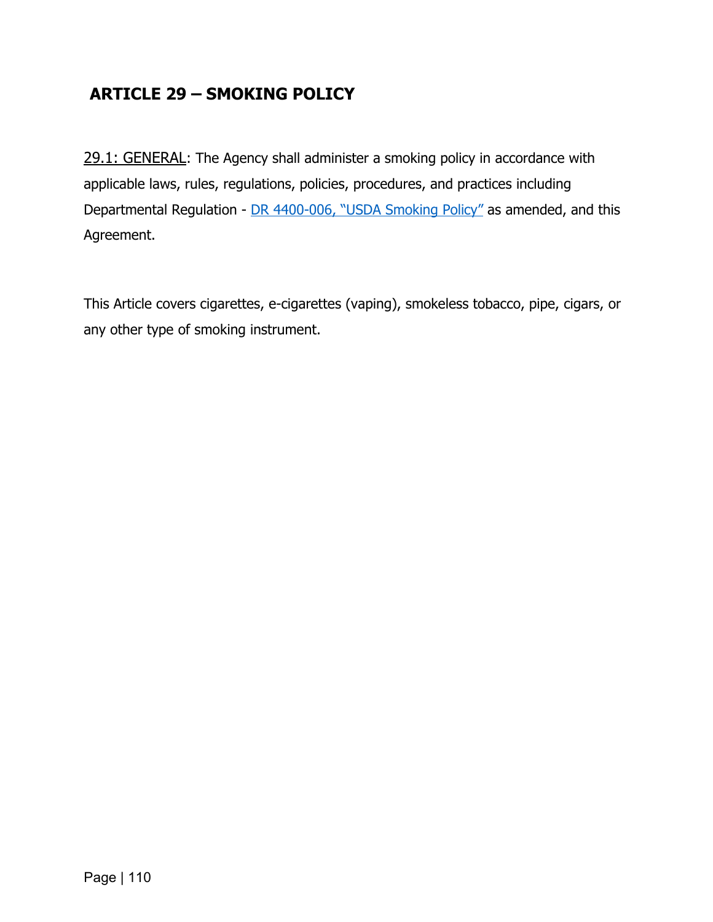## ARTICLE 29 – SMOKING POLICY

29.1: GENERAL: The Agency shall administer a smoking policy in accordance with applicable laws, rules, regulations, policies, procedures, and practices including Departmental Regulation - DR 4400-006, "USDA Smoking Policy" as amended, and this Agreement.

This Article covers cigarettes, e-cigarettes (vaping), smokeless tobacco, pipe, cigars, or any other type of smoking instrument.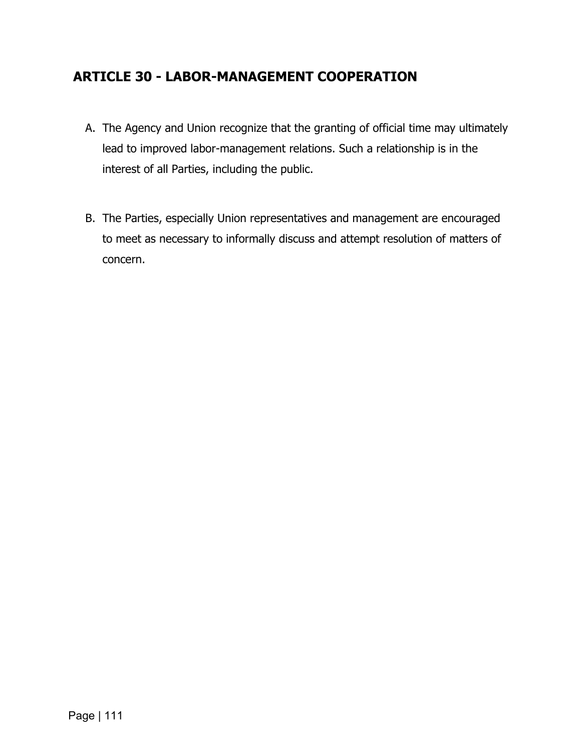## ARTICLE 30 - LABOR-MANAGEMENT COOPERATION

A. The Agency and Union recognize that the granting of official time may ultimately lead to improved labor-management relations. Such a relationship is in the interest of all Parties, including the public.

B. The Parties, especially Union representatives and management are encouraged to meet as necessary to informally discuss and attempt resolution of matters of concern.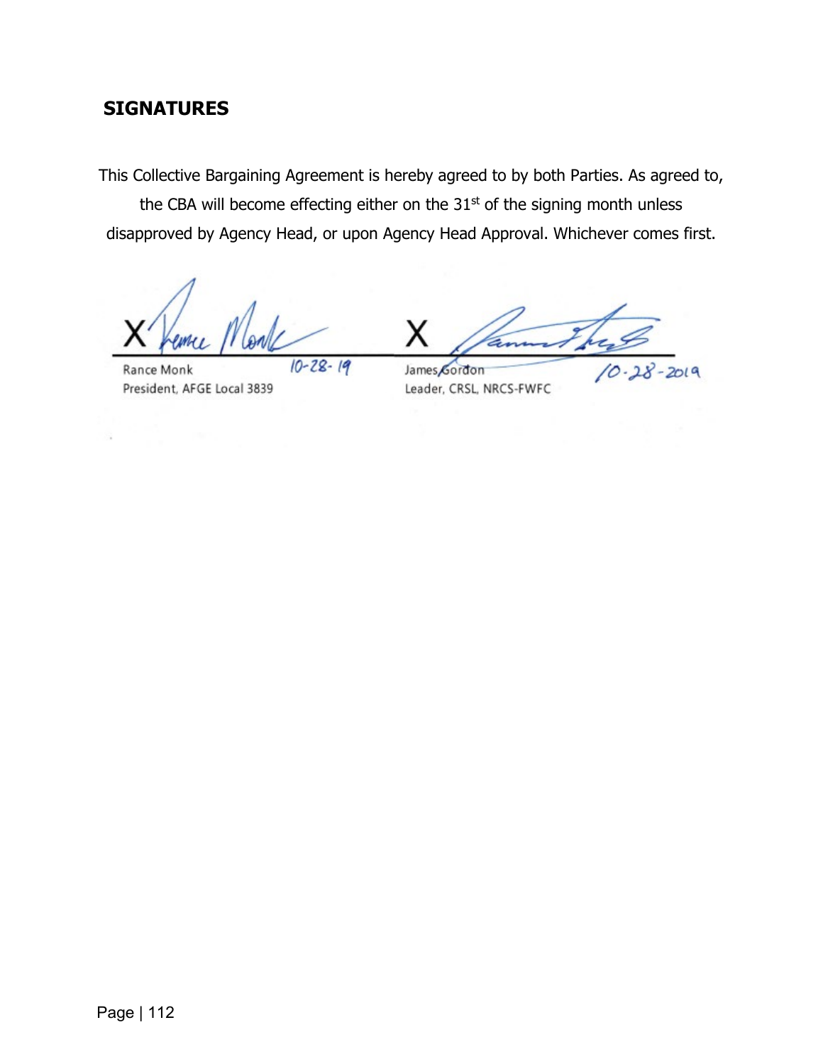## SIGNATURES

This Collective Bargaining Agreement is hereby agreed to by both Parties. As agreed to, the CBA will become effecting either on the 31st of the signing month unless disapproved by Agency Head, or upon Agency Head Approval. Whichever comes first.

| | |
|---|---|
| X | X |
| Rance Monk 10-28-19 | James Gordon 10-28-2019 |
| President, AFGE Local 3839 | Leader, CRSL, NRCS-FWFC |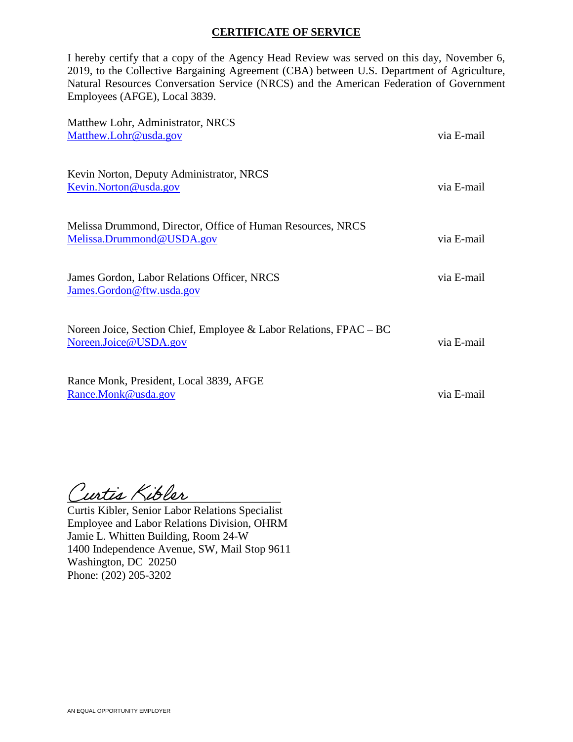**CERTIFICATE OF SERVICE**

I hereby certify that a copy of the Agency Head Review was served on this day, November 6, 2019, to the Collective Bargaining Agreement (CBA) between U.S. Department of Agriculture, Natural Resources Conversation Service (NRCS) and the American Federation of Government Employees (AFGE), Local 3839.

Matthew Lohr, Administrator, NRCS
Matthew.Lohr@usda.gov — via E-mail

Kevin Norton, Deputy Administrator, NRCS
Kevin.Norton@usda.gov — via E-mail

Melissa Drummond, Director, Office of Human Resources, NRCS
Melissa.Drummond@USDA.gov — via E-mail

James Gordon, Labor Relations Officer, NRCS — via E-mail
James.Gordon@ftw.usda.gov

Noreen Joice, Section Chief, Employee & Labor Relations, FPAC – BC
Noreen.Joice@USDA.gov — via E-mail

Rance Monk, President, Local 3839, AFGE
Rance.Monk@usda.gov — via E-mail

Curtis Kibler

Curtis Kibler, Senior Labor Relations Specialist
Employee and Labor Relations Division, OHRM
Jamie L. Whitten Building, Room 24-W
1400 Independence Avenue, SW, Mail Stop 9611
Washington, DC 20250
Phone: (202) 205-3202

AN EQUAL OPPORTUNITY EMPLOYER